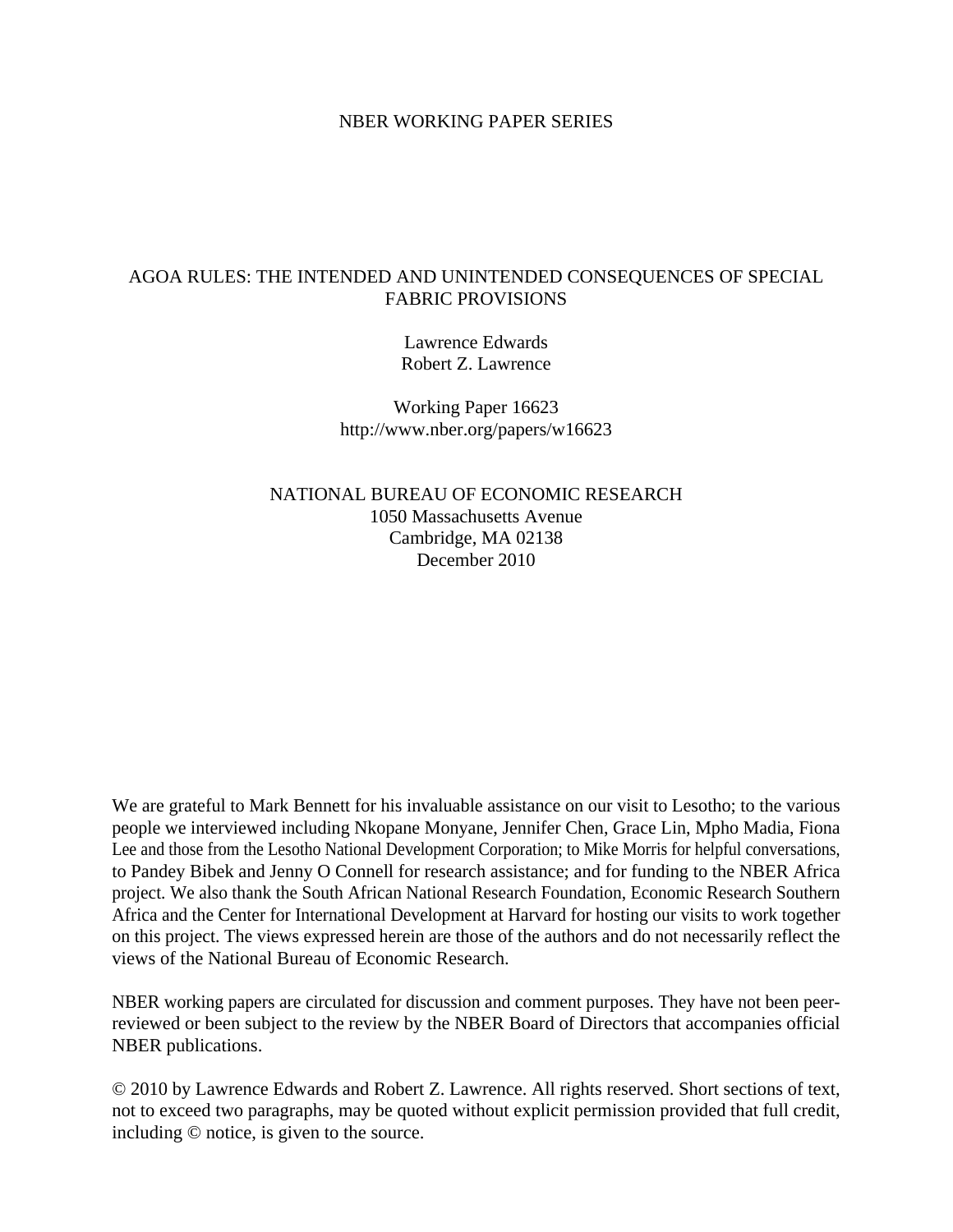NBER WORKING PAPER SERIES

# AGOA RULES: THE INTENDED AND UNINTENDED CONSEQUENCES OF SPECIAL FABRIC PROVISIONS

Lawrence Edwards
Robert Z. Lawrence

Working Paper 16623
http://www.nber.org/papers/w16623

NATIONAL BUREAU OF ECONOMIC RESEARCH
1050 Massachusetts Avenue
Cambridge, MA 02138
December 2010

We are grateful to Mark Bennett for his invaluable assistance on our visit to Lesotho; to the various people we interviewed including Nkopane Monyane, Jennifer Chen, Grace Lin, Mpho Madia, Fiona Lee and those from the Lesotho National Development Corporation; to Mike Morris for helpful conversations, to Pandey Bibek and Jenny O Connell for research assistance; and for funding to the NBER Africa project. We also thank the South African National Research Foundation, Economic Research Southern Africa and the Center for International Development at Harvard for hosting our visits to work together on this project. The views expressed herein are those of the authors and do not necessarily reflect the views of the National Bureau of Economic Research.

NBER working papers are circulated for discussion and comment purposes. They have not been peer-reviewed or been subject to the review by the NBER Board of Directors that accompanies official NBER publications.

© 2010 by Lawrence Edwards and Robert Z. Lawrence. All rights reserved. Short sections of text, not to exceed two paragraphs, may be quoted without explicit permission provided that full credit, including © notice, is given to the source.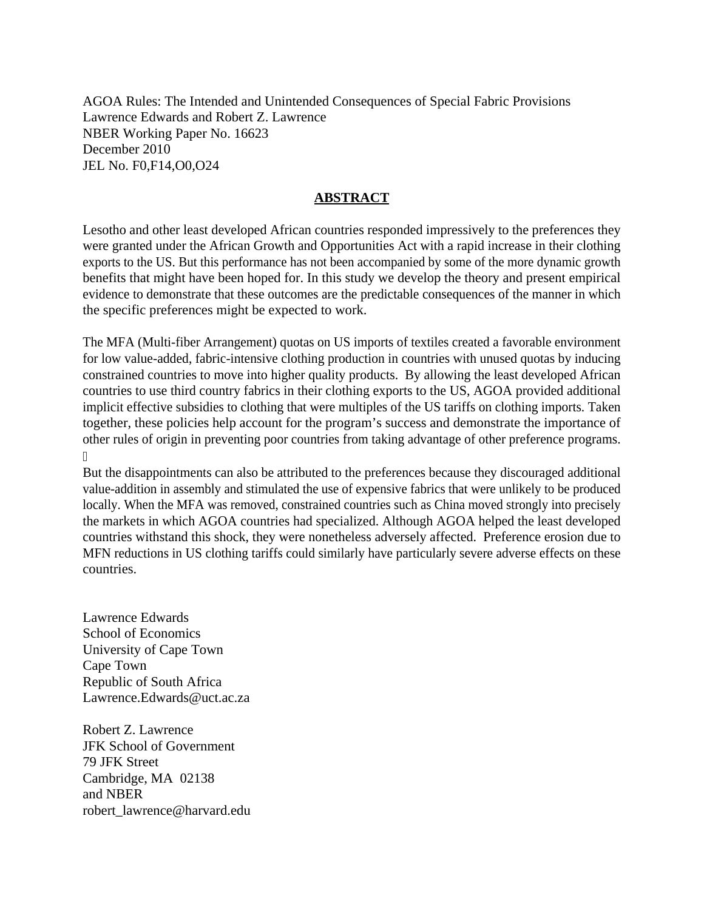AGOA Rules: The Intended and Unintended Consequences of Special Fabric Provisions
Lawrence Edwards and Robert Z. Lawrence
NBER Working Paper No. 16623
December 2010
JEL No. F0,F14,O0,O24

## ABSTRACT

Lesotho and other least developed African countries responded impressively to the preferences they were granted under the African Growth and Opportunities Act with a rapid increase in their clothing exports to the US. But this performance has not been accompanied by some of the more dynamic growth benefits that might have been hoped for. In this study we develop the theory and present empirical evidence to demonstrate that these outcomes are the predictable consequences of the manner in which the specific preferences might be expected to work.

The MFA (Multi-fiber Arrangement) quotas on US imports of textiles created a favorable environment for low value-added, fabric-intensive clothing production in countries with unused quotas by inducing constrained countries to move into higher quality products. By allowing the least developed African countries to use third country fabrics in their clothing exports to the US, AGOA provided additional implicit effective subsidies to clothing that were multiples of the US tariffs on clothing imports. Taken together, these policies help account for the program's success and demonstrate the importance of other rules of origin in preventing poor countries from taking advantage of other preference programs.

But the disappointments can also be attributed to the preferences because they discouraged additional value-addition in assembly and stimulated the use of expensive fabrics that were unlikely to be produced locally. When the MFA was removed, constrained countries such as China moved strongly into precisely the markets in which AGOA countries had specialized. Although AGOA helped the least developed countries withstand this shock, they were nonetheless adversely affected. Preference erosion due to MFN reductions in US clothing tariffs could similarly have particularly severe adverse effects on these countries.

Lawrence Edwards
School of Economics
University of Cape Town
Cape Town
Republic of South Africa
Lawrence.Edwards@uct.ac.za

Robert Z. Lawrence
JFK School of Government
79 JFK Street
Cambridge, MA 02138
and NBER
robert_lawrence@harvard.edu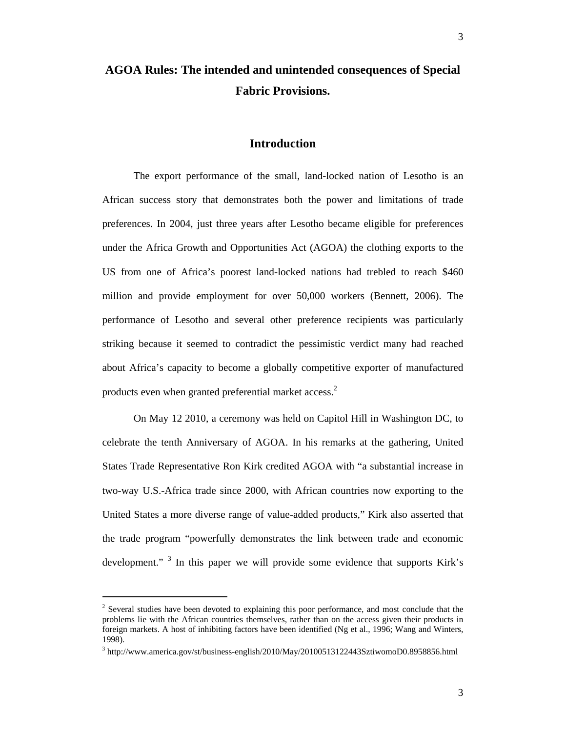# AGOA Rules: The intended and unintended consequences of Special Fabric Provisions.

## Introduction

The export performance of the small, land-locked nation of Lesotho is an African success story that demonstrates both the power and limitations of trade preferences. In 2004, just three years after Lesotho became eligible for preferences under the Africa Growth and Opportunities Act (AGOA) the clothing exports to the US from one of Africa's poorest land-locked nations had trebled to reach $460 million and provide employment for over 50,000 workers (Bennett, 2006). The performance of Lesotho and several other preference recipients was particularly striking because it seemed to contradict the pessimistic verdict many had reached about Africa's capacity to become a globally competitive exporter of manufactured products even when granted preferential market access.[2]

On May 12 2010, a ceremony was held on Capitol Hill in Washington DC, to celebrate the tenth Anniversary of AGOA. In his remarks at the gathering, United States Trade Representative Ron Kirk credited AGOA with "a substantial increase in two-way U.S.-Africa trade since 2000, with African countries now exporting to the United States a more diverse range of value-added products," Kirk also asserted that the trade program "powerfully demonstrates the link between trade and economic development." [3] In this paper we will provide some evidence that supports Kirk's

---

[2] Several studies have been devoted to explaining this poor performance, and most conclude that the problems lie with the African countries themselves, rather than on the access given their products in foreign markets. A host of inhibiting factors have been identified (Ng et al., 1996; Wang and Winters, 1998).

[3] http://www.america.gov/st/business-english/2010/May/20100513122443SztiwomoD0.8958856.html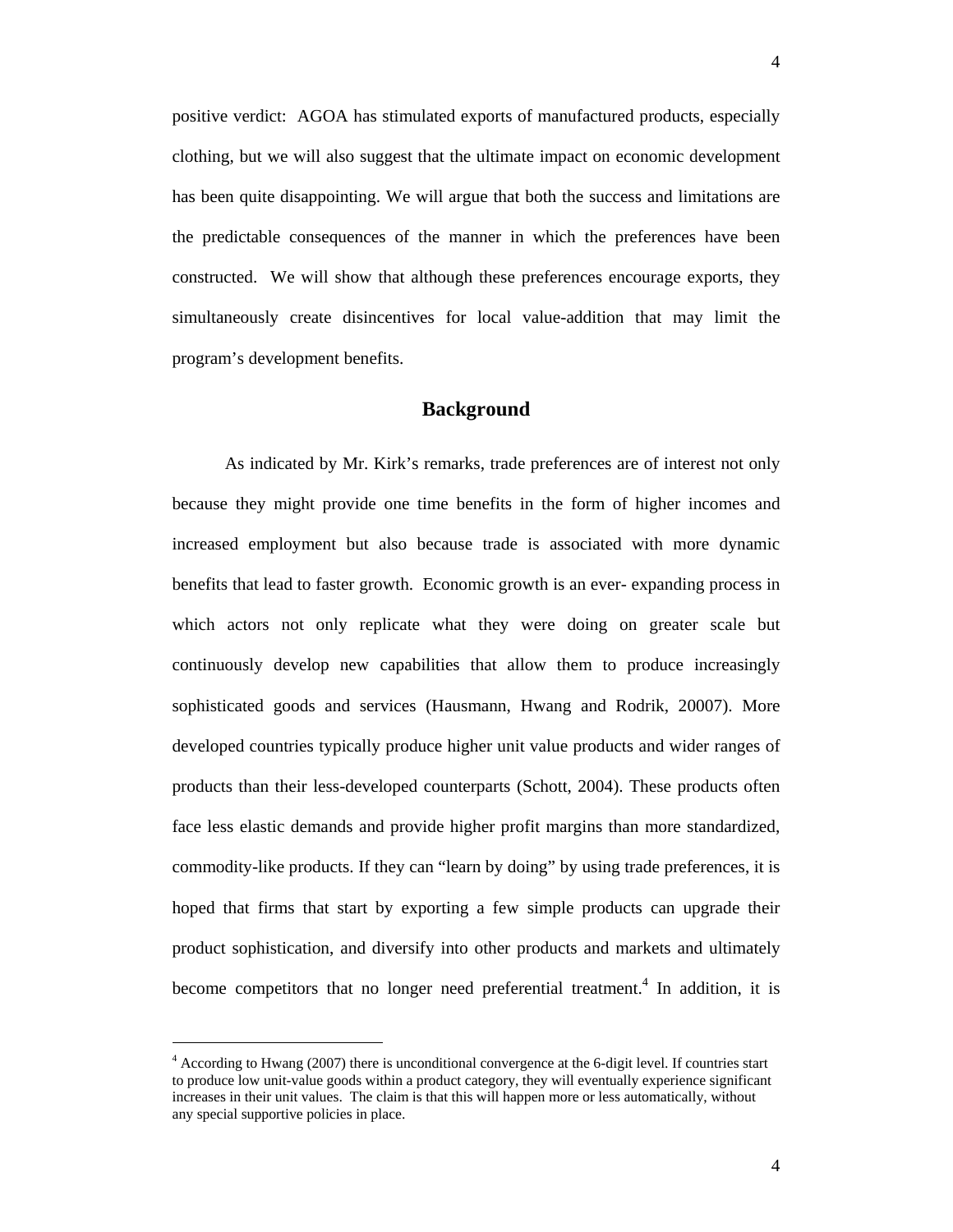positive verdict: AGOA has stimulated exports of manufactured products, especially clothing, but we will also suggest that the ultimate impact on economic development has been quite disappointing. We will argue that both the success and limitations are the predictable consequences of the manner in which the preferences have been constructed. We will show that although these preferences encourage exports, they simultaneously create disincentives for local value-addition that may limit the program's development benefits.

## Background

As indicated by Mr. Kirk's remarks, trade preferences are of interest not only because they might provide one time benefits in the form of higher incomes and increased employment but also because trade is associated with more dynamic benefits that lead to faster growth. Economic growth is an ever- expanding process in which actors not only replicate what they were doing on greater scale but continuously develop new capabilities that allow them to produce increasingly sophisticated goods and services (Hausmann, Hwang and Rodrik, 20007). More developed countries typically produce higher unit value products and wider ranges of products than their less-developed counterparts (Schott, 2004). These products often face less elastic demands and provide higher profit margins than more standardized, commodity-like products. If they can "learn by doing" by using trade preferences, it is hoped that firms that start by exporting a few simple products can upgrade their product sophistication, and diversify into other products and markets and ultimately become competitors that no longer need preferential treatment.[4] In addition, it is

[4] According to Hwang (2007) there is unconditional convergence at the 6-digit level. If countries start to produce low unit-value goods within a product category, they will eventually experience significant increases in their unit values. The claim is that this will happen more or less automatically, without any special supportive policies in place.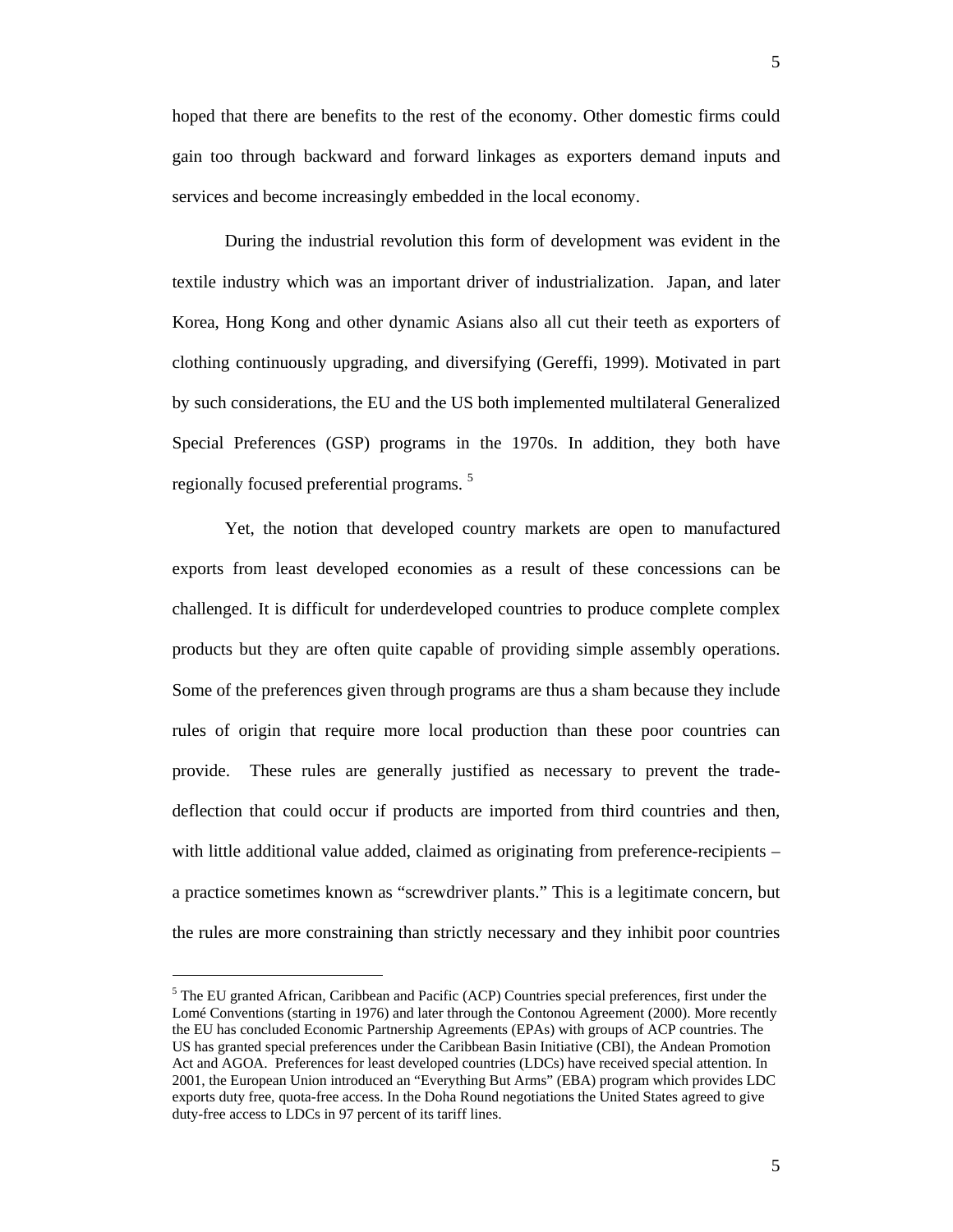hoped that there are benefits to the rest of the economy. Other domestic firms could gain too through backward and forward linkages as exporters demand inputs and services and become increasingly embedded in the local economy.

During the industrial revolution this form of development was evident in the textile industry which was an important driver of industrialization. Japan, and later Korea, Hong Kong and other dynamic Asians also all cut their teeth as exporters of clothing continuously upgrading, and diversifying (Gereffi, 1999). Motivated in part by such considerations, the EU and the US both implemented multilateral Generalized Special Preferences (GSP) programs in the 1970s. In addition, they both have regionally focused preferential programs. [5]

Yet, the notion that developed country markets are open to manufactured exports from least developed economies as a result of these concessions can be challenged. It is difficult for underdeveloped countries to produce complete complex products but they are often quite capable of providing simple assembly operations. Some of the preferences given through programs are thus a sham because they include rules of origin that require more local production than these poor countries can provide. These rules are generally justified as necessary to prevent the trade-deflection that could occur if products are imported from third countries and then, with little additional value added, claimed as originating from preference-recipients – a practice sometimes known as "screwdriver plants." This is a legitimate concern, but the rules are more constraining than strictly necessary and they inhibit poor countries

[5] The EU granted African, Caribbean and Pacific (ACP) Countries special preferences, first under the Lomé Conventions (starting in 1976) and later through the Contonou Agreement (2000). More recently the EU has concluded Economic Partnership Agreements (EPAs) with groups of ACP countries. The US has granted special preferences under the Caribbean Basin Initiative (CBI), the Andean Promotion Act and AGOA. Preferences for least developed countries (LDCs) have received special attention. In 2001, the European Union introduced an "Everything But Arms" (EBA) program which provides LDC exports duty free, quota-free access. In the Doha Round negotiations the United States agreed to give duty-free access to LDCs in 97 percent of its tariff lines.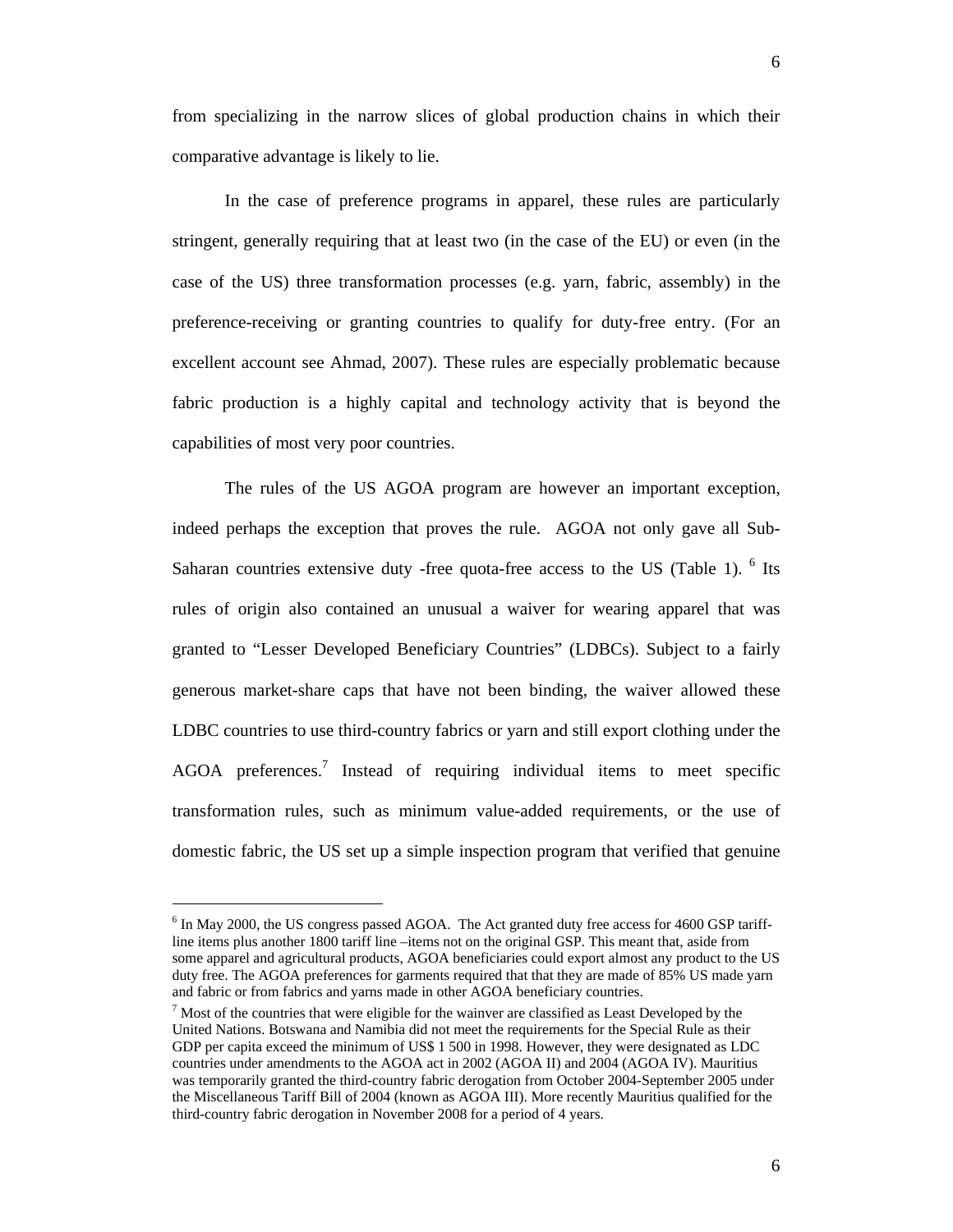from specializing in the narrow slices of global production chains in which their comparative advantage is likely to lie.

In the case of preference programs in apparel, these rules are particularly stringent, generally requiring that at least two (in the case of the EU) or even (in the case of the US) three transformation processes (e.g. yarn, fabric, assembly) in the preference-receiving or granting countries to qualify for duty-free entry. (For an excellent account see Ahmad, 2007). These rules are especially problematic because fabric production is a highly capital and technology activity that is beyond the capabilities of most very poor countries.

The rules of the US AGOA program are however an important exception, indeed perhaps the exception that proves the rule. AGOA not only gave all Sub-Saharan countries extensive duty -free quota-free access to the US (Table 1). [6] Its rules of origin also contained an unusual a waiver for wearing apparel that was granted to "Lesser Developed Beneficiary Countries" (LDBCs). Subject to a fairly generous market-share caps that have not been binding, the waiver allowed these LDBC countries to use third-country fabrics or yarn and still export clothing under the AGOA preferences.[7] Instead of requiring individual items to meet specific transformation rules, such as minimum value-added requirements, or the use of domestic fabric, the US set up a simple inspection program that verified that genuine

---

[6] In May 2000, the US congress passed AGOA. The Act granted duty free access for 4600 GSP tariff-line items plus another 1800 tariff line –items not on the original GSP. This meant that, aside from some apparel and agricultural products, AGOA beneficiaries could export almost any product to the US duty free. The AGOA preferences for garments required that that they are made of 85% US made yarn and fabric or from fabrics and yarns made in other AGOA beneficiary countries.

[7] Most of the countries that were eligible for the wainver are classified as Least Developed by the United Nations. Botswana and Namibia did not meet the requirements for the Special Rule as their GDP per capita exceed the minimum of US$ 1 500 in 1998. However, they were designated as LDC countries under amendments to the AGOA act in 2002 (AGOA II) and 2004 (AGOA IV). Mauritius was temporarily granted the third-country fabric derogation from October 2004-September 2005 under the Miscellaneous Tariff Bill of 2004 (known as AGOA III). More recently Mauritius qualified for the third-country fabric derogation in November 2008 for a period of 4 years.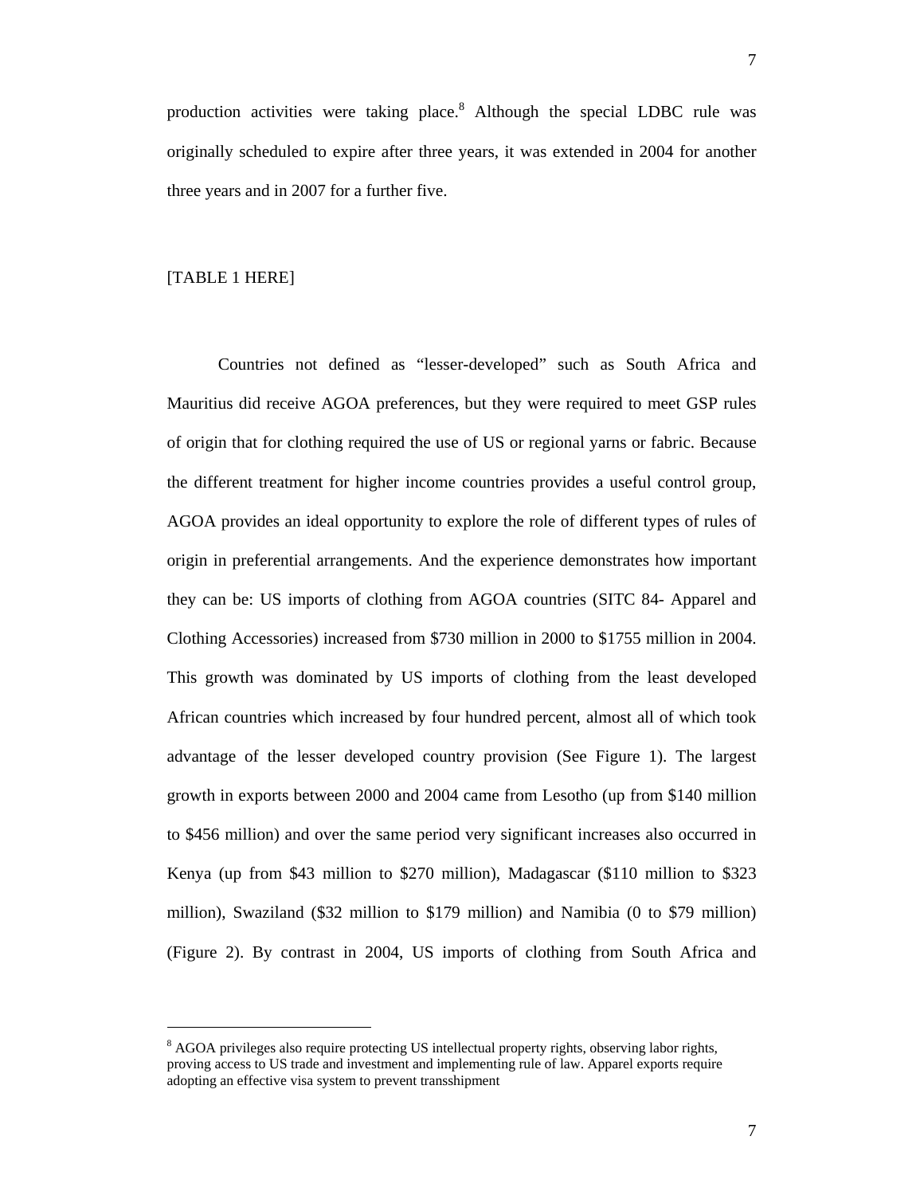production activities were taking place.[8] Although the special LDBC rule was originally scheduled to expire after three years, it was extended in 2004 for another three years and in 2007 for a further five.

[TABLE 1 HERE]

Countries not defined as "lesser-developed" such as South Africa and Mauritius did receive AGOA preferences, but they were required to meet GSP rules of origin that for clothing required the use of US or regional yarns or fabric. Because the different treatment for higher income countries provides a useful control group, AGOA provides an ideal opportunity to explore the role of different types of rules of origin in preferential arrangements. And the experience demonstrates how important they can be: US imports of clothing from AGOA countries (SITC 84- Apparel and Clothing Accessories) increased from $730 million in 2000 to $1755 million in 2004. This growth was dominated by US imports of clothing from the least developed African countries which increased by four hundred percent, almost all of which took advantage of the lesser developed country provision (See Figure 1). The largest growth in exports between 2000 and 2004 came from Lesotho (up from $140 million to $456 million) and over the same period very significant increases also occurred in Kenya (up from $43 million to $270 million), Madagascar ($110 million to $323 million), Swaziland ($32 million to $179 million) and Namibia (0 to $79 million) (Figure 2). By contrast in 2004, US imports of clothing from South Africa and

---

[8] AGOA privileges also require protecting US intellectual property rights, observing labor rights, proving access to US trade and investment and implementing rule of law. Apparel exports require adopting an effective visa system to prevent transshipment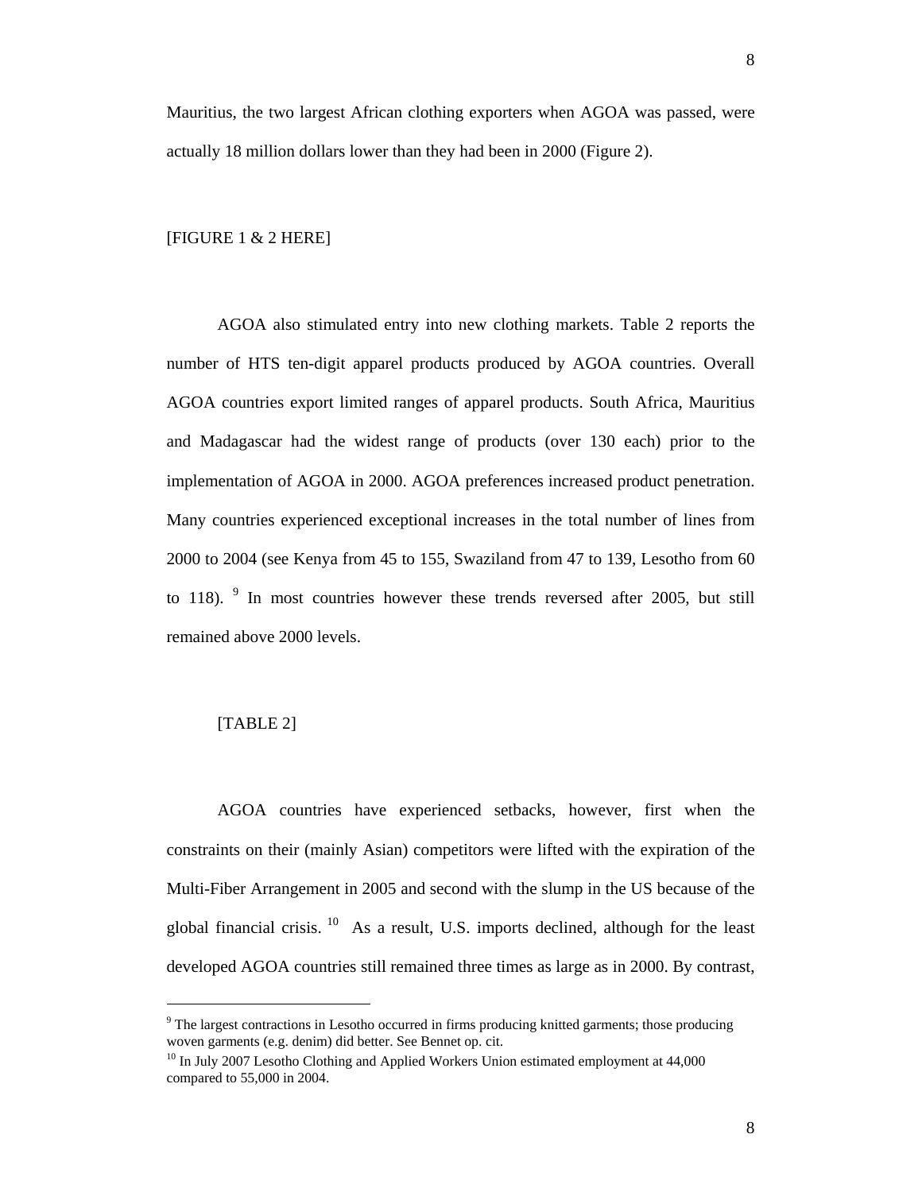Mauritius, the two largest African clothing exporters when AGOA was passed, were actually 18 million dollars lower than they had been in 2000 (Figure 2).

[FIGURE 1 & 2 HERE]

AGOA also stimulated entry into new clothing markets. Table 2 reports the number of HTS ten-digit apparel products produced by AGOA countries. Overall AGOA countries export limited ranges of apparel products. South Africa, Mauritius and Madagascar had the widest range of products (over 130 each) prior to the implementation of AGOA in 2000. AGOA preferences increased product penetration. Many countries experienced exceptional increases in the total number of lines from 2000 to 2004 (see Kenya from 45 to 155, Swaziland from 47 to 139, Lesotho from 60 to 118). [9] In most countries however these trends reversed after 2005, but still remained above 2000 levels.

[TABLE 2]

AGOA countries have experienced setbacks, however, first when the constraints on their (mainly Asian) competitors were lifted with the expiration of the Multi-Fiber Arrangement in 2005 and second with the slump in the US because of the global financial crisis. [10] As a result, U.S. imports declined, although for the least developed AGOA countries still remained three times as large as in 2000. By contrast,

---

[9] The largest contractions in Lesotho occurred in firms producing knitted garments; those producing woven garments (e.g. denim) did better. See Bennet op. cit.

[10] In July 2007 Lesotho Clothing and Applied Workers Union estimated employment at 44,000 compared to 55,000 in 2004.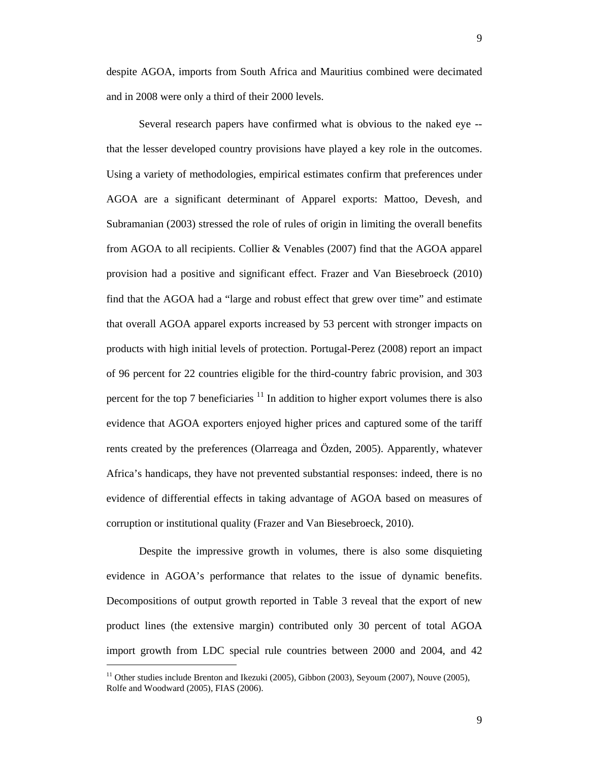despite AGOA, imports from South Africa and Mauritius combined were decimated and in 2008 were only a third of their 2000 levels.

Several research papers have confirmed what is obvious to the naked eye -- that the lesser developed country provisions have played a key role in the outcomes. Using a variety of methodologies, empirical estimates confirm that preferences under AGOA are a significant determinant of Apparel exports: Mattoo, Devesh, and Subramanian (2003) stressed the role of rules of origin in limiting the overall benefits from AGOA to all recipients. Collier & Venables (2007) find that the AGOA apparel provision had a positive and significant effect. Frazer and Van Biesebroeck (2010) find that the AGOA had a "large and robust effect that grew over time" and estimate that overall AGOA apparel exports increased by 53 percent with stronger impacts on products with high initial levels of protection. Portugal-Perez (2008) report an impact of 96 percent for 22 countries eligible for the third-country fabric provision, and 303 percent for the top 7 beneficiaries [11] In addition to higher export volumes there is also evidence that AGOA exporters enjoyed higher prices and captured some of the tariff rents created by the preferences (Olarreaga and Özden, 2005). Apparently, whatever Africa's handicaps, they have not prevented substantial responses: indeed, there is no evidence of differential effects in taking advantage of AGOA based on measures of corruption or institutional quality (Frazer and Van Biesebroeck, 2010).

Despite the impressive growth in volumes, there is also some disquieting evidence in AGOA's performance that relates to the issue of dynamic benefits. Decompositions of output growth reported in Table 3 reveal that the export of new product lines (the extensive margin) contributed only 30 percent of total AGOA import growth from LDC special rule countries between 2000 and 2004, and 42

---

[11] Other studies include Brenton and Ikezuki (2005), Gibbon (2003), Seyoum (2007), Nouve (2005), Rolfe and Woodward (2005), FIAS (2006).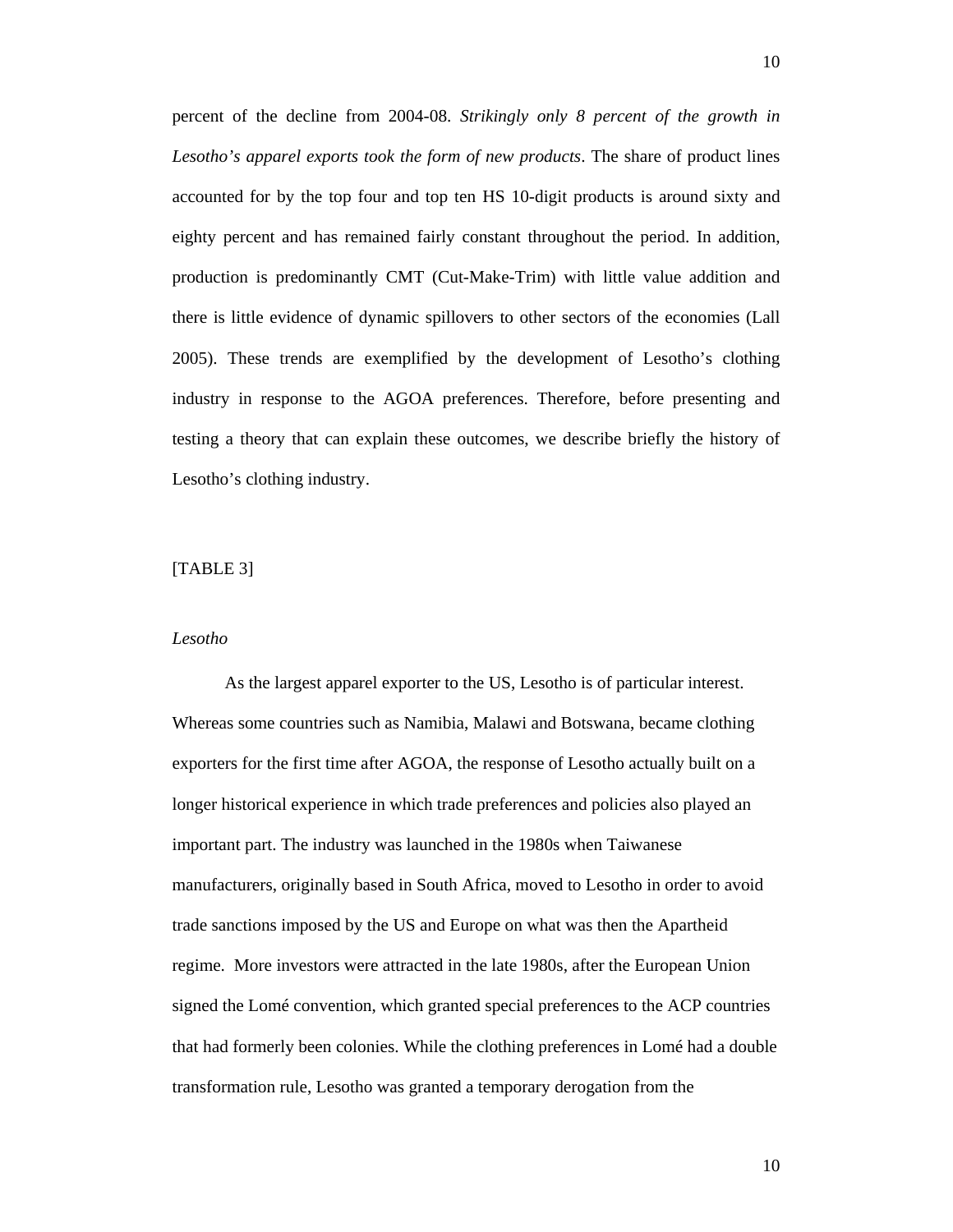percent of the decline from 2004-08. *Strikingly only 8 percent of the growth in Lesotho's apparel exports took the form of new products*. The share of product lines accounted for by the top four and top ten HS 10-digit products is around sixty and eighty percent and has remained fairly constant throughout the period. In addition, production is predominantly CMT (Cut-Make-Trim) with little value addition and there is little evidence of dynamic spillovers to other sectors of the economies (Lall 2005). These trends are exemplified by the development of Lesotho's clothing industry in response to the AGOA preferences. Therefore, before presenting and testing a theory that can explain these outcomes, we describe briefly the history of Lesotho's clothing industry.

[TABLE 3]

*Lesotho*

As the largest apparel exporter to the US, Lesotho is of particular interest. Whereas some countries such as Namibia, Malawi and Botswana, became clothing exporters for the first time after AGOA, the response of Lesotho actually built on a longer historical experience in which trade preferences and policies also played an important part. The industry was launched in the 1980s when Taiwanese manufacturers, originally based in South Africa, moved to Lesotho in order to avoid trade sanctions imposed by the US and Europe on what was then the Apartheid regime. More investors were attracted in the late 1980s, after the European Union signed the Lomé convention, which granted special preferences to the ACP countries that had formerly been colonies. While the clothing preferences in Lomé had a double transformation rule, Lesotho was granted a temporary derogation from the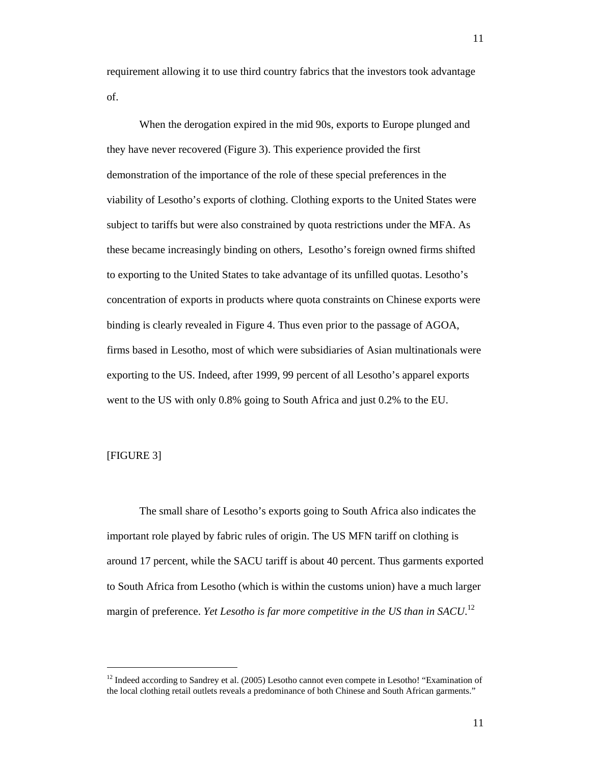requirement allowing it to use third country fabrics that the investors took advantage of.

When the derogation expired in the mid 90s, exports to Europe plunged and they have never recovered (Figure 3). This experience provided the first demonstration of the importance of the role of these special preferences in the viability of Lesotho's exports of clothing. Clothing exports to the United States were subject to tariffs but were also constrained by quota restrictions under the MFA. As these became increasingly binding on others, Lesotho's foreign owned firms shifted to exporting to the United States to take advantage of its unfilled quotas. Lesotho's concentration of exports in products where quota constraints on Chinese exports were binding is clearly revealed in Figure 4. Thus even prior to the passage of AGOA, firms based in Lesotho, most of which were subsidiaries of Asian multinationals were exporting to the US. Indeed, after 1999, 99 percent of all Lesotho's apparel exports went to the US with only 0.8% going to South Africa and just 0.2% to the EU.

[FIGURE 3]

The small share of Lesotho's exports going to South Africa also indicates the important role played by fabric rules of origin. The US MFN tariff on clothing is around 17 percent, while the SACU tariff is about 40 percent. Thus garments exported to South Africa from Lesotho (which is within the customs union) have a much larger margin of preference. *Yet Lesotho is far more competitive in the US than in SACU*.[12]

---

[12] Indeed according to Sandrey et al. (2005) Lesotho cannot even compete in Lesotho! "Examination of the local clothing retail outlets reveals a predominance of both Chinese and South African garments."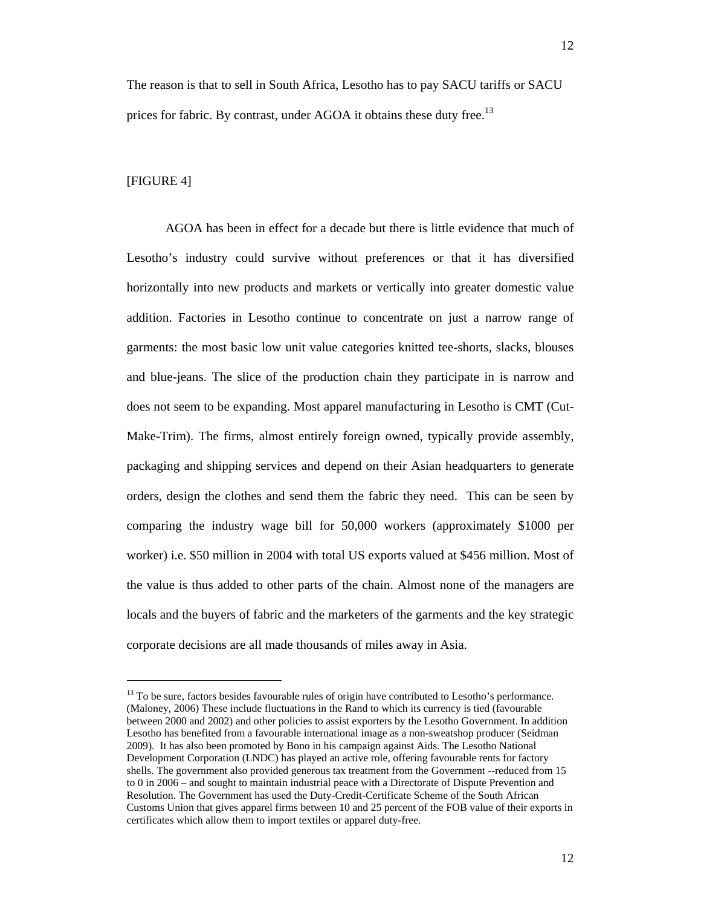The reason is that to sell in South Africa, Lesotho has to pay SACU tariffs or SACU prices for fabric. By contrast, under AGOA it obtains these duty free.[13]

[FIGURE 4]

AGOA has been in effect for a decade but there is little evidence that much of Lesotho's industry could survive without preferences or that it has diversified horizontally into new products and markets or vertically into greater domestic value addition. Factories in Lesotho continue to concentrate on just a narrow range of garments: the most basic low unit value categories knitted tee-shorts, slacks, blouses and blue-jeans. The slice of the production chain they participate in is narrow and does not seem to be expanding. Most apparel manufacturing in Lesotho is CMT (Cut-Make-Trim). The firms, almost entirely foreign owned, typically provide assembly, packaging and shipping services and depend on their Asian headquarters to generate orders, design the clothes and send them the fabric they need. This can be seen by comparing the industry wage bill for 50,000 workers (approximately \$1000 per worker) i.e. \$50 million in 2004 with total US exports valued at \$456 million. Most of the value is thus added to other parts of the chain. Almost none of the managers are locals and the buyers of fabric and the marketers of the garments and the key strategic corporate decisions are all made thousands of miles away in Asia.

---

[13] To be sure, factors besides favourable rules of origin have contributed to Lesotho's performance. (Maloney, 2006) These include fluctuations in the Rand to which its currency is tied (favourable between 2000 and 2002) and other policies to assist exporters by the Lesotho Government. In addition Lesotho has benefited from a favourable international image as a non-sweatshop producer (Seidman 2009). It has also been promoted by Bono in his campaign against Aids. The Lesotho National Development Corporation (LNDC) has played an active role, offering favourable rents for factory shells. The government also provided generous tax treatment from the Government --reduced from 15 to 0 in 2006 – and sought to maintain industrial peace with a Directorate of Dispute Prevention and Resolution. The Government has used the Duty-Credit-Certificate Scheme of the South African Customs Union that gives apparel firms between 10 and 25 percent of the FOB value of their exports in certificates which allow them to import textiles or apparel duty-free.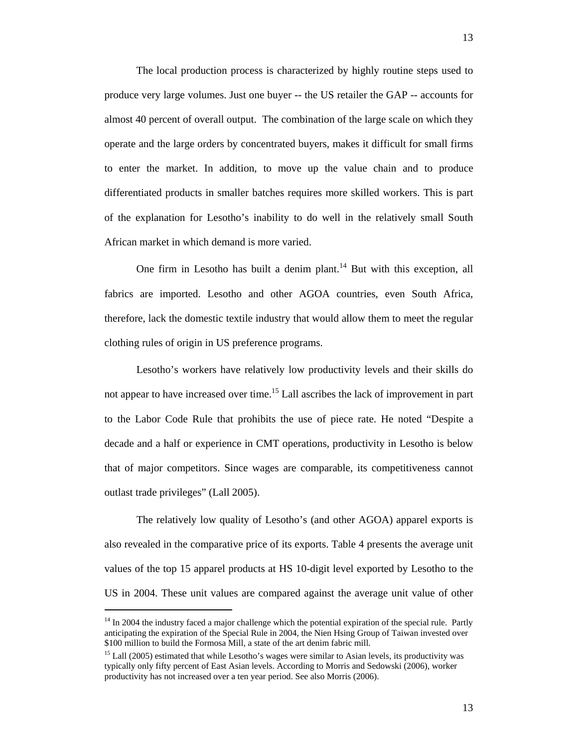The local production process is characterized by highly routine steps used to produce very large volumes. Just one buyer -- the US retailer the GAP -- accounts for almost 40 percent of overall output. The combination of the large scale on which they operate and the large orders by concentrated buyers, makes it difficult for small firms to enter the market. In addition, to move up the value chain and to produce differentiated products in smaller batches requires more skilled workers. This is part of the explanation for Lesotho's inability to do well in the relatively small South African market in which demand is more varied.

One firm in Lesotho has built a denim plant.[14] But with this exception, all fabrics are imported. Lesotho and other AGOA countries, even South Africa, therefore, lack the domestic textile industry that would allow them to meet the regular clothing rules of origin in US preference programs.

Lesotho's workers have relatively low productivity levels and their skills do not appear to have increased over time.[15] Lall ascribes the lack of improvement in part to the Labor Code Rule that prohibits the use of piece rate. He noted "Despite a decade and a half or experience in CMT operations, productivity in Lesotho is below that of major competitors. Since wages are comparable, its competitiveness cannot outlast trade privileges" (Lall 2005).

The relatively low quality of Lesotho's (and other AGOA) apparel exports is also revealed in the comparative price of its exports. Table 4 presents the average unit values of the top 15 apparel products at HS 10-digit level exported by Lesotho to the US in 2004. These unit values are compared against the average unit value of other

---

[14] In 2004 the industry faced a major challenge which the potential expiration of the special rule. Partly anticipating the expiration of the Special Rule in 2004, the Nien Hsing Group of Taiwan invested over $100 million to build the Formosa Mill, a state of the art denim fabric mill.

[15] Lall (2005) estimated that while Lesotho's wages were similar to Asian levels, its productivity was typically only fifty percent of East Asian levels. According to Morris and Sedowski (2006), worker productivity has not increased over a ten year period. See also Morris (2006).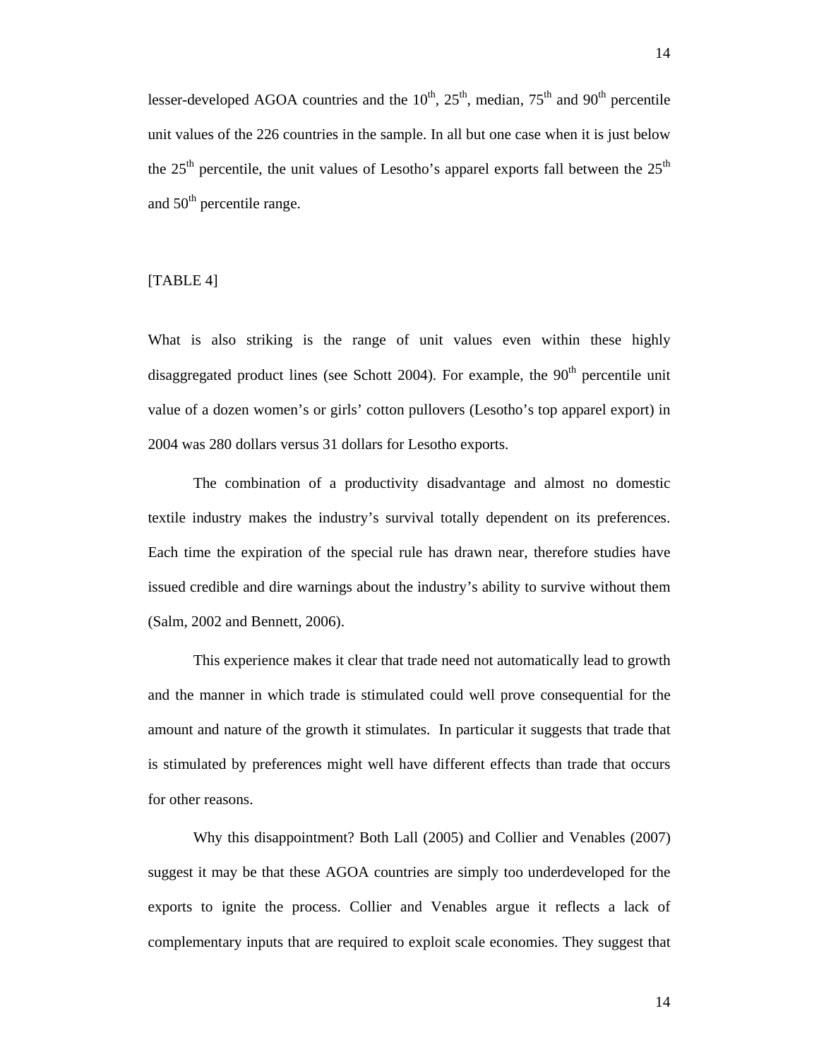lesser-developed AGOA countries and the 10$^{th}$, 25$^{th}$, median, 75$^{th}$ and 90$^{th}$ percentile unit values of the 226 countries in the sample. In all but one case when it is just below the 25$^{th}$ percentile, the unit values of Lesotho's apparel exports fall between the 25$^{th}$ and 50$^{th}$ percentile range.

[TABLE 4]

What is also striking is the range of unit values even within these highly disaggregated product lines (see Schott 2004). For example, the 90$^{th}$ percentile unit value of a dozen women's or girls' cotton pullovers (Lesotho's top apparel export) in 2004 was 280 dollars versus 31 dollars for Lesotho exports.

The combination of a productivity disadvantage and almost no domestic textile industry makes the industry's survival totally dependent on its preferences. Each time the expiration of the special rule has drawn near, therefore studies have issued credible and dire warnings about the industry's ability to survive without them (Salm, 2002 and Bennett, 2006).

This experience makes it clear that trade need not automatically lead to growth and the manner in which trade is stimulated could well prove consequential for the amount and nature of the growth it stimulates. In particular it suggests that trade that is stimulated by preferences might well have different effects than trade that occurs for other reasons.

Why this disappointment? Both Lall (2005) and Collier and Venables (2007) suggest it may be that these AGOA countries are simply too underdeveloped for the exports to ignite the process. Collier and Venables argue it reflects a lack of complementary inputs that are required to exploit scale economies. They suggest that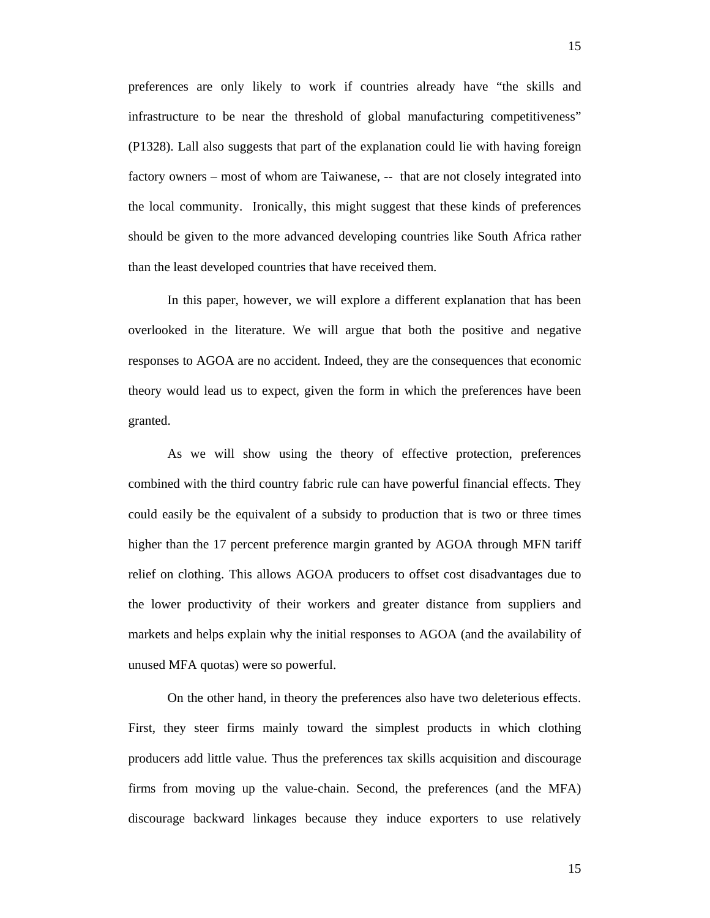preferences are only likely to work if countries already have "the skills and infrastructure to be near the threshold of global manufacturing competitiveness" (P1328). Lall also suggests that part of the explanation could lie with having foreign factory owners – most of whom are Taiwanese, -- that are not closely integrated into the local community. Ironically, this might suggest that these kinds of preferences should be given to the more advanced developing countries like South Africa rather than the least developed countries that have received them.

In this paper, however, we will explore a different explanation that has been overlooked in the literature. We will argue that both the positive and negative responses to AGOA are no accident. Indeed, they are the consequences that economic theory would lead us to expect, given the form in which the preferences have been granted.

As we will show using the theory of effective protection, preferences combined with the third country fabric rule can have powerful financial effects. They could easily be the equivalent of a subsidy to production that is two or three times higher than the 17 percent preference margin granted by AGOA through MFN tariff relief on clothing. This allows AGOA producers to offset cost disadvantages due to the lower productivity of their workers and greater distance from suppliers and markets and helps explain why the initial responses to AGOA (and the availability of unused MFA quotas) were so powerful.

On the other hand, in theory the preferences also have two deleterious effects. First, they steer firms mainly toward the simplest products in which clothing producers add little value. Thus the preferences tax skills acquisition and discourage firms from moving up the value-chain. Second, the preferences (and the MFA) discourage backward linkages because they induce exporters to use relatively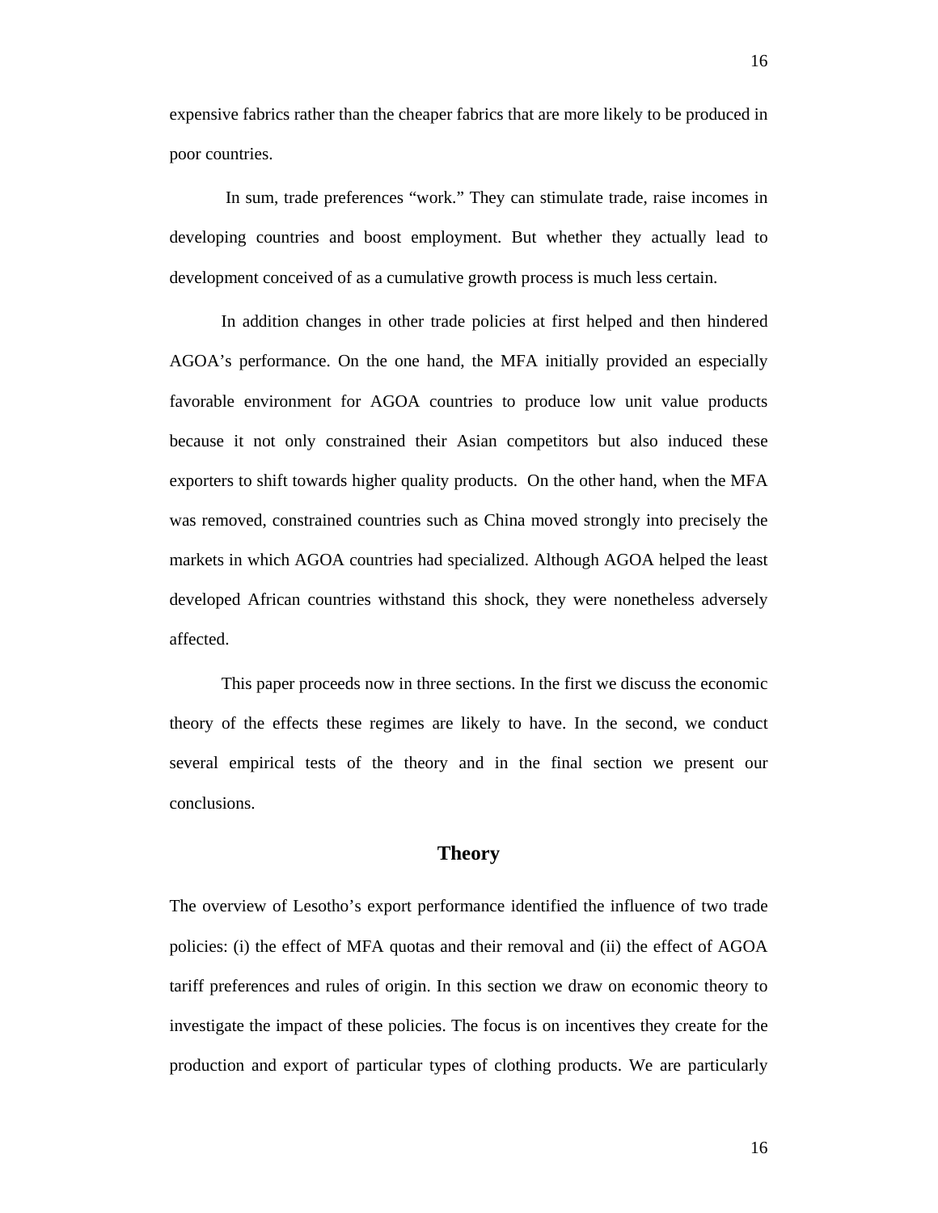expensive fabrics rather than the cheaper fabrics that are more likely to be produced in poor countries.

In sum, trade preferences "work." They can stimulate trade, raise incomes in developing countries and boost employment. But whether they actually lead to development conceived of as a cumulative growth process is much less certain.

In addition changes in other trade policies at first helped and then hindered AGOA's performance. On the one hand, the MFA initially provided an especially favorable environment for AGOA countries to produce low unit value products because it not only constrained their Asian competitors but also induced these exporters to shift towards higher quality products. On the other hand, when the MFA was removed, constrained countries such as China moved strongly into precisely the markets in which AGOA countries had specialized. Although AGOA helped the least developed African countries withstand this shock, they were nonetheless adversely affected.

This paper proceeds now in three sections. In the first we discuss the economic theory of the effects these regimes are likely to have. In the second, we conduct several empirical tests of the theory and in the final section we present our conclusions.

## Theory

The overview of Lesotho's export performance identified the influence of two trade policies: (i) the effect of MFA quotas and their removal and (ii) the effect of AGOA tariff preferences and rules of origin. In this section we draw on economic theory to investigate the impact of these policies. The focus is on incentives they create for the production and export of particular types of clothing products. We are particularly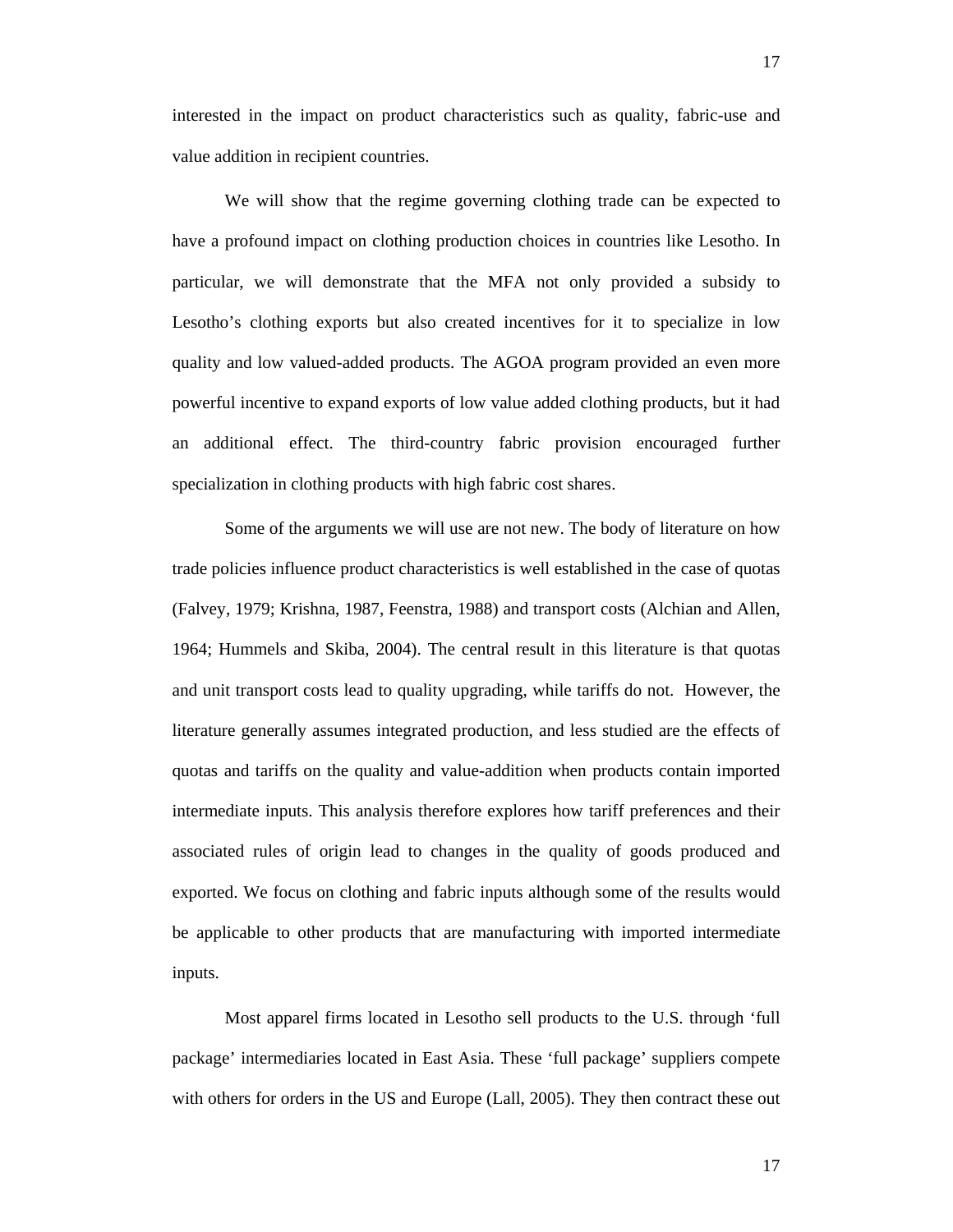interested in the impact on product characteristics such as quality, fabric-use and value addition in recipient countries.

We will show that the regime governing clothing trade can be expected to have a profound impact on clothing production choices in countries like Lesotho. In particular, we will demonstrate that the MFA not only provided a subsidy to Lesotho's clothing exports but also created incentives for it to specialize in low quality and low valued-added products. The AGOA program provided an even more powerful incentive to expand exports of low value added clothing products, but it had an additional effect. The third-country fabric provision encouraged further specialization in clothing products with high fabric cost shares.

Some of the arguments we will use are not new. The body of literature on how trade policies influence product characteristics is well established in the case of quotas (Falvey, 1979; Krishna, 1987, Feenstra, 1988) and transport costs (Alchian and Allen, 1964; Hummels and Skiba, 2004). The central result in this literature is that quotas and unit transport costs lead to quality upgrading, while tariffs do not. However, the literature generally assumes integrated production, and less studied are the effects of quotas and tariffs on the quality and value-addition when products contain imported intermediate inputs. This analysis therefore explores how tariff preferences and their associated rules of origin lead to changes in the quality of goods produced and exported. We focus on clothing and fabric inputs although some of the results would be applicable to other products that are manufacturing with imported intermediate inputs.

Most apparel firms located in Lesotho sell products to the U.S. through 'full package' intermediaries located in East Asia. These 'full package' suppliers compete with others for orders in the US and Europe (Lall, 2005). They then contract these out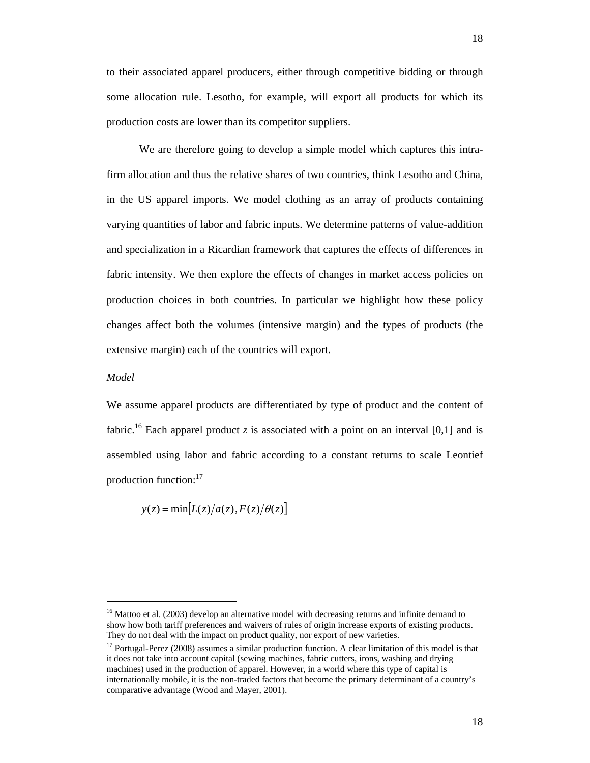to their associated apparel producers, either through competitive bidding or through some allocation rule. Lesotho, for example, will export all products for which its production costs are lower than its competitor suppliers.

We are therefore going to develop a simple model which captures this intra-firm allocation and thus the relative shares of two countries, think Lesotho and China, in the US apparel imports. We model clothing as an array of products containing varying quantities of labor and fabric inputs. We determine patterns of value-addition and specialization in a Ricardian framework that captures the effects of differences in fabric intensity. We then explore the effects of changes in market access policies on production choices in both countries. In particular we highlight how these policy changes affect both the volumes (intensive margin) and the types of products (the extensive margin) each of the countries will export.

*Model*

We assume apparel products are differentiated by type of product and the content of fabric.[16] Each apparel product $z$ is associated with a point on an interval [0,1] and is assembled using labor and fabric according to a constant returns to scale Leontief production function:[17]

$$y(z) = \min\left[L(z)/a(z), F(z)/\theta(z)\right]$$

---

[16] Mattoo et al. (2003) develop an alternative model with decreasing returns and infinite demand to show how both tariff preferences and waivers of rules of origin increase exports of existing products. They do not deal with the impact on product quality, nor export of new varieties.

[17] Portugal-Perez (2008) assumes a similar production function. A clear limitation of this model is that it does not take into account capital (sewing machines, fabric cutters, irons, washing and drying machines) used in the production of apparel. However, in a world where this type of capital is internationally mobile, it is the non-traded factors that become the primary determinant of a country's comparative advantage (Wood and Mayer, 2001).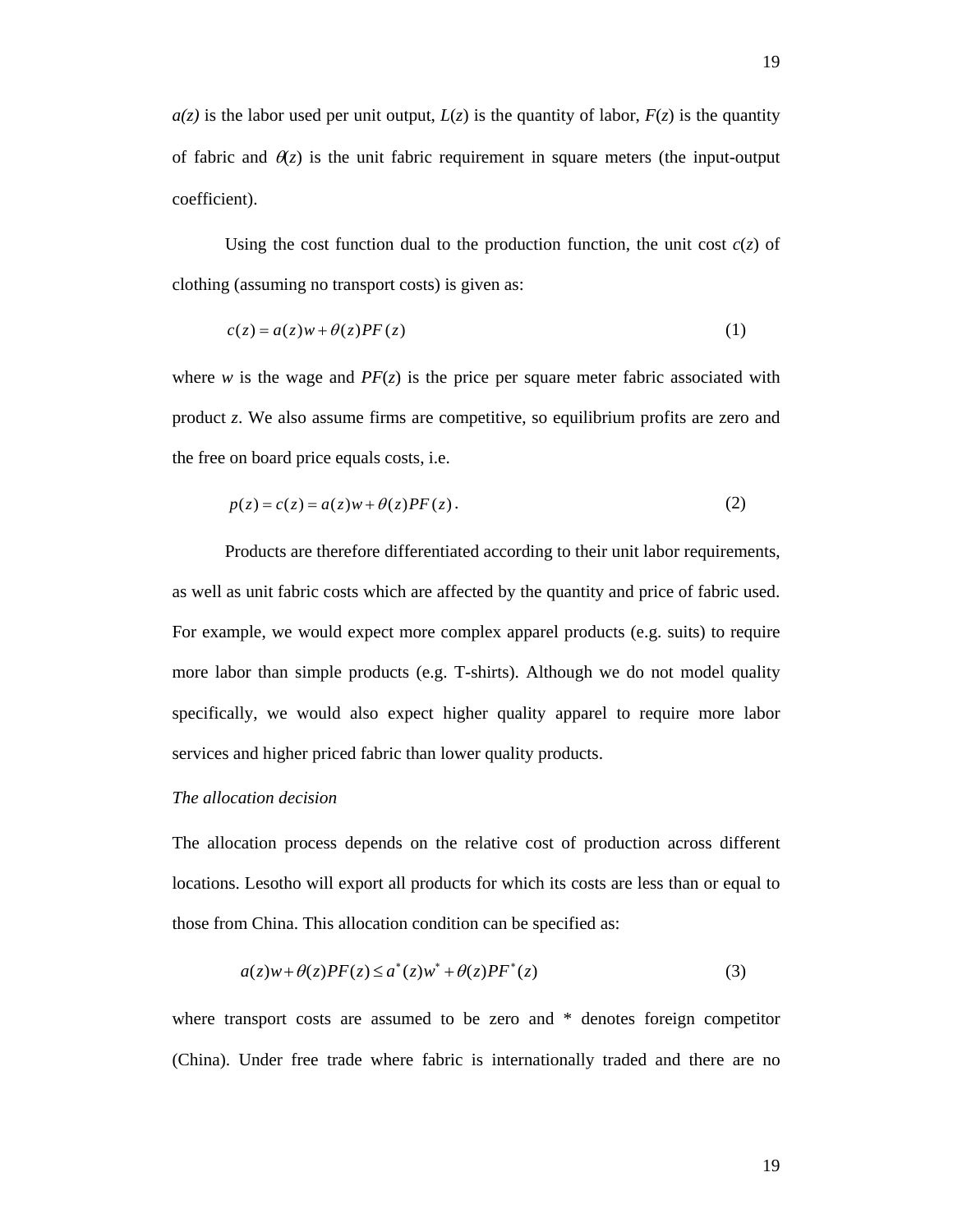$a(z)$ is the labor used per unit output, $L(z)$ is the quantity of labor, $F(z)$ is the quantity of fabric and $\theta(z)$ is the unit fabric requirement in square meters (the input-output coefficient).

Using the cost function dual to the production function, the unit cost $c(z)$ of clothing (assuming no transport costs) is given as:

$$c(z) = a(z)w + \theta(z)PF(z) \tag{1}$$

where $w$ is the wage and $PF(z)$ is the price per square meter fabric associated with product $z$. We also assume firms are competitive, so equilibrium profits are zero and the free on board price equals costs, i.e.

$$p(z) = c(z) = a(z)w + \theta(z)PF(z)\,. \tag{2}$$

Products are therefore differentiated according to their unit labor requirements, as well as unit fabric costs which are affected by the quantity and price of fabric used. For example, we would expect more complex apparel products (e.g. suits) to require more labor than simple products (e.g. T-shirts). Although we do not model quality specifically, we would also expect higher quality apparel to require more labor services and higher priced fabric than lower quality products.

*The allocation decision*

The allocation process depends on the relative cost of production across different locations. Lesotho will export all products for which its costs are less than or equal to those from China. This allocation condition can be specified as:

$$a(z)w + \theta(z)PF(z) \leq a^{*}(z)w^{*} + \theta(z)PF^{*}(z) \tag{3}$$

where transport costs are assumed to be zero and * denotes foreign competitor (China). Under free trade where fabric is internationally traded and there are no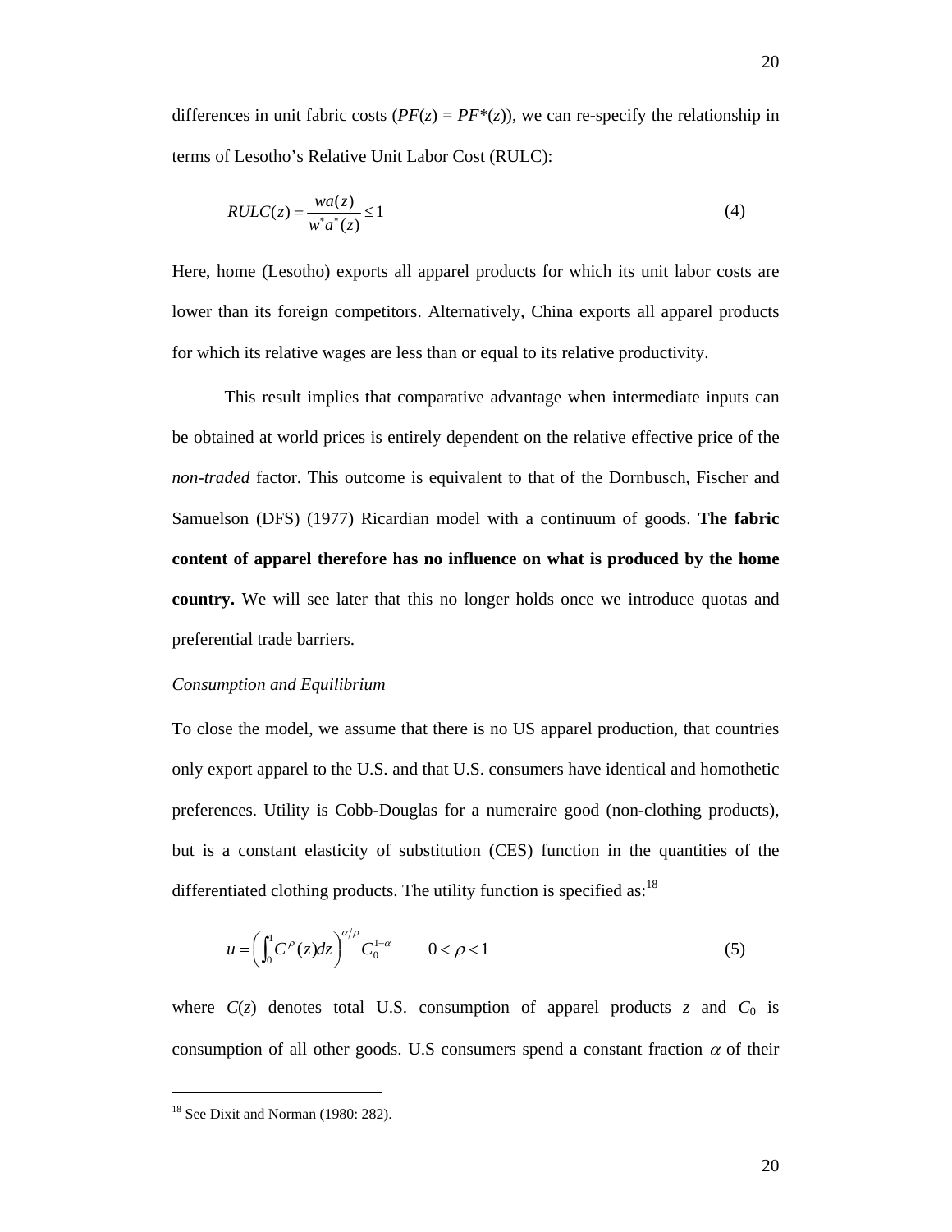differences in unit fabric costs ($PF(z) = PF^*(z)$), we can re-specify the relationship in terms of Lesotho's Relative Unit Labor Cost (RULC):

$$RULC(z) = \frac{wa(z)}{w^* a^*(z)} \leq 1 \tag{4}$$

Here, home (Lesotho) exports all apparel products for which its unit labor costs are lower than its foreign competitors. Alternatively, China exports all apparel products for which its relative wages are less than or equal to its relative productivity.

This result implies that comparative advantage when intermediate inputs can be obtained at world prices is entirely dependent on the relative effective price of the *non-traded* factor. This outcome is equivalent to that of the Dornbusch, Fischer and Samuelson (DFS) (1977) Ricardian model with a continuum of goods. **The fabric content of apparel therefore has no influence on what is produced by the home country.** We will see later that this no longer holds once we introduce quotas and preferential trade barriers.

*Consumption and Equilibrium*

To close the model, we assume that there is no US apparel production, that countries only export apparel to the U.S. and that U.S. consumers have identical and homothetic preferences. Utility is Cobb-Douglas for a numeraire good (non-clothing products), but is a constant elasticity of substitution (CES) function in the quantities of the differentiated clothing products. The utility function is specified as:[18]

$$u = \left( \int_0^1 C^{\rho}(z) dz \right)^{\alpha/\rho} C_0^{1-\alpha} \qquad 0 < \rho < 1 \tag{5}$$

where $C(z)$ denotes total U.S. consumption of apparel products $z$ and $C_0$ is consumption of all other goods. U.S consumers spend a constant fraction $\alpha$ of their

[18] See Dixit and Norman (1980: 282).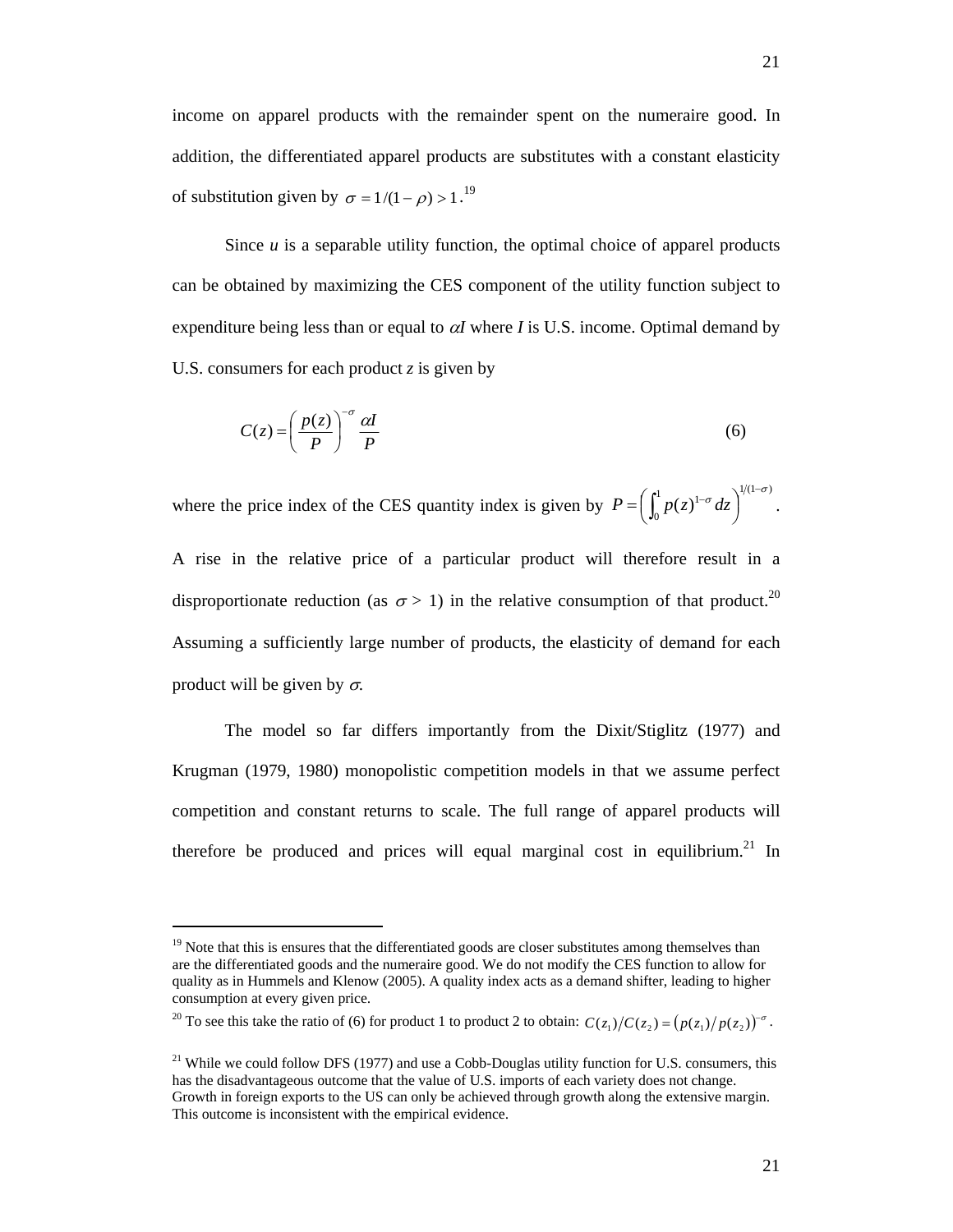income on apparel products with the remainder spent on the numeraire good. In addition, the differentiated apparel products are substitutes with a constant elasticity of substitution given by $\sigma = 1/(1-\rho) > 1$.[19]

Since *u* is a separable utility function, the optimal choice of apparel products can be obtained by maximizing the CES component of the utility function subject to expenditure being less than or equal to $\alpha I$ where *I* is U.S. income. Optimal demand by U.S. consumers for each product *z* is given by

$$C(z) = \left(\frac{p(z)}{P}\right)^{-\sigma} \frac{\alpha I}{P} \tag{6}$$

where the price index of the CES quantity index is given by $P = \left(\int_0^1 p(z)^{1-\sigma} dz\right)^{1/(1-\sigma)}$. A rise in the relative price of a particular product will therefore result in a disproportionate reduction (as $\sigma > 1$) in the relative consumption of that product.[20] Assuming a sufficiently large number of products, the elasticity of demand for each product will be given by $\sigma$.

The model so far differs importantly from the Dixit/Stiglitz (1977) and Krugman (1979, 1980) monopolistic competition models in that we assume perfect competition and constant returns to scale. The full range of apparel products will therefore be produced and prices will equal marginal cost in equilibrium.[21] In

---

[19] Note that this is ensures that the differentiated goods are closer substitutes among themselves than are the differentiated goods and the numeraire good. We do not modify the CES function to allow for quality as in Hummels and Klenow (2005). A quality index acts as a demand shifter, leading to higher consumption at every given price.

[20] To see this take the ratio of (6) for product 1 to product 2 to obtain: $C(z_1)/C(z_2) = \left(p(z_1)/p(z_2)\right)^{-\sigma}$.

[21] While we could follow DFS (1977) and use a Cobb-Douglas utility function for U.S. consumers, this has the disadvantageous outcome that the value of U.S. imports of each variety does not change. Growth in foreign exports to the US can only be achieved through growth along the extensive margin. This outcome is inconsistent with the empirical evidence.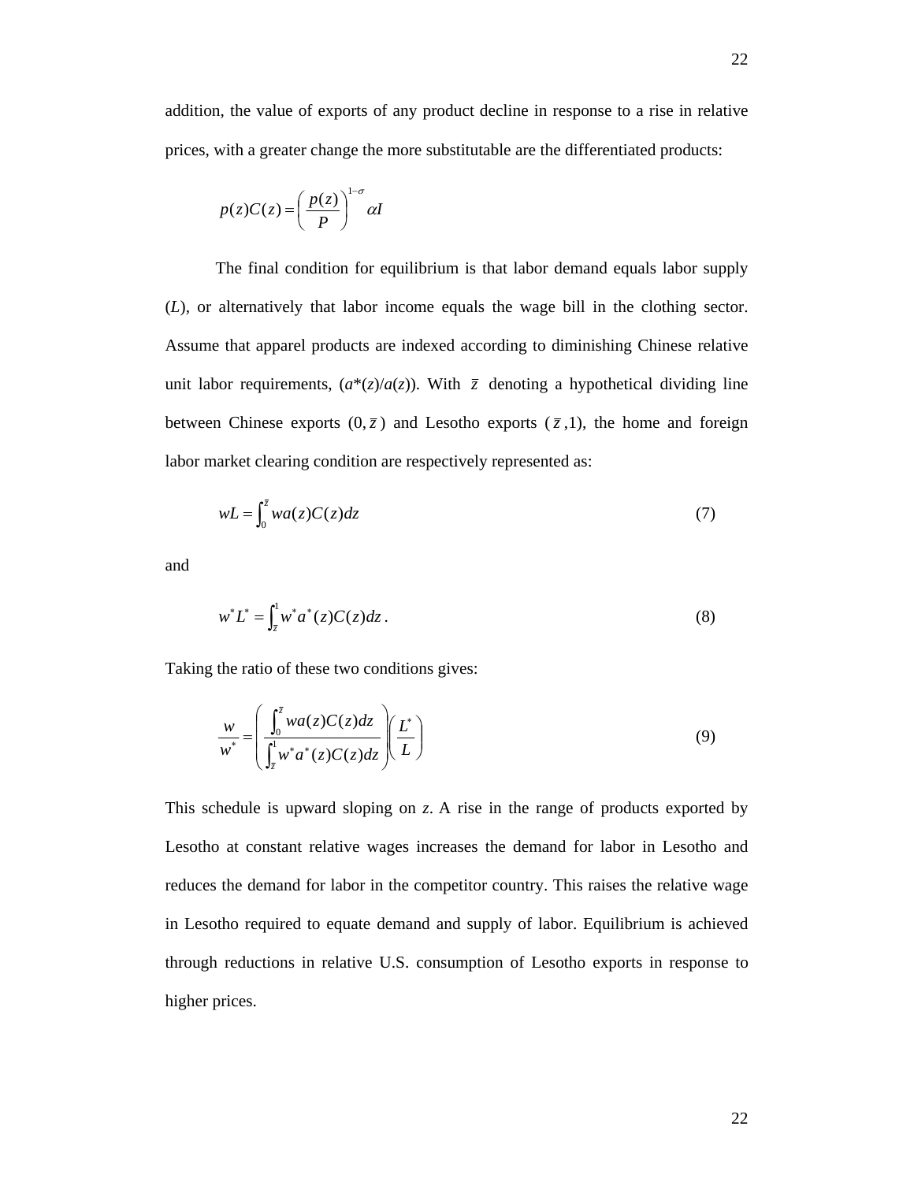addition, the value of exports of any product decline in response to a rise in relative prices, with a greater change the more substitutable are the differentiated products:

$$p(z)C(z) = \left( \frac{p(z)}{P} \right)^{1-\sigma} \alpha I$$

The final condition for equilibrium is that labor demand equals labor supply ($L$), or alternatively that labor income equals the wage bill in the clothing sector. Assume that apparel products are indexed according to diminishing Chinese relative unit labor requirements, ($a^*(z)/a(z)$). With $\bar{z}$ denoting a hypothetical dividing line between Chinese exports ($0, \bar{z}$) and Lesotho exports ($\bar{z}$,1), the home and foreign labor market clearing condition are respectively represented as:

$$wL = \int_0^{\bar{z}} wa(z)C(z)dz \tag{7}$$

and

$$w^* L^* = \int_{\bar{z}}^1 w^* a^*(z)C(z)dz \, . \tag{8}$$

Taking the ratio of these two conditions gives:

$$\frac{w}{w^*} = \left( \frac{\int_0^{\bar{z}} wa(z)C(z)dz}{\int_{\bar{z}}^1 w^* a^*(z)C(z)dz} \right) \left( \frac{L^*}{L} \right) \tag{9}$$

This schedule is upward sloping on ***z***. A rise in the range of products exported by Lesotho at constant relative wages increases the demand for labor in Lesotho and reduces the demand for labor in the competitor country. This raises the relative wage in Lesotho required to equate demand and supply of labor. Equilibrium is achieved through reductions in relative U.S. consumption of Lesotho exports in response to higher prices.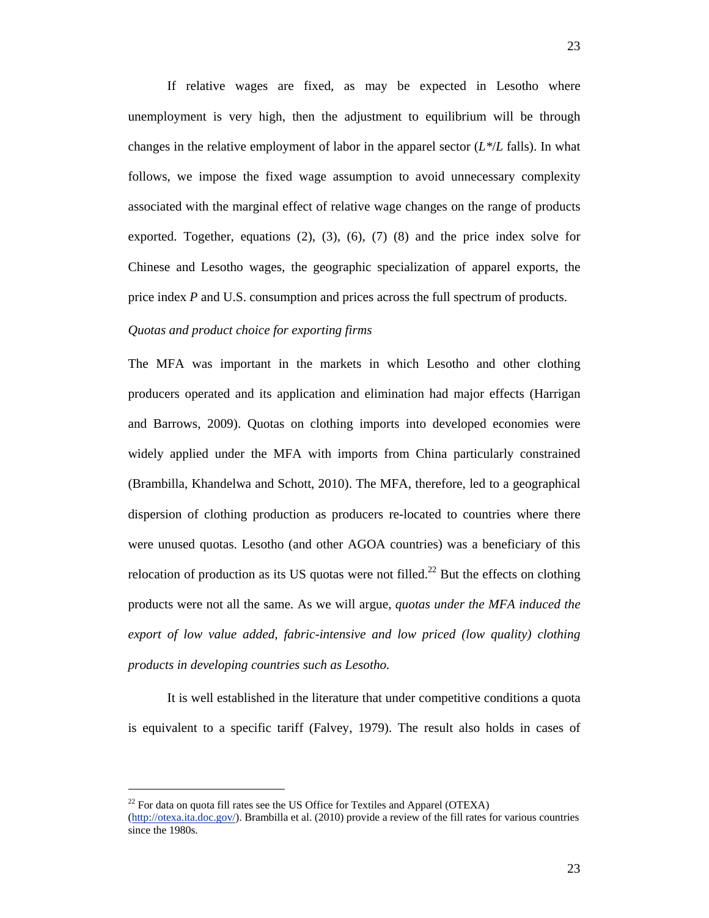If relative wages are fixed, as may be expected in Lesotho where unemployment is very high, then the adjustment to equilibrium will be through changes in the relative employment of labor in the apparel sector ($L^*/L$ falls). In what follows, we impose the fixed wage assumption to avoid unnecessary complexity associated with the marginal effect of relative wage changes on the range of products exported. Together, equations (2), (3), (6), (7) (8) and the price index solve for Chinese and Lesotho wages, the geographic specialization of apparel exports, the price index $P$ and U.S. consumption and prices across the full spectrum of products.

*Quotas and product choice for exporting firms*

The MFA was important in the markets in which Lesotho and other clothing producers operated and its application and elimination had major effects (Harrigan and Barrows, 2009). Quotas on clothing imports into developed economies were widely applied under the MFA with imports from China particularly constrained (Brambilla, Khandelwa and Schott, 2010). The MFA, therefore, led to a geographical dispersion of clothing production as producers re-located to countries where there were unused quotas. Lesotho (and other AGOA countries) was a beneficiary of this relocation of production as its US quotas were not filled.[22] But the effects on clothing products were not all the same. As we will argue, *quotas under the MFA induced the export of low value added, fabric-intensive and low priced (low quality) clothing products in developing countries such as Lesotho.*

It is well established in the literature that under competitive conditions a quota is equivalent to a specific tariff (Falvey, 1979). The result also holds in cases of

[22] For data on quota fill rates see the US Office for Textiles and Apparel (OTEXA) (http://otexa.ita.doc.gov/). Brambilla et al. (2010) provide a review of the fill rates for various countries since the 1980s.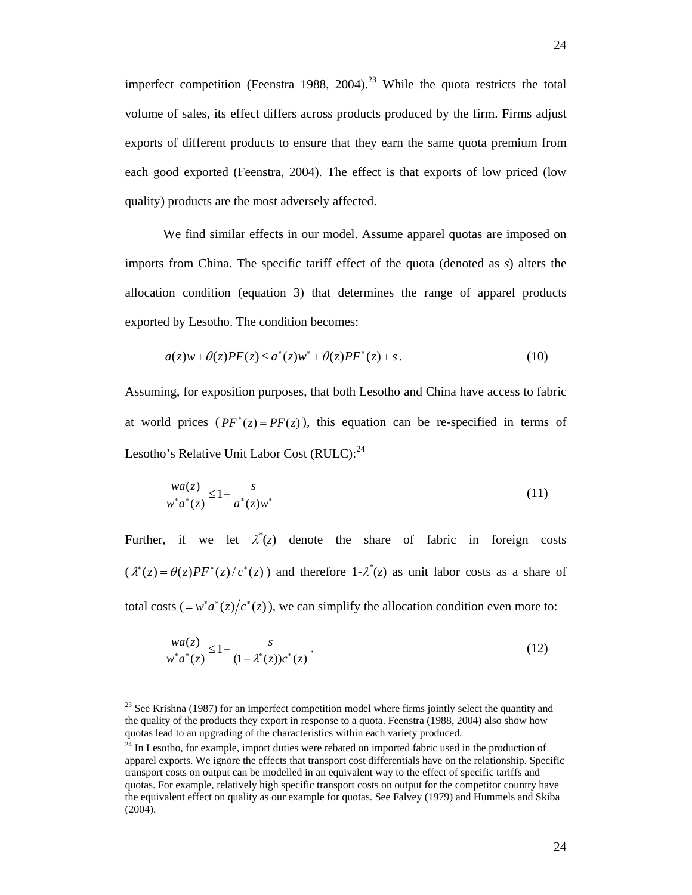imperfect competition (Feenstra 1988, 2004).[23] While the quota restricts the total volume of sales, its effect differs across products produced by the firm. Firms adjust exports of different products to ensure that they earn the same quota premium from each good exported (Feenstra, 2004). The effect is that exports of low priced (low quality) products are the most adversely affected.

We find similar effects in our model. Assume apparel quotas are imposed on imports from China. The specific tariff effect of the quota (denoted as *s*) alters the allocation condition (equation 3) that determines the range of apparel products exported by Lesotho. The condition becomes:

$$a(z)w + \theta(z)PF(z) \leq a^*(z)w^* + \theta(z)PF^*(z) + s \,. \tag{10}$$

Assuming, for exposition purposes, that both Lesotho and China have access to fabric at world prices ($PF^*(z) = PF(z)$), this equation can be re-specified in terms of Lesotho's Relative Unit Labor Cost (RULC):[24]

$$\frac{wa(z)}{w^*a^*(z)} \leq 1 + \frac{s}{a^*(z)w^*} \tag{11}$$

Further, if we let $\lambda^*(z)$ denote the share of fabric in foreign costs ($\lambda^*(z) = \theta(z)PF^*(z)/c^*(z)$) and therefore $1\text{-}\lambda^*(z)$ as unit labor costs as a share of total costs ($= w^*a^*(z)/c^*(z)$), we can simplify the allocation condition even more to:

$$\frac{wa(z)}{w^*a^*(z)} \leq 1 + \frac{s}{(1-\lambda^*(z))c^*(z)} \,. \tag{12}$$

---

[23] See Krishna (1987) for an imperfect competition model where firms jointly select the quantity and the quality of the products they export in response to a quota. Feenstra (1988, 2004) also show how quotas lead to an upgrading of the characteristics within each variety produced.

[24] In Lesotho, for example, import duties were rebated on imported fabric used in the production of apparel exports. We ignore the effects that transport cost differentials have on the relationship. Specific transport costs on output can be modelled in an equivalent way to the effect of specific tariffs and quotas. For example, relatively high specific transport costs on output for the competitor country have the equivalent effect on quality as our example for quotas. See Falvey (1979) and Hummels and Skiba (2004).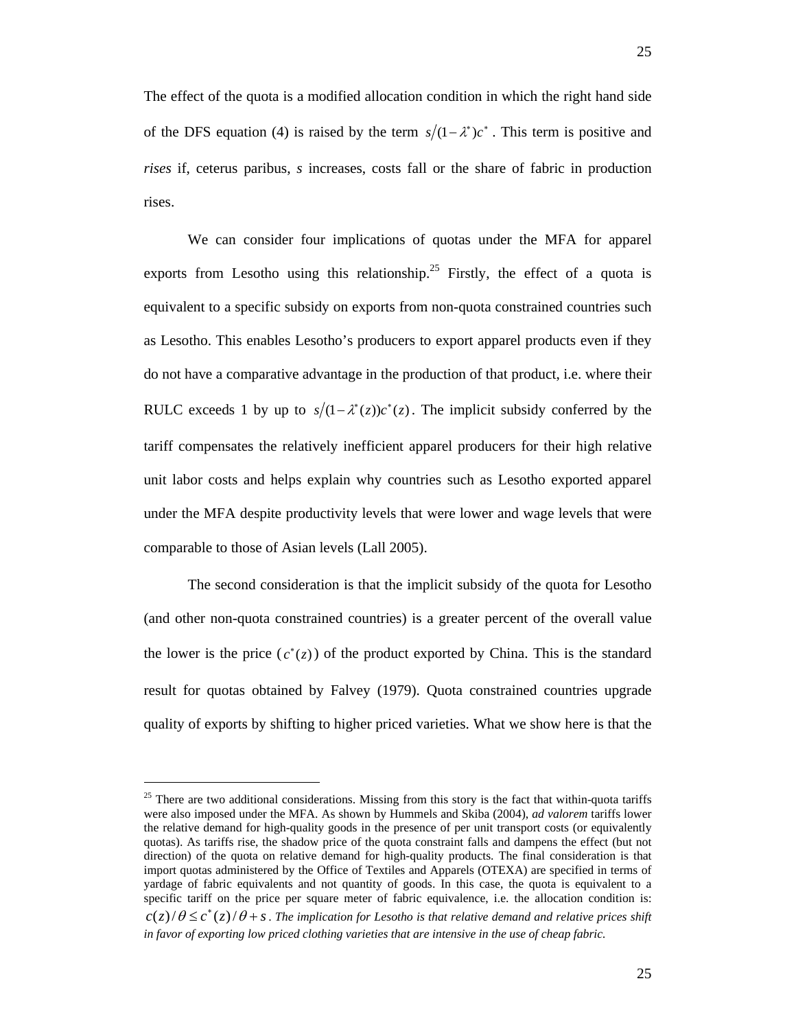The effect of the quota is a modified allocation condition in which the right hand side of the DFS equation (4) is raised by the term $s/(1-\lambda^*)c^*$. This term is positive and *rises* if, ceterus paribus, *s* increases, costs fall or the share of fabric in production rises.

We can consider four implications of quotas under the MFA for apparel exports from Lesotho using this relationship.[25] Firstly, the effect of a quota is equivalent to a specific subsidy on exports from non-quota constrained countries such as Lesotho. This enables Lesotho's producers to export apparel products even if they do not have a comparative advantage in the production of that product, i.e. where their RULC exceeds 1 by up to $s/(1-\lambda^*(z))c^*(z)$. The implicit subsidy conferred by the tariff compensates the relatively inefficient apparel producers for their high relative unit labor costs and helps explain why countries such as Lesotho exported apparel under the MFA despite productivity levels that were lower and wage levels that were comparable to those of Asian levels (Lall 2005).

The second consideration is that the implicit subsidy of the quota for Lesotho (and other non-quota constrained countries) is a greater percent of the overall value the lower is the price ($c^*(z)$) of the product exported by China. This is the standard result for quotas obtained by Falvey (1979). Quota constrained countries upgrade quality of exports by shifting to higher priced varieties. What we show here is that the

---

[25] There are two additional considerations. Missing from this story is the fact that within-quota tariffs were also imposed under the MFA. As shown by Hummels and Skiba (2004), *ad valorem* tariffs lower the relative demand for high-quality goods in the presence of per unit transport costs (or equivalently quotas). As tariffs rise, the shadow price of the quota constraint falls and dampens the effect (but not direction) of the quota on relative demand for high-quality products. The final consideration is that import quotas administered by the Office of Textiles and Apparels (OTEXA) are specified in terms of yardage of fabric equivalents and not quantity of goods. In this case, the quota is equivalent to a specific tariff on the price per square meter of fabric equivalence, i.e. the allocation condition is: $c(z)/\theta \le c^*(z)/\theta + s$. *The implication for Lesotho is that relative demand and relative prices shift in favor of exporting low priced clothing varieties that are intensive in the use of cheap fabric.*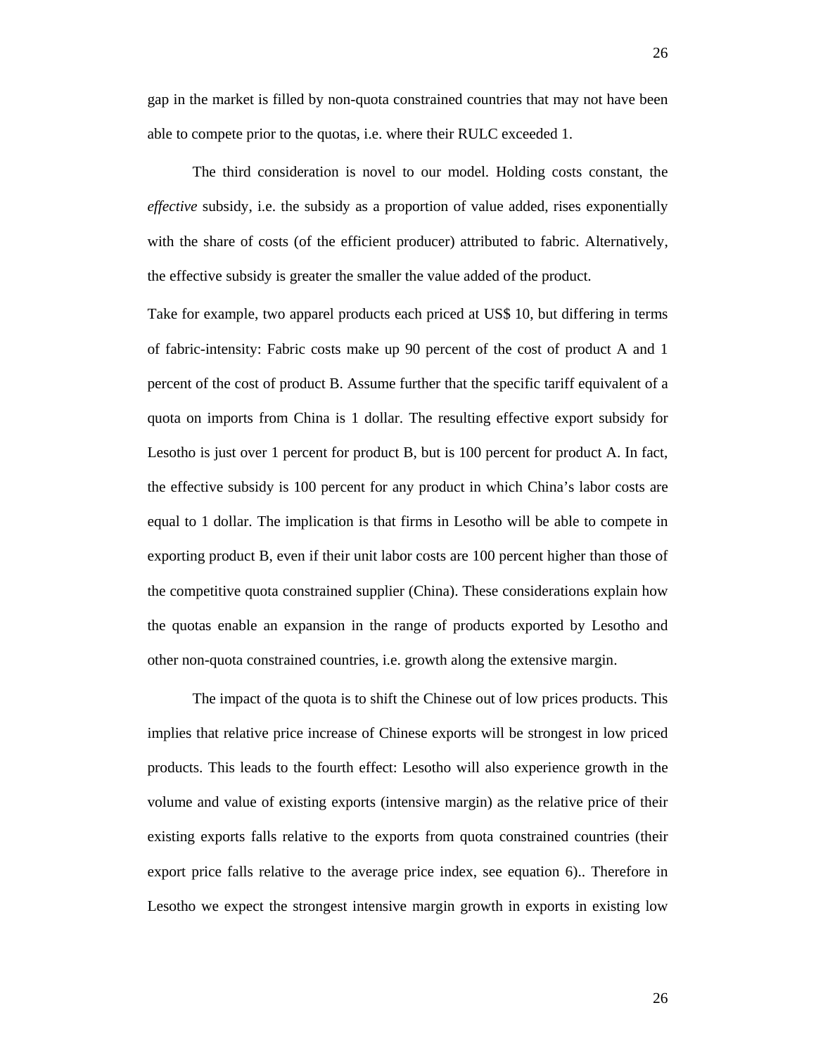gap in the market is filled by non-quota constrained countries that may not have been able to compete prior to the quotas, i.e. where their RULC exceeded 1.

The third consideration is novel to our model. Holding costs constant, the *effective* subsidy, i.e. the subsidy as a proportion of value added, rises exponentially with the share of costs (of the efficient producer) attributed to fabric. Alternatively, the effective subsidy is greater the smaller the value added of the product.

Take for example, two apparel products each priced at US$ 10, but differing in terms of fabric-intensity: Fabric costs make up 90 percent of the cost of product A and 1 percent of the cost of product B. Assume further that the specific tariff equivalent of a quota on imports from China is 1 dollar. The resulting effective export subsidy for Lesotho is just over 1 percent for product B, but is 100 percent for product A. In fact, the effective subsidy is 100 percent for any product in which China's labor costs are equal to 1 dollar. The implication is that firms in Lesotho will be able to compete in exporting product B, even if their unit labor costs are 100 percent higher than those of the competitive quota constrained supplier (China). These considerations explain how the quotas enable an expansion in the range of products exported by Lesotho and other non-quota constrained countries, i.e. growth along the extensive margin.

The impact of the quota is to shift the Chinese out of low prices products. This implies that relative price increase of Chinese exports will be strongest in low priced products. This leads to the fourth effect: Lesotho will also experience growth in the volume and value of existing exports (intensive margin) as the relative price of their existing exports falls relative to the exports from quota constrained countries (their export price falls relative to the average price index, see equation 6).. Therefore in Lesotho we expect the strongest intensive margin growth in exports in existing low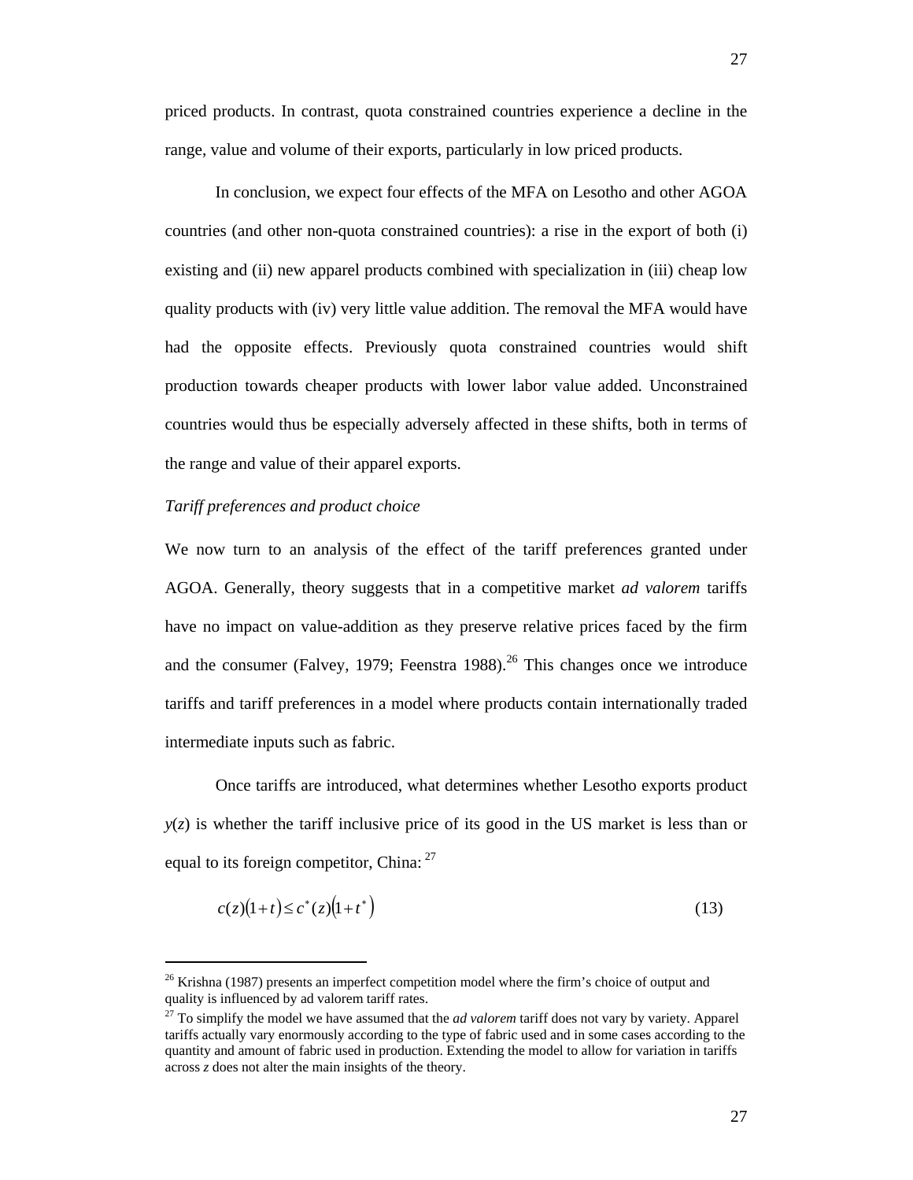priced products. In contrast, quota constrained countries experience a decline in the range, value and volume of their exports, particularly in low priced products.

In conclusion, we expect four effects of the MFA on Lesotho and other AGOA countries (and other non-quota constrained countries): a rise in the export of both (i) existing and (ii) new apparel products combined with specialization in (iii) cheap low quality products with (iv) very little value addition. The removal the MFA would have had the opposite effects. Previously quota constrained countries would shift production towards cheaper products with lower labor value added. Unconstrained countries would thus be especially adversely affected in these shifts, both in terms of the range and value of their apparel exports.

*Tariff preferences and product choice*

We now turn to an analysis of the effect of the tariff preferences granted under AGOA. Generally, theory suggests that in a competitive market *ad valorem* tariffs have no impact on value-addition as they preserve relative prices faced by the firm and the consumer (Falvey, 1979; Feenstra 1988).[26] This changes once we introduce tariffs and tariff preferences in a model where products contain internationally traded intermediate inputs such as fabric.

Once tariffs are introduced, what determines whether Lesotho exports product $y(z)$ is whether the tariff inclusive price of its good in the US market is less than or equal to its foreign competitor, China: [27]

$$c(z)(1+t) \leq c^{*}(z)(1+t^{*}) \tag{13}$$

---

[26] Krishna (1987) presents an imperfect competition model where the firm's choice of output and quality is influenced by ad valorem tariff rates.

[27] To simplify the model we have assumed that the *ad valorem* tariff does not vary by variety. Apparel tariffs actually vary enormously according to the type of fabric used and in some cases according to the quantity and amount of fabric used in production. Extending the model to allow for variation in tariffs across $z$ does not alter the main insights of the theory.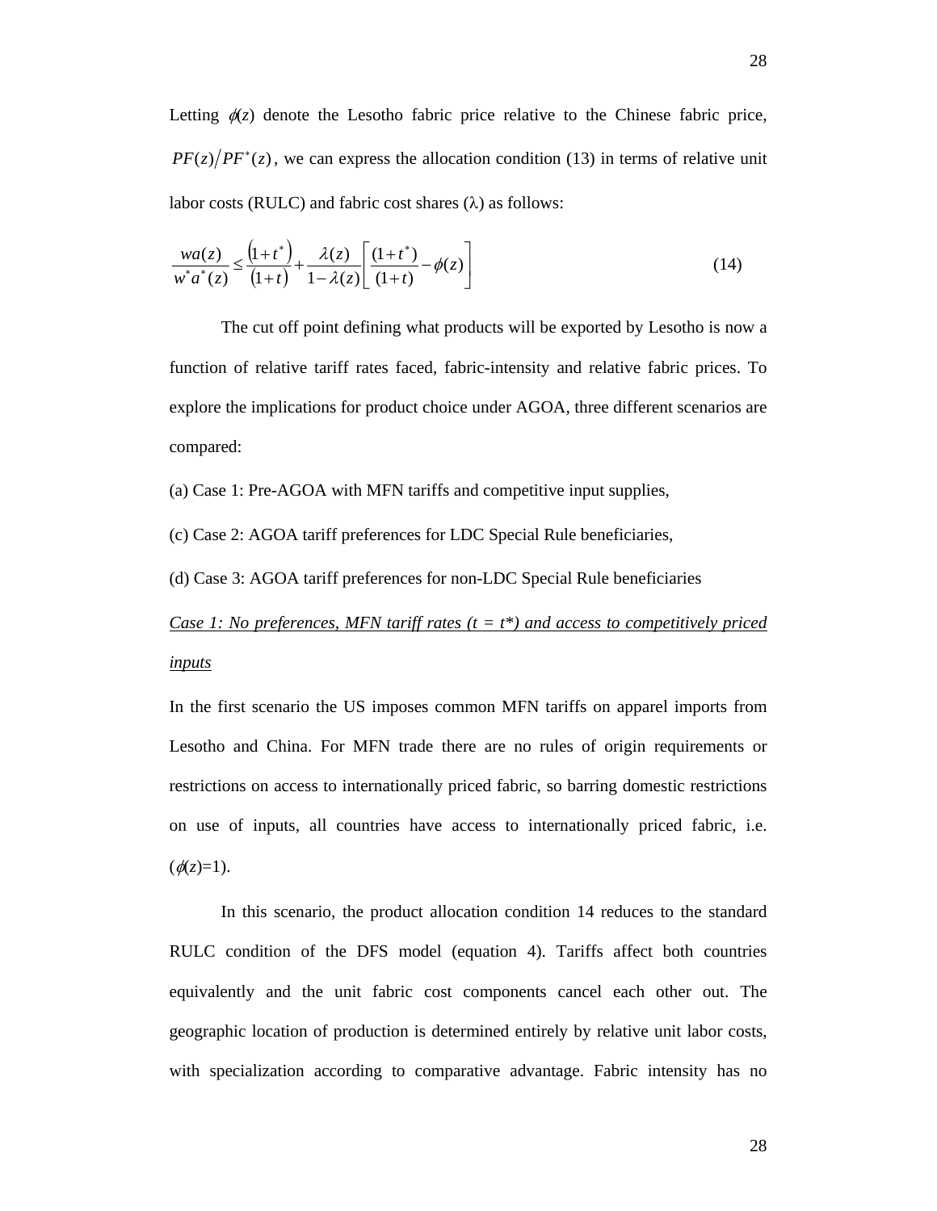Letting $\phi(z)$ denote the Lesotho fabric price relative to the Chinese fabric price, $PF(z)/PF^*(z)$, we can express the allocation condition (13) in terms of relative unit labor costs (RULC) and fabric cost shares ($\lambda$) as follows:

$$\frac{wa(z)}{w^*a^*(z)} \leq \frac{(1+t^*)}{(1+t)} + \frac{\lambda(z)}{1-\lambda(z)}\left[\frac{(1+t^*)}{(1+t)} - \phi(z)\right] \tag{14}$$

The cut off point defining what products will be exported by Lesotho is now a function of relative tariff rates faced, fabric-intensity and relative fabric prices. To explore the implications for product choice under AGOA, three different scenarios are compared:

(a) Case 1: Pre-AGOA with MFN tariffs and competitive input supplies,

(c) Case 2: AGOA tariff preferences for LDC Special Rule beneficiaries,

(d) Case 3: AGOA tariff preferences for non-LDC Special Rule beneficiaries

*Case 1: No preferences, MFN tariff rates ($t = t^*$) and access to competitively priced inputs*

In the first scenario the US imposes common MFN tariffs on apparel imports from Lesotho and China. For MFN trade there are no rules of origin requirements or restrictions on access to internationally priced fabric, so barring domestic restrictions on use of inputs, all countries have access to internationally priced fabric, i.e. ($\phi(z)=1$).

In this scenario, the product allocation condition 14 reduces to the standard RULC condition of the DFS model (equation 4). Tariffs affect both countries equivalently and the unit fabric cost components cancel each other out. The geographic location of production is determined entirely by relative unit labor costs, with specialization according to comparative advantage. Fabric intensity has no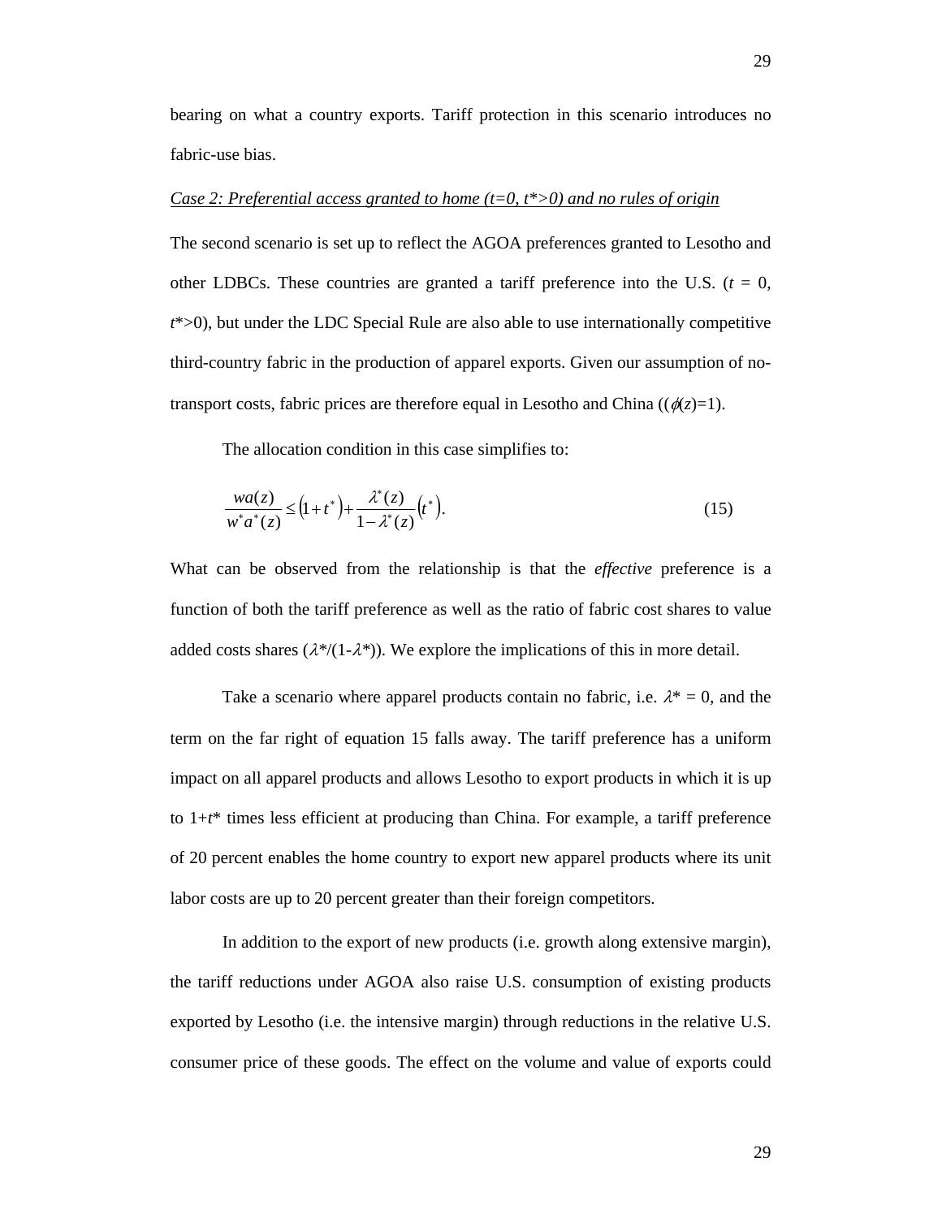bearing on what a country exports. Tariff protection in this scenario introduces no fabric-use bias.

*Case 2: Preferential access granted to home ($t=0$, $t^*>0$) and no rules of origin*

The second scenario is set up to reflect the AGOA preferences granted to Lesotho and other LDBCs. These countries are granted a tariff preference into the U.S. ($t = 0$, $t^*>0$), but under the LDC Special Rule are also able to use internationally competitive third-country fabric in the production of apparel exports. Given our assumption of no-transport costs, fabric prices are therefore equal in Lesotho and China (($\phi(z)=1$).

The allocation condition in this case simplifies to:

$$\frac{wa(z)}{w^*a^*(z)} \leq \left(1+t^*\right)+\frac{\lambda^*(z)}{1-\lambda^*(z)}\left(t^*\right). \tag{15}$$

What can be observed from the relationship is that the *effective* preference is a function of both the tariff preference as well as the ratio of fabric cost shares to value added costs shares ($\lambda^*/(1-\lambda^*)$). We explore the implications of this in more detail.

Take a scenario where apparel products contain no fabric, i.e. $\lambda^* = 0$, and the term on the far right of equation 15 falls away. The tariff preference has a uniform impact on all apparel products and allows Lesotho to export products in which it is up to $1+t^*$ times less efficient at producing than China. For example, a tariff preference of 20 percent enables the home country to export new apparel products where its unit labor costs are up to 20 percent greater than their foreign competitors.

In addition to the export of new products (i.e. growth along extensive margin), the tariff reductions under AGOA also raise U.S. consumption of existing products exported by Lesotho (i.e. the intensive margin) through reductions in the relative U.S. consumer price of these goods. The effect on the volume and value of exports could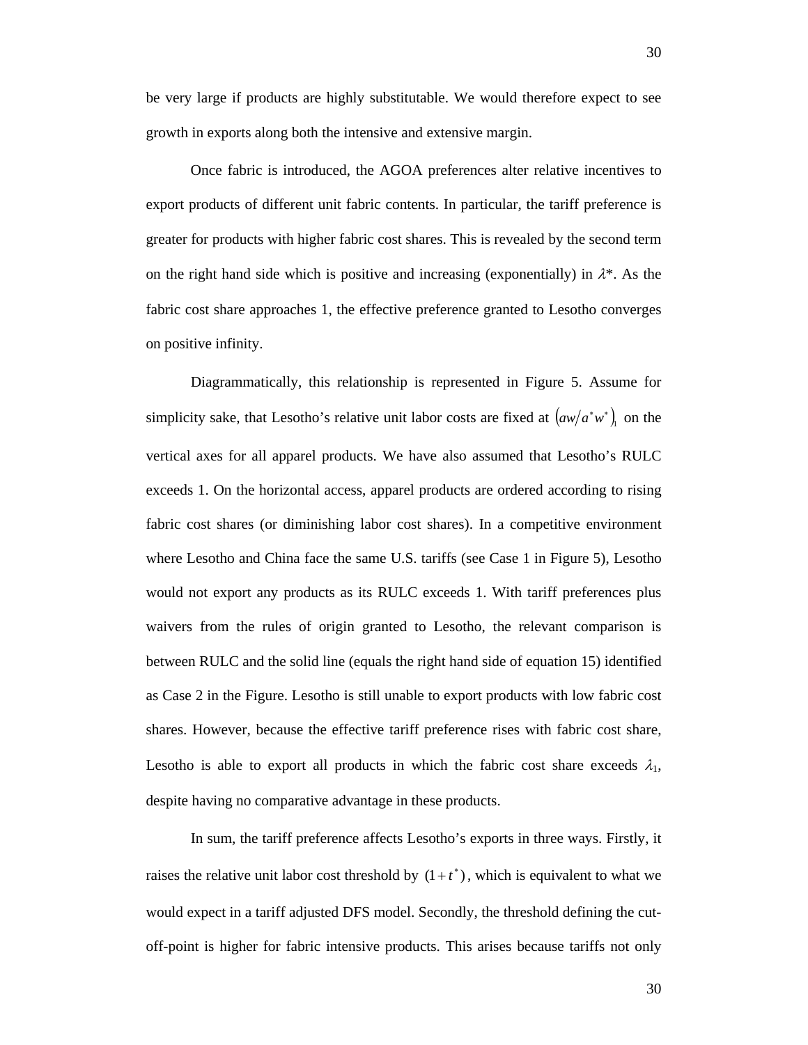be very large if products are highly substitutable. We would therefore expect to see growth in exports along both the intensive and extensive margin.

Once fabric is introduced, the AGOA preferences alter relative incentives to export products of different unit fabric contents. In particular, the tariff preference is greater for products with higher fabric cost shares. This is revealed by the second term on the right hand side which is positive and increasing (exponentially) in $\lambda^*$. As the fabric cost share approaches 1, the effective preference granted to Lesotho converges on positive infinity.

Diagrammatically, this relationship is represented in Figure 5. Assume for simplicity sake, that Lesotho's relative unit labor costs are fixed at $\left(aw/a^*w^*\right)_1$ on the vertical axes for all apparel products. We have also assumed that Lesotho's RULC exceeds 1. On the horizontal access, apparel products are ordered according to rising fabric cost shares (or diminishing labor cost shares). In a competitive environment where Lesotho and China face the same U.S. tariffs (see Case 1 in Figure 5), Lesotho would not export any products as its RULC exceeds 1. With tariff preferences plus waivers from the rules of origin granted to Lesotho, the relevant comparison is between RULC and the solid line (equals the right hand side of equation 15) identified as Case 2 in the Figure. Lesotho is still unable to export products with low fabric cost shares. However, because the effective tariff preference rises with fabric cost share, Lesotho is able to export all products in which the fabric cost share exceeds $\lambda_1$, despite having no comparative advantage in these products.

In sum, the tariff preference affects Lesotho's exports in three ways. Firstly, it raises the relative unit labor cost threshold by $(1+t^*)$, which is equivalent to what we would expect in a tariff adjusted DFS model. Secondly, the threshold defining the cut-off-point is higher for fabric intensive products. This arises because tariffs not only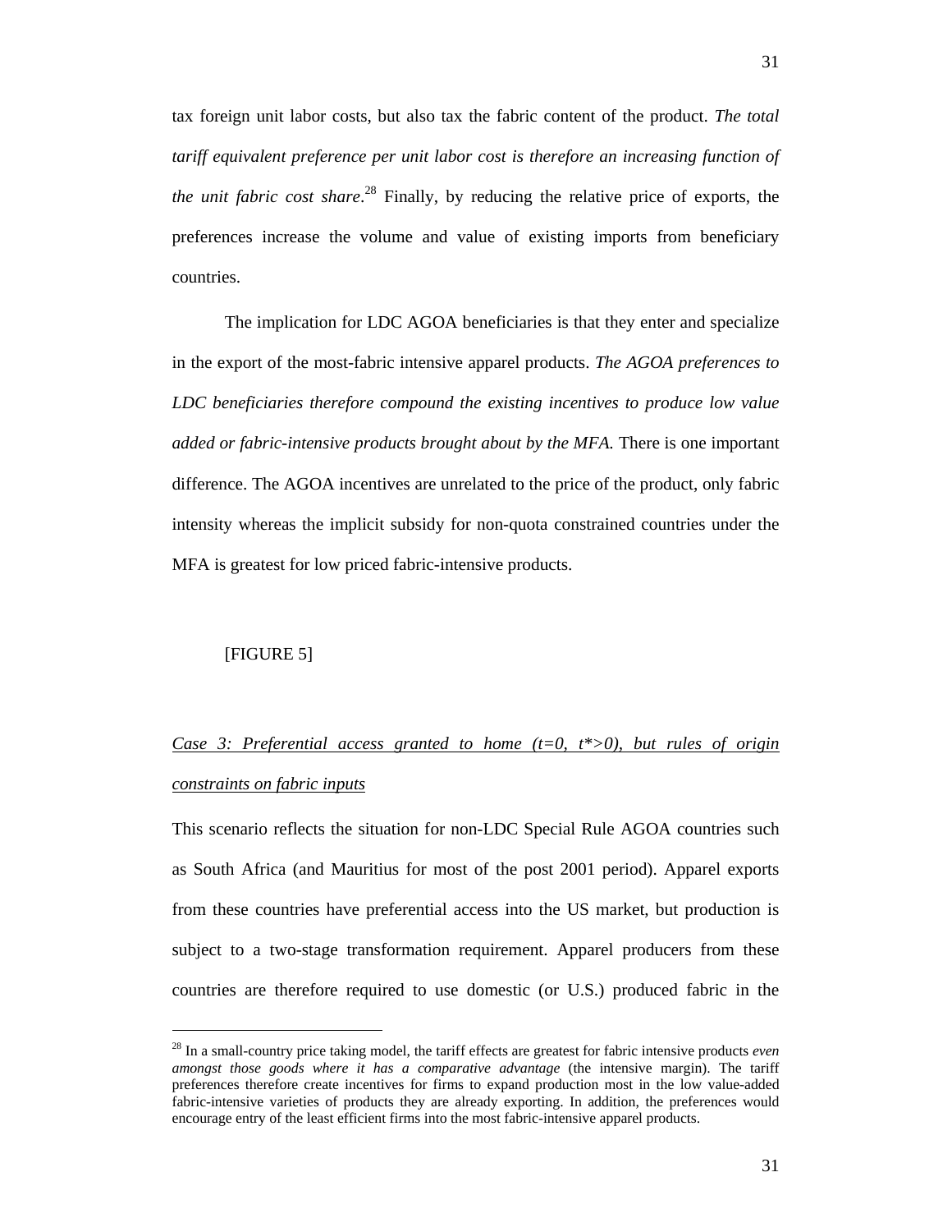tax foreign unit labor costs, but also tax the fabric content of the product. *The total tariff equivalent preference per unit labor cost is therefore an increasing function of the unit fabric cost share*.[28] Finally, by reducing the relative price of exports, the preferences increase the volume and value of existing imports from beneficiary countries.

The implication for LDC AGOA beneficiaries is that they enter and specialize in the export of the most-fabric intensive apparel products. *The AGOA preferences to LDC beneficiaries therefore compound the existing incentives to produce low value added or fabric-intensive products brought about by the MFA.* There is one important difference. The AGOA incentives are unrelated to the price of the product, only fabric intensity whereas the implicit subsidy for non-quota constrained countries under the MFA is greatest for low priced fabric-intensive products.

[FIGURE 5]

*Case 3: Preferential access granted to home ($t=0$, $t^*>0$), but rules of origin constraints on fabric inputs*

This scenario reflects the situation for non-LDC Special Rule AGOA countries such as South Africa (and Mauritius for most of the post 2001 period). Apparel exports from these countries have preferential access into the US market, but production is subject to a two-stage transformation requirement. Apparel producers from these countries are therefore required to use domestic (or U.S.) produced fabric in the

---

[28] In a small-country price taking model, the tariff effects are greatest for fabric intensive products *even amongst those goods where it has a comparative advantage* (the intensive margin). The tariff preferences therefore create incentives for firms to expand production most in the low value-added fabric-intensive varieties of products they are already exporting. In addition, the preferences would encourage entry of the least efficient firms into the most fabric-intensive apparel products.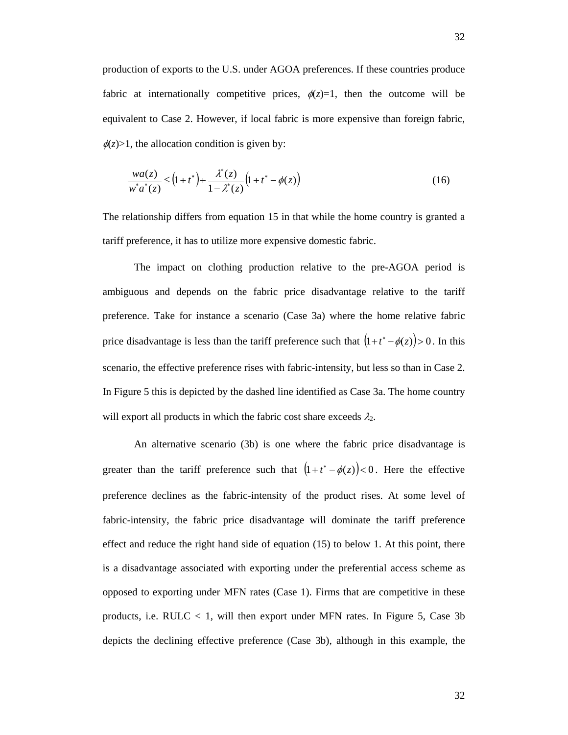production of exports to the U.S. under AGOA preferences. If these countries produce fabric at internationally competitive prices, $\phi(z)$=1, then the outcome will be equivalent to Case 2. However, if local fabric is more expensive than foreign fabric, $\phi(z)$>1, the allocation condition is given by:

$$\frac{wa(z)}{w^* a^*(z)} \leq \left(1+t^*\right) + \frac{\lambda^*(z)}{1-\lambda^*(z)}\left(1+t^* - \phi(z)\right) \tag{16}$$

The relationship differs from equation 15 in that while the home country is granted a tariff preference, it has to utilize more expensive domestic fabric.

The impact on clothing production relative to the pre-AGOA period is ambiguous and depends on the fabric price disadvantage relative to the tariff preference. Take for instance a scenario (Case 3a) where the home relative fabric price disadvantage is less than the tariff preference such that $\left(1+t^* - \phi(z)\right) > 0$. In this scenario, the effective preference rises with fabric-intensity, but less so than in Case 2. In Figure 5 this is depicted by the dashed line identified as Case 3a. The home country will export all products in which the fabric cost share exceeds $\lambda_2$.

An alternative scenario (3b) is one where the fabric price disadvantage is greater than the tariff preference such that $\left(1+t^* - \phi(z)\right) < 0$. Here the effective preference declines as the fabric-intensity of the product rises. At some level of fabric-intensity, the fabric price disadvantage will dominate the tariff preference effect and reduce the right hand side of equation (15) to below 1. At this point, there is a disadvantage associated with exporting under the preferential access scheme as opposed to exporting under MFN rates (Case 1). Firms that are competitive in these products, i.e. RULC < 1, will then export under MFN rates. In Figure 5, Case 3b depicts the declining effective preference (Case 3b), although in this example, the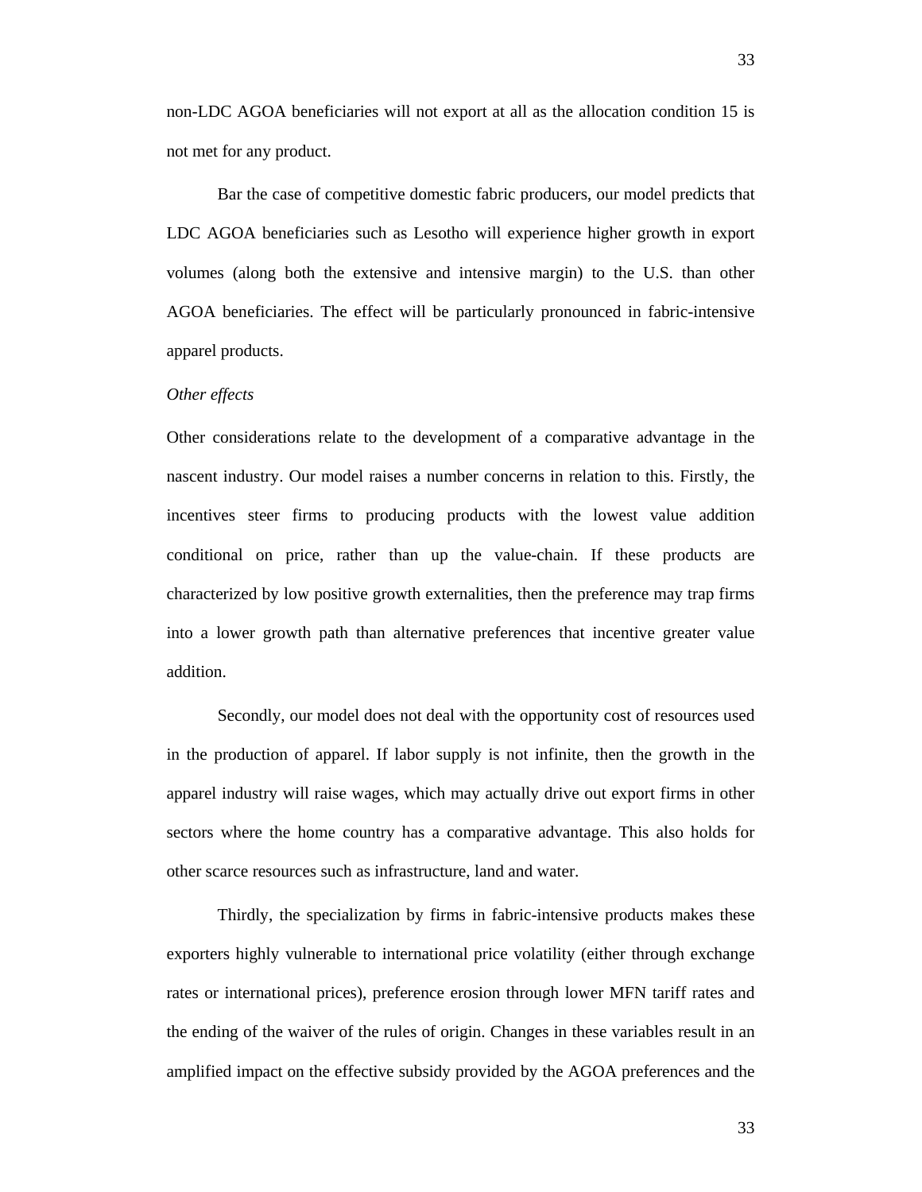non-LDC AGOA beneficiaries will not export at all as the allocation condition 15 is not met for any product.

Bar the case of competitive domestic fabric producers, our model predicts that LDC AGOA beneficiaries such as Lesotho will experience higher growth in export volumes (along both the extensive and intensive margin) to the U.S. than other AGOA beneficiaries. The effect will be particularly pronounced in fabric-intensive apparel products.

*Other effects*

Other considerations relate to the development of a comparative advantage in the nascent industry. Our model raises a number concerns in relation to this. Firstly, the incentives steer firms to producing products with the lowest value addition conditional on price, rather than up the value-chain. If these products are characterized by low positive growth externalities, then the preference may trap firms into a lower growth path than alternative preferences that incentive greater value addition.

Secondly, our model does not deal with the opportunity cost of resources used in the production of apparel. If labor supply is not infinite, then the growth in the apparel industry will raise wages, which may actually drive out export firms in other sectors where the home country has a comparative advantage. This also holds for other scarce resources such as infrastructure, land and water.

Thirdly, the specialization by firms in fabric-intensive products makes these exporters highly vulnerable to international price volatility (either through exchange rates or international prices), preference erosion through lower MFN tariff rates and the ending of the waiver of the rules of origin. Changes in these variables result in an amplified impact on the effective subsidy provided by the AGOA preferences and the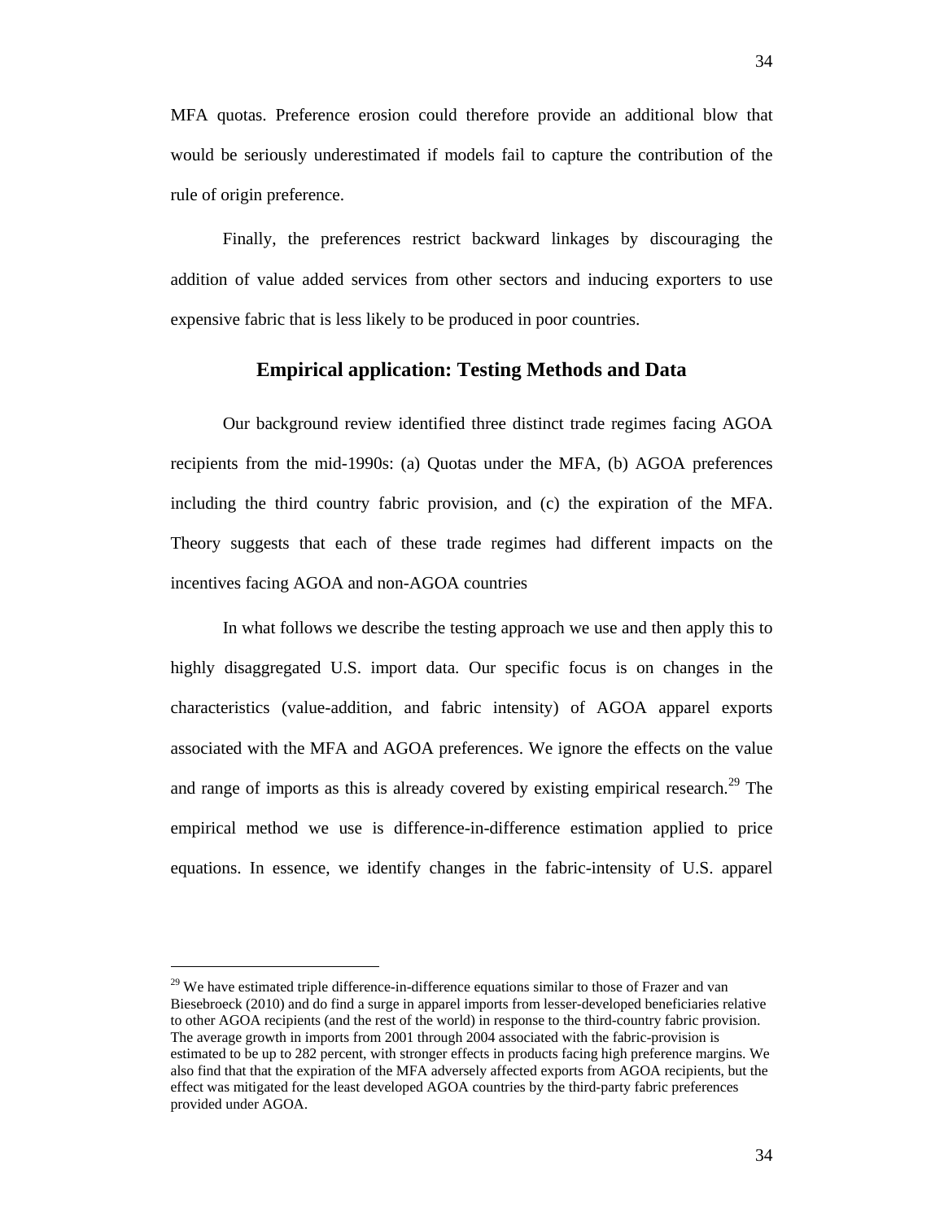MFA quotas. Preference erosion could therefore provide an additional blow that would be seriously underestimated if models fail to capture the contribution of the rule of origin preference.

Finally, the preferences restrict backward linkages by discouraging the addition of value added services from other sectors and inducing exporters to use expensive fabric that is less likely to be produced in poor countries.

## Empirical application: Testing Methods and Data

Our background review identified three distinct trade regimes facing AGOA recipients from the mid-1990s: (a) Quotas under the MFA, (b) AGOA preferences including the third country fabric provision, and (c) the expiration of the MFA. Theory suggests that each of these trade regimes had different impacts on the incentives facing AGOA and non-AGOA countries

In what follows we describe the testing approach we use and then apply this to highly disaggregated U.S. import data. Our specific focus is on changes in the characteristics (value-addition, and fabric intensity) of AGOA apparel exports associated with the MFA and AGOA preferences. We ignore the effects on the value and range of imports as this is already covered by existing empirical research.[29] The empirical method we use is difference-in-difference estimation applied to price equations. In essence, we identify changes in the fabric-intensity of U.S. apparel

---

[29] We have estimated triple difference-in-difference equations similar to those of Frazer and van Biesebroeck (2010) and do find a surge in apparel imports from lesser-developed beneficiaries relative to other AGOA recipients (and the rest of the world) in response to the third-country fabric provision. The average growth in imports from 2001 through 2004 associated with the fabric-provision is estimated to be up to 282 percent, with stronger effects in products facing high preference margins. We also find that that the expiration of the MFA adversely affected exports from AGOA recipients, but the effect was mitigated for the least developed AGOA countries by the third-party fabric preferences provided under AGOA.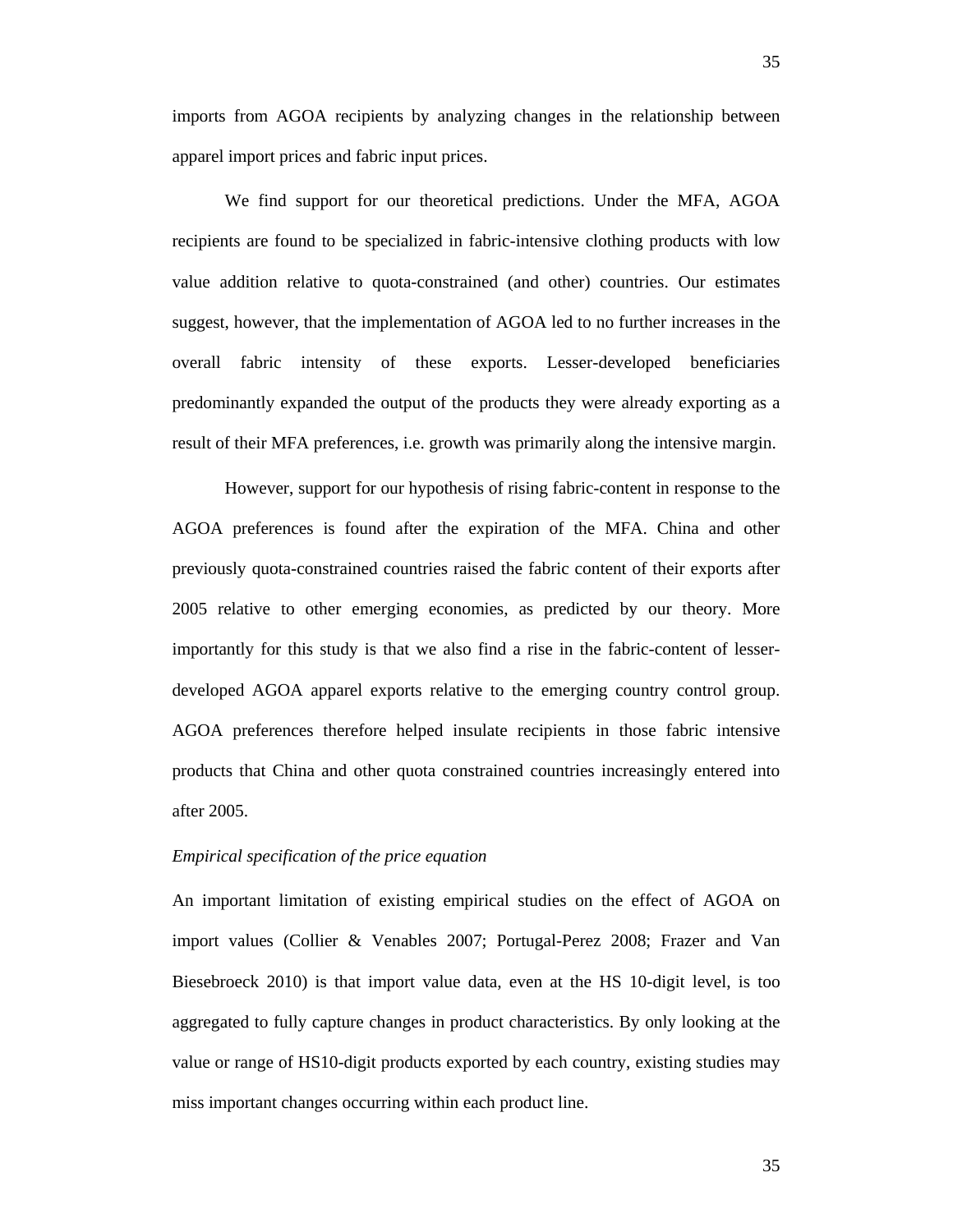imports from AGOA recipients by analyzing changes in the relationship between apparel import prices and fabric input prices.

We find support for our theoretical predictions. Under the MFA, AGOA recipients are found to be specialized in fabric-intensive clothing products with low value addition relative to quota-constrained (and other) countries. Our estimates suggest, however, that the implementation of AGOA led to no further increases in the overall fabric intensity of these exports. Lesser-developed beneficiaries predominantly expanded the output of the products they were already exporting as a result of their MFA preferences, i.e. growth was primarily along the intensive margin.

However, support for our hypothesis of rising fabric-content in response to the AGOA preferences is found after the expiration of the MFA. China and other previously quota-constrained countries raised the fabric content of their exports after 2005 relative to other emerging economies, as predicted by our theory. More importantly for this study is that we also find a rise in the fabric-content of lesser-developed AGOA apparel exports relative to the emerging country control group. AGOA preferences therefore helped insulate recipients in those fabric intensive products that China and other quota constrained countries increasingly entered into after 2005.

*Empirical specification of the price equation*

An important limitation of existing empirical studies on the effect of AGOA on import values (Collier & Venables 2007; Portugal-Perez 2008; Frazer and Van Biesebroeck 2010) is that import value data, even at the HS 10-digit level, is too aggregated to fully capture changes in product characteristics. By only looking at the value or range of HS10-digit products exported by each country, existing studies may miss important changes occurring within each product line.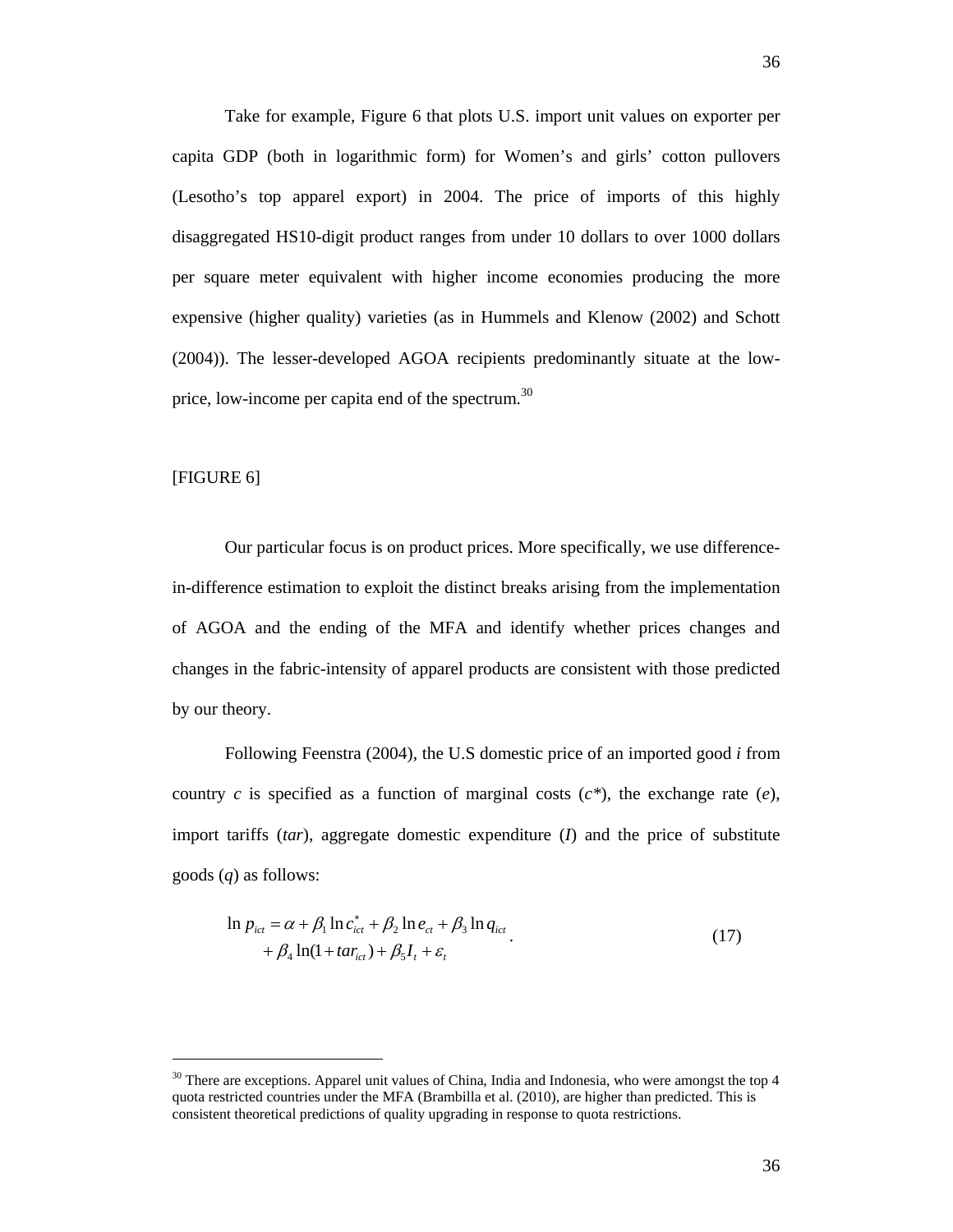Take for example, Figure 6 that plots U.S. import unit values on exporter per capita GDP (both in logarithmic form) for Women's and girls' cotton pullovers (Lesotho's top apparel export) in 2004. The price of imports of this highly disaggregated HS10-digit product ranges from under 10 dollars to over 1000 dollars per square meter equivalent with higher income economies producing the more expensive (higher quality) varieties (as in Hummels and Klenow (2002) and Schott (2004)). The lesser-developed AGOA recipients predominantly situate at the low-price, low-income per capita end of the spectrum.[30]

[FIGURE 6]

Our particular focus is on product prices. More specifically, we use difference-in-difference estimation to exploit the distinct breaks arising from the implementation of AGOA and the ending of the MFA and identify whether prices changes and changes in the fabric-intensity of apparel products are consistent with those predicted by our theory.

Following Feenstra (2004), the U.S domestic price of an imported good *i* from country *c* is specified as a function of marginal costs (*c\**), the exchange rate (*e*), import tariffs (*tar*), aggregate domestic expenditure (*I*) and the price of substitute goods (*q*) as follows:

$$\begin{aligned} \ln p_{ict} = \alpha + \beta_1 \ln c^*_{ict} + \beta_2 \ln e_{ct} + \beta_3 \ln q_{ict} \\ + \beta_4 \ln(1 + tar_{ict}) + \beta_5 I_t + \varepsilon_t \end{aligned} . \tag{17}$$

[30] There are exceptions. Apparel unit values of China, India and Indonesia, who were amongst the top 4 quota restricted countries under the MFA (Brambilla et al. (2010), are higher than predicted. This is consistent theoretical predictions of quality upgrading in response to quota restrictions.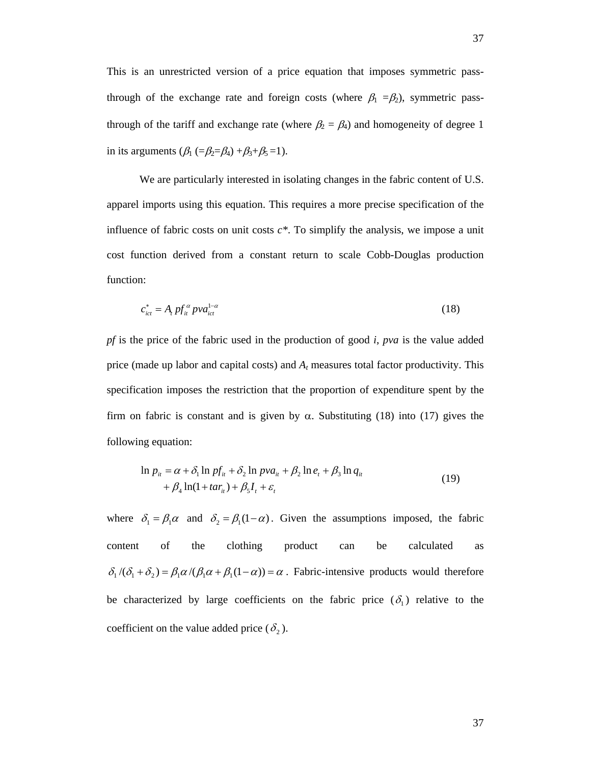This is an unrestricted version of a price equation that imposes symmetric pass-through of the exchange rate and foreign costs (where $\beta_1 = \beta_2$), symmetric pass-through of the tariff and exchange rate (where $\beta_2 = \beta_4$) and homogeneity of degree 1 in its arguments ($\beta_1$ $(=\beta_2=\beta_4)$ $+\beta_3+\beta_5=1$).

We are particularly interested in isolating changes in the fabric content of U.S. apparel imports using this equation. This requires a more precise specification of the influence of fabric costs on unit costs *c\**. To simplify the analysis, we impose a unit cost function derived from a constant return to scale Cobb-Douglas production function:

$$c^*_{ict} = A_t\, pf_{it}^{\alpha}\, pva_{ict}^{1-\alpha} \tag{18}$$

*pf* is the price of the fabric used in the production of good *i*, *pva* is the value added price (made up labor and capital costs) and $A_t$ measures total factor productivity. This specification imposes the restriction that the proportion of expenditure spent by the firm on fabric is constant and is given by $\alpha$. Substituting (18) into (17) gives the following equation:

$$\begin{aligned} \ln p_{it} &= \alpha + \delta_1 \ln pf_{it} + \delta_2 \ln pva_{it} + \beta_2 \ln e_t + \beta_3 \ln q_{it} \\ &\quad + \beta_4 \ln(1+tar_{it}) + \beta_5 I_t + \varepsilon_t \end{aligned} \tag{19}$$

where $\delta_1 = \beta_1\alpha$ and $\delta_2 = \beta_1(1-\alpha)$. Given the assumptions imposed, the fabric content of the clothing product can be calculated as $\delta_1/(\delta_1+\delta_2) = \beta_1\alpha/(\beta_1\alpha + \beta_1(1-\alpha)) = \alpha$. Fabric-intensive products would therefore be characterized by large coefficients on the fabric price ($\delta_1$) relative to the coefficient on the value added price ($\delta_2$).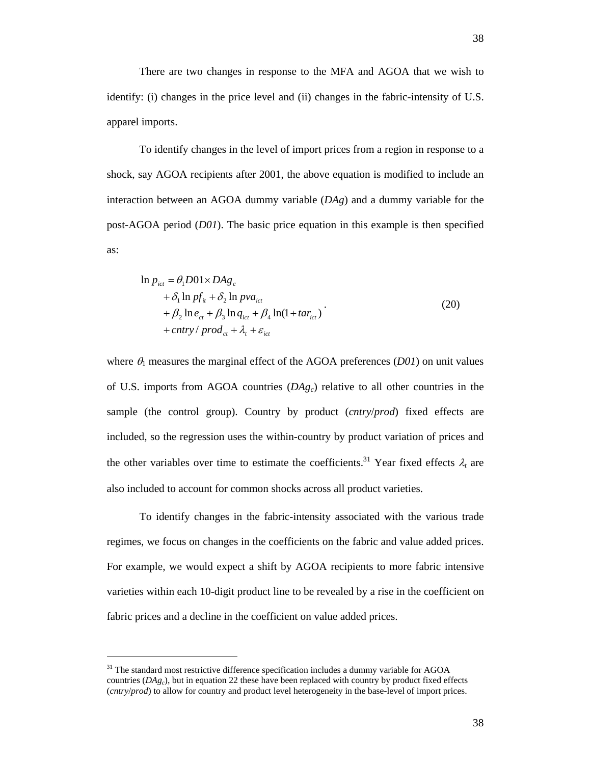There are two changes in response to the MFA and AGOA that we wish to identify: (i) changes in the price level and (ii) changes in the fabric-intensity of U.S. apparel imports.

To identify changes in the level of import prices from a region in response to a shock, say AGOA recipients after 2001, the above equation is modified to include an interaction between an AGOA dummy variable (*DAg*) and a dummy variable for the post-AGOA period (*D01*). The basic price equation in this example is then specified as:

$$
\begin{aligned}
\ln p_{ict} &= \theta_1 D01 \times DAg_c \\
&+ \delta_1 \ln pf_{it} + \delta_2 \ln pva_{ict} \\
&+ \beta_2 \ln e_{ct} + \beta_3 \ln q_{ict} + \beta_4 \ln(1 + tar_{ict}) \\
&+ cntry / prod_{ct} + \lambda_t + \varepsilon_{ict}
\end{aligned}
\qquad (20)
$$

where $\theta_1$ measures the marginal effect of the AGOA preferences (*D01*) on unit values of U.S. imports from AGOA countries ($DAg_c$) relative to all other countries in the sample (the control group). Country by product (*cntry*/*prod*) fixed effects are included, so the regression uses the within-country by product variation of prices and the other variables over time to estimate the coefficients.[31] Year fixed effects $\lambda_t$ are also included to account for common shocks across all product varieties.

To identify changes in the fabric-intensity associated with the various trade regimes, we focus on changes in the coefficients on the fabric and value added prices. For example, we would expect a shift by AGOA recipients to more fabric intensive varieties within each 10-digit product line to be revealed by a rise in the coefficient on fabric prices and a decline in the coefficient on value added prices.

---

[31] The standard most restrictive difference specification includes a dummy variable for AGOA countries ($DAg_c$), but in equation 22 these have been replaced with country by product fixed effects (*cntry*/*prod*) to allow for country and product level heterogeneity in the base-level of import prices.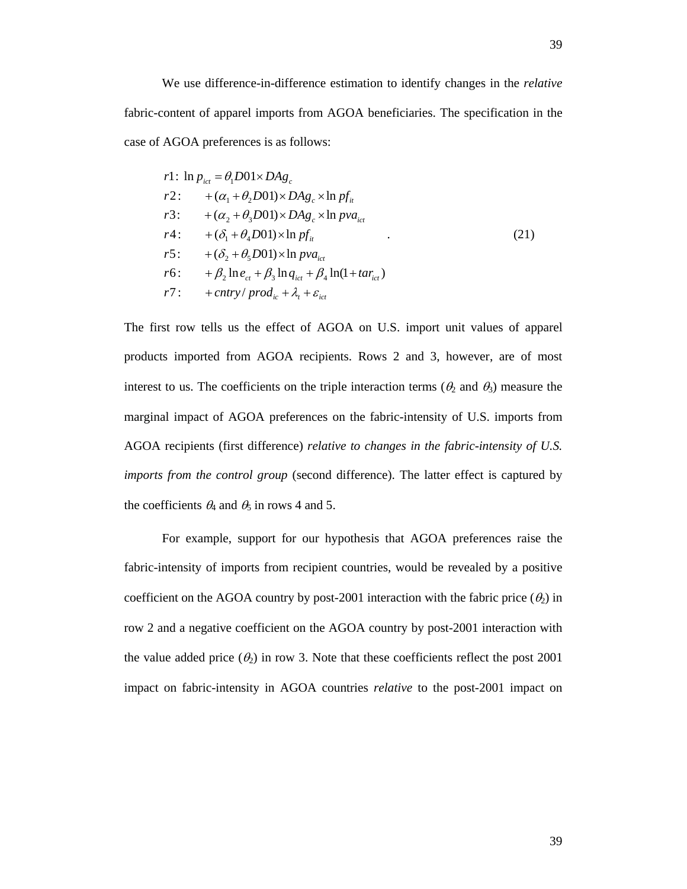We use difference-in-difference estimation to identify changes in the *relative* fabric-content of apparel imports from AGOA beneficiaries. The specification in the case of AGOA preferences is as follows:

$$
\begin{aligned}
&r1:\ \ln p_{ict} = \theta_1 D01 \times DAg_c \\
&r2: \quad + (\alpha_1 + \theta_2 D01) \times DAg_c \times \ln pf_{it} \\
&r3: \quad + (\alpha_2 + \theta_3 D01) \times DAg_c \times \ln pva_{ict} \\
&r4: \quad + (\delta_1 + \theta_4 D01) \times \ln pf_{it} \\
&r5: \quad + (\delta_2 + \theta_5 D01) \times \ln pva_{ict} \\
&r6: \quad + \beta_2 \ln e_{ct} + \beta_3 \ln q_{ict} + \beta_4 \ln(1 + tar_{ict}) \\
&r7: \quad + cntry/prod_{ic} + \lambda_t + \varepsilon_{ict}
\end{aligned}
\quad . \tag{21}
$$

The first row tells us the effect of AGOA on U.S. import unit values of apparel products imported from AGOA recipients. Rows 2 and 3, however, are of most interest to us. The coefficients on the triple interaction terms ($\theta_2$ and $\theta_3$) measure the marginal impact of AGOA preferences on the fabric-intensity of U.S. imports from AGOA recipients (first difference) *relative to changes in the fabric-intensity of U.S. imports from the control group* (second difference). The latter effect is captured by the coefficients $\theta_4$ and $\theta_5$ in rows 4 and 5.

For example, support for our hypothesis that AGOA preferences raise the fabric-intensity of imports from recipient countries, would be revealed by a positive coefficient on the AGOA country by post-2001 interaction with the fabric price ($\theta_2$) in row 2 and a negative coefficient on the AGOA country by post-2001 interaction with the value added price ($\theta_2$) in row 3. Note that these coefficients reflect the post 2001 impact on fabric-intensity in AGOA countries *relative* to the post-2001 impact on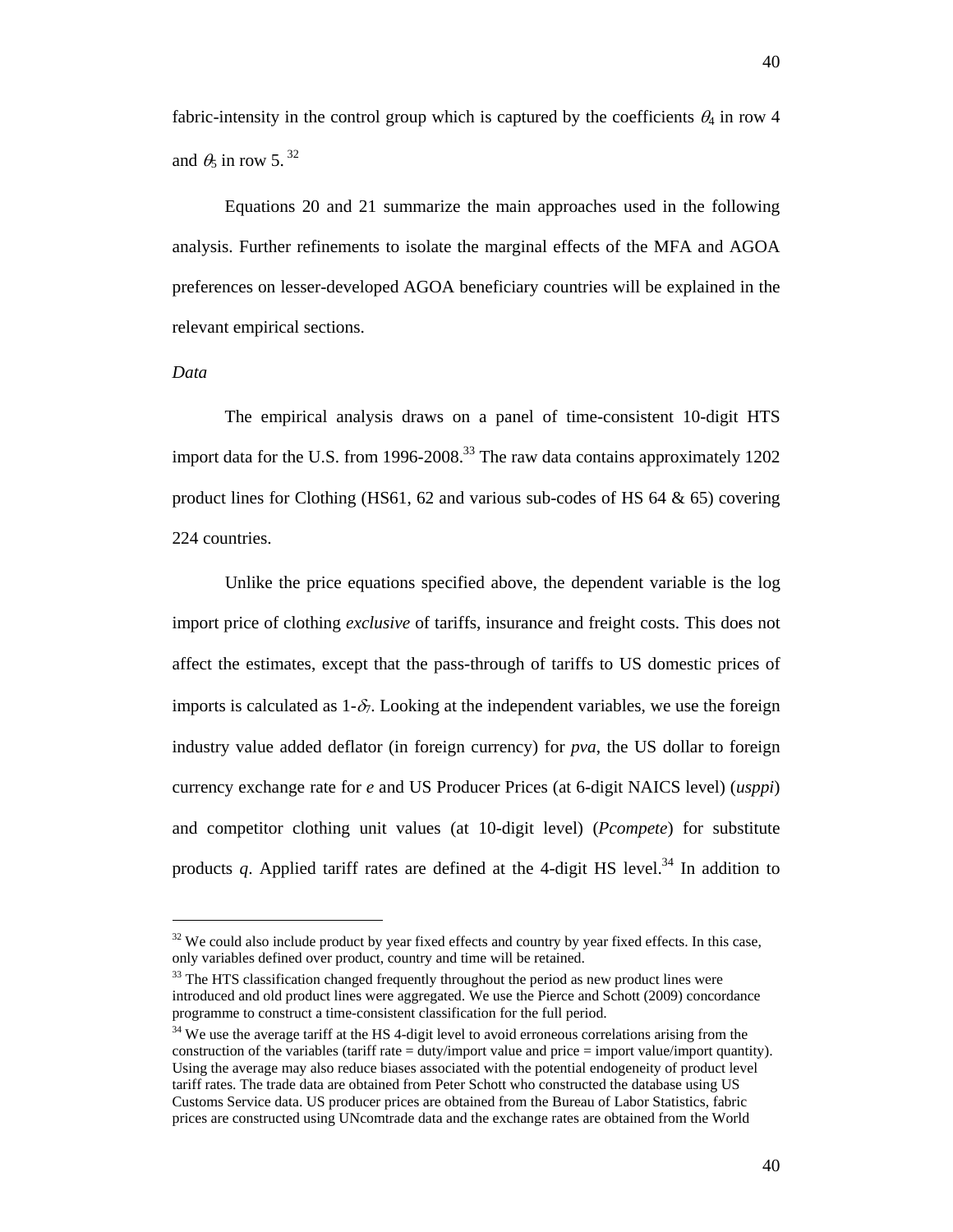fabric-intensity in the control group which is captured by the coefficients $\theta_4$ in row 4 and $\theta_5$ in row 5. [32]

Equations 20 and 21 summarize the main approaches used in the following analysis. Further refinements to isolate the marginal effects of the MFA and AGOA preferences on lesser-developed AGOA beneficiary countries will be explained in the relevant empirical sections.

*Data*

The empirical analysis draws on a panel of time-consistent 10-digit HTS import data for the U.S. from 1996-2008.[33] The raw data contains approximately 1202 product lines for Clothing (HS61, 62 and various sub-codes of HS 64 & 65) covering 224 countries.

Unlike the price equations specified above, the dependent variable is the log import price of clothing *exclusive* of tariffs, insurance and freight costs. This does not affect the estimates, except that the pass-through of tariffs to US domestic prices of imports is calculated as 1-$\delta_7$. Looking at the independent variables, we use the foreign industry value added deflator (in foreign currency) for *pva*, the US dollar to foreign currency exchange rate for *e* and US Producer Prices (at 6-digit NAICS level) (*usppi*) and competitor clothing unit values (at 10-digit level) (*Pcompete*) for substitute products *q*. Applied tariff rates are defined at the 4-digit HS level.[34] In addition to

---

[32] We could also include product by year fixed effects and country by year fixed effects. In this case, only variables defined over product, country and time will be retained.

[33] The HTS classification changed frequently throughout the period as new product lines were introduced and old product lines were aggregated. We use the Pierce and Schott (2009) concordance programme to construct a time-consistent classification for the full period.

[34] We use the average tariff at the HS 4-digit level to avoid erroneous correlations arising from the construction of the variables (tariff rate = duty/import value and price = import value/import quantity). Using the average may also reduce biases associated with the potential endogeneity of product level tariff rates. The trade data are obtained from Peter Schott who constructed the database using US Customs Service data. US producer prices are obtained from the Bureau of Labor Statistics, fabric prices are constructed using UNcomtrade data and the exchange rates are obtained from the World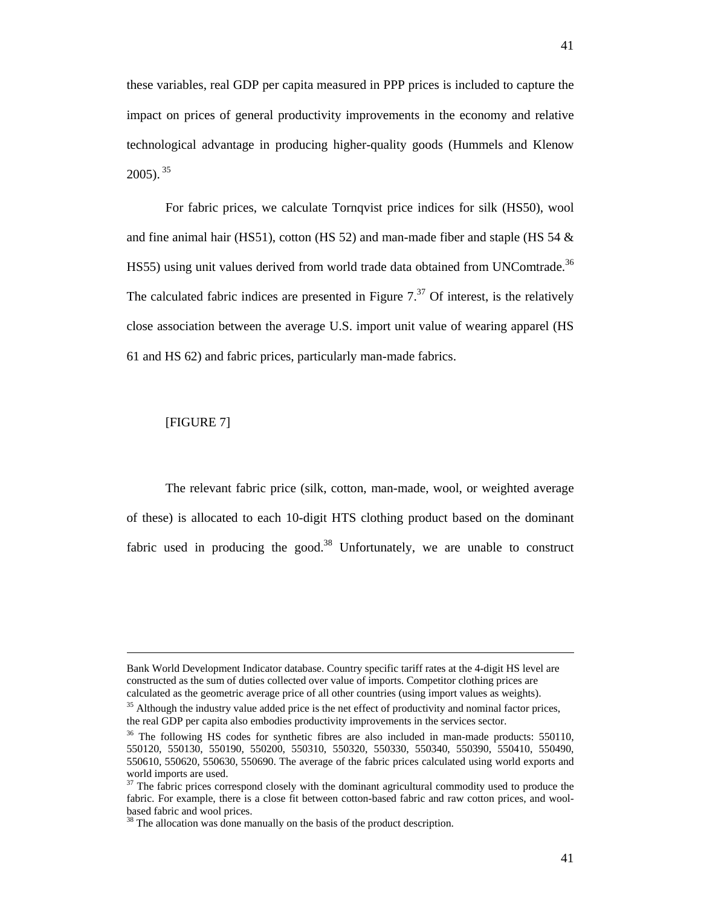these variables, real GDP per capita measured in PPP prices is included to capture the impact on prices of general productivity improvements in the economy and relative technological advantage in producing higher-quality goods (Hummels and Klenow 2005).[35]

For fabric prices, we calculate Tornqvist price indices for silk (HS50), wool and fine animal hair (HS51), cotton (HS 52) and man-made fiber and staple (HS 54 & HS55) using unit values derived from world trade data obtained from UNComtrade.[36] The calculated fabric indices are presented in Figure 7.[37] Of interest, is the relatively close association between the average U.S. import unit value of wearing apparel (HS 61 and HS 62) and fabric prices, particularly man-made fabrics.

[FIGURE 7]

The relevant fabric price (silk, cotton, man-made, wool, or weighted average of these) is allocated to each 10-digit HTS clothing product based on the dominant fabric used in producing the good.[38] Unfortunately, we are unable to construct

---

Bank World Development Indicator database. Country specific tariff rates at the 4-digit HS level are constructed as the sum of duties collected over value of imports. Competitor clothing prices are calculated as the geometric average price of all other countries (using import values as weights).

[35] Although the industry value added price is the net effect of productivity and nominal factor prices, the real GDP per capita also embodies productivity improvements in the services sector.

[36] The following HS codes for synthetic fibres are also included in man-made products: 550110, 550120, 550130, 550190, 550200, 550310, 550320, 550330, 550340, 550390, 550410, 550490, 550610, 550620, 550630, 550690. The average of the fabric prices calculated using world exports and world imports are used.

[37] The fabric prices correspond closely with the dominant agricultural commodity used to produce the fabric. For example, there is a close fit between cotton-based fabric and raw cotton prices, and wool-based fabric and wool prices.

[38] The allocation was done manually on the basis of the product description.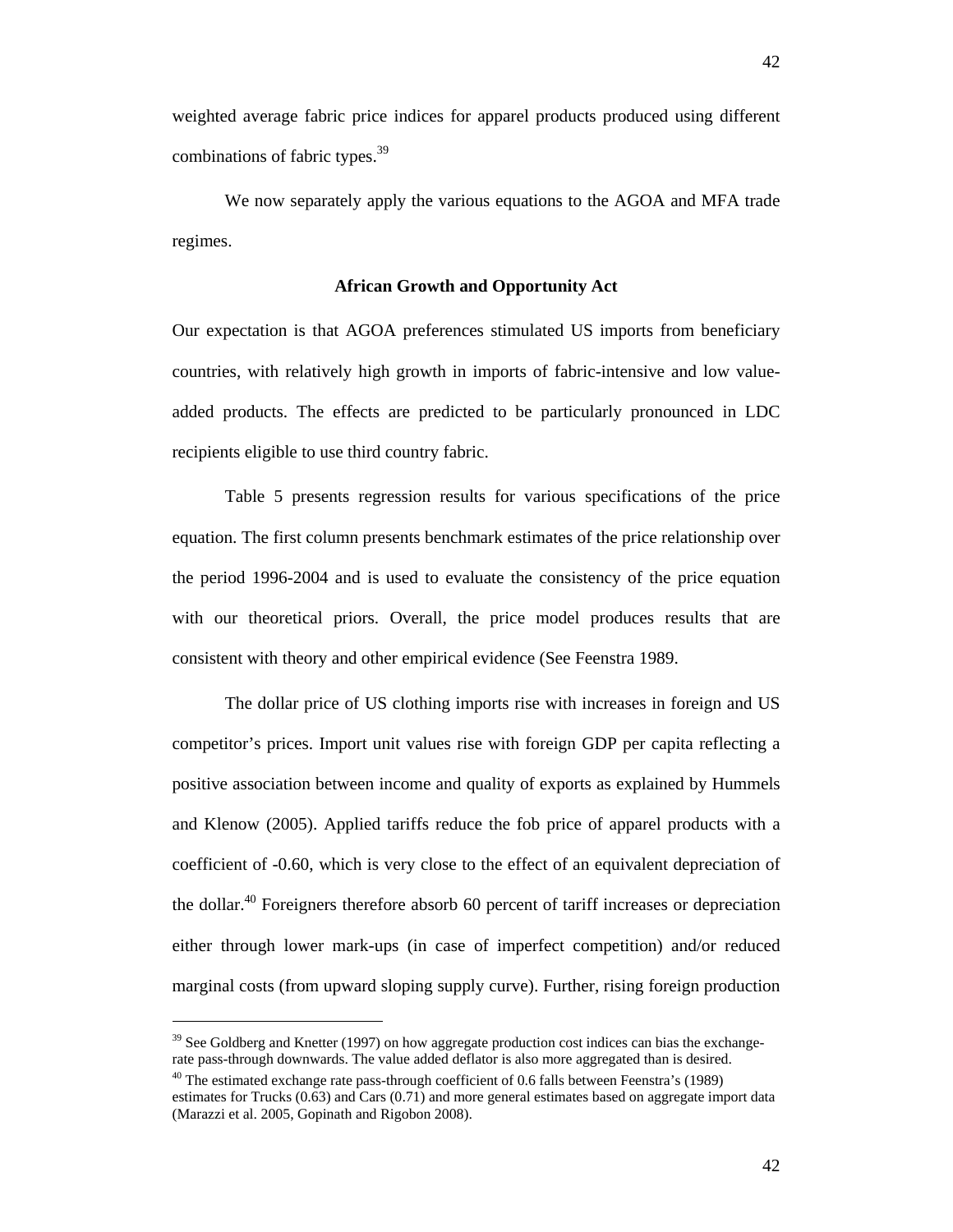weighted average fabric price indices for apparel products produced using different combinations of fabric types.[39]

We now separately apply the various equations to the AGOA and MFA trade regimes.

### African Growth and Opportunity Act

Our expectation is that AGOA preferences stimulated US imports from beneficiary countries, with relatively high growth in imports of fabric-intensive and low value-added products. The effects are predicted to be particularly pronounced in LDC recipients eligible to use third country fabric.

Table 5 presents regression results for various specifications of the price equation. The first column presents benchmark estimates of the price relationship over the period 1996-2004 and is used to evaluate the consistency of the price equation with our theoretical priors. Overall, the price model produces results that are consistent with theory and other empirical evidence (See Feenstra 1989.

The dollar price of US clothing imports rise with increases in foreign and US competitor's prices. Import unit values rise with foreign GDP per capita reflecting a positive association between income and quality of exports as explained by Hummels and Klenow (2005). Applied tariffs reduce the fob price of apparel products with a coefficient of -0.60, which is very close to the effect of an equivalent depreciation of the dollar.[40] Foreigners therefore absorb 60 percent of tariff increases or depreciation either through lower mark-ups (in case of imperfect competition) and/or reduced marginal costs (from upward sloping supply curve). Further, rising foreign production

---

[39] See Goldberg and Knetter (1997) on how aggregate production cost indices can bias the exchange-rate pass-through downwards. The value added deflator is also more aggregated than is desired.

[40] The estimated exchange rate pass-through coefficient of 0.6 falls between Feenstra's (1989) estimates for Trucks (0.63) and Cars (0.71) and more general estimates based on aggregate import data (Marazzi et al. 2005, Gopinath and Rigobon 2008).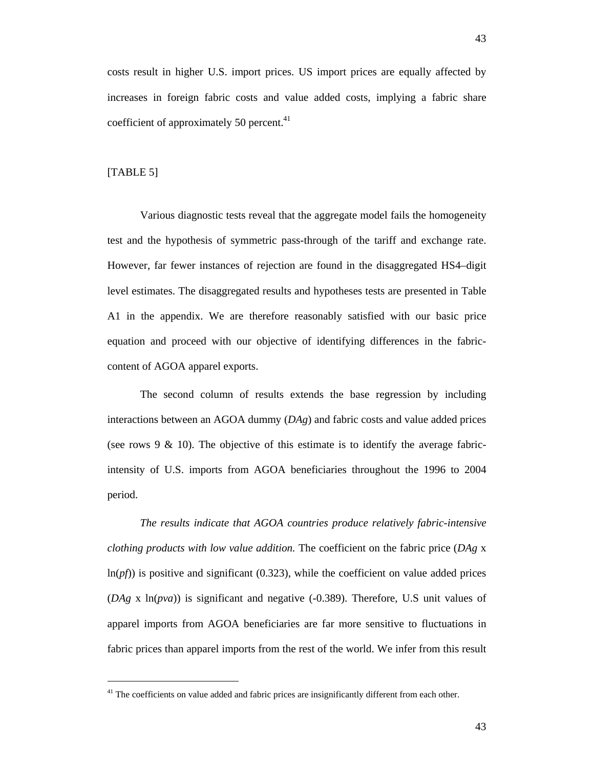costs result in higher U.S. import prices. US import prices are equally affected by increases in foreign fabric costs and value added costs, implying a fabric share coefficient of approximately 50 percent.[41]

[TABLE 5]

Various diagnostic tests reveal that the aggregate model fails the homogeneity test and the hypothesis of symmetric pass-through of the tariff and exchange rate. However, far fewer instances of rejection are found in the disaggregated HS4–digit level estimates. The disaggregated results and hypotheses tests are presented in Table A1 in the appendix. We are therefore reasonably satisfied with our basic price equation and proceed with our objective of identifying differences in the fabric-content of AGOA apparel exports.

The second column of results extends the base regression by including interactions between an AGOA dummy (*DAg*) and fabric costs and value added prices (see rows 9 & 10). The objective of this estimate is to identify the average fabric-intensity of U.S. imports from AGOA beneficiaries throughout the 1996 to 2004 period.

*The results indicate that AGOA countries produce relatively fabric-intensive clothing products with low value addition.* The coefficient on the fabric price (*DAg* x ln(*pf*)) is positive and significant (0.323), while the coefficient on value added prices (*DAg* x ln(*pva*)) is significant and negative (-0.389). Therefore, U.S unit values of apparel imports from AGOA beneficiaries are far more sensitive to fluctuations in fabric prices than apparel imports from the rest of the world. We infer from this result

[41] The coefficients on value added and fabric prices are insignificantly different from each other.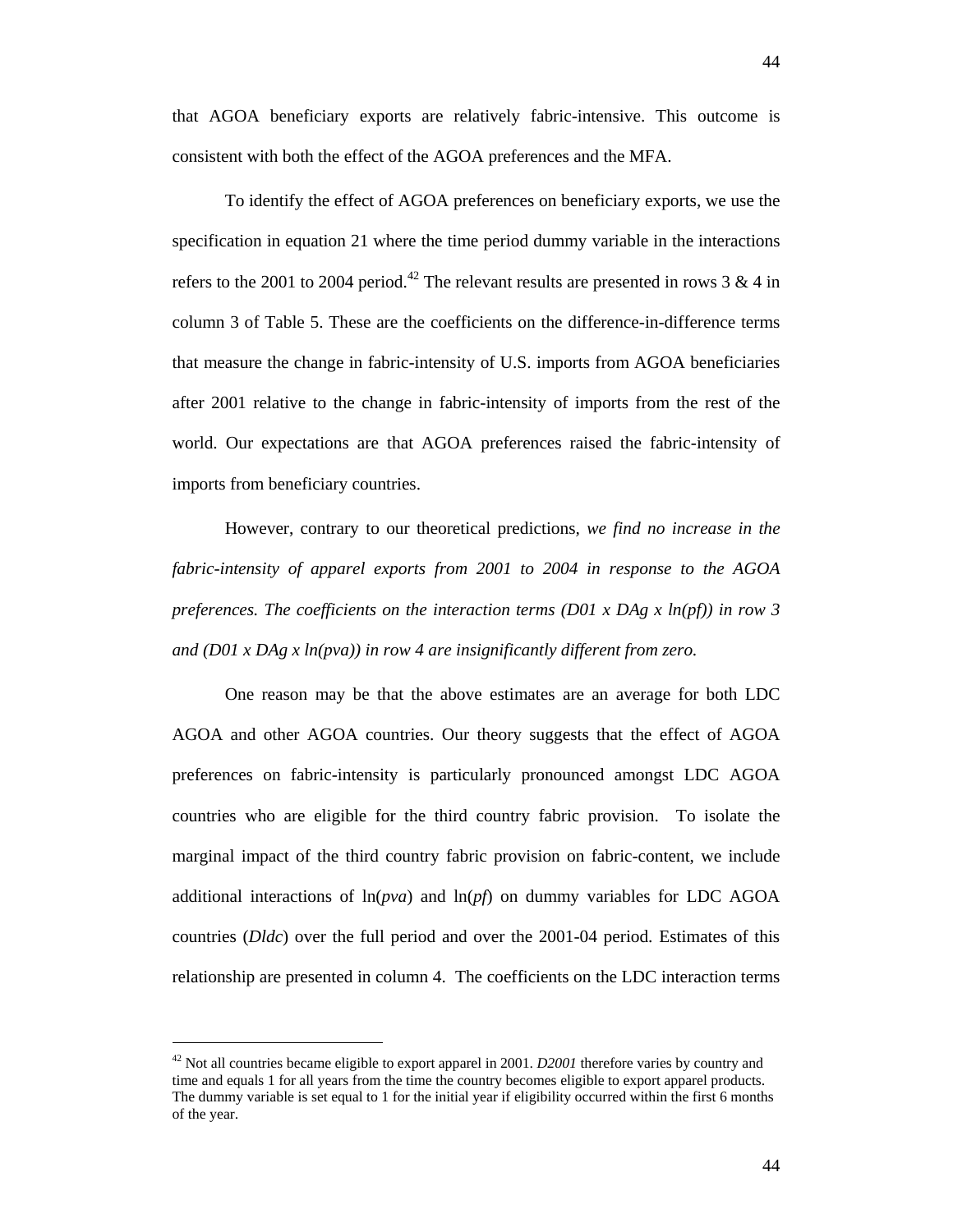that AGOA beneficiary exports are relatively fabric-intensive. This outcome is consistent with both the effect of the AGOA preferences and the MFA.

To identify the effect of AGOA preferences on beneficiary exports, we use the specification in equation 21 where the time period dummy variable in the interactions refers to the 2001 to 2004 period.[42] The relevant results are presented in rows 3 & 4 in column 3 of Table 5. These are the coefficients on the difference-in-difference terms that measure the change in fabric-intensity of U.S. imports from AGOA beneficiaries after 2001 relative to the change in fabric-intensity of imports from the rest of the world. Our expectations are that AGOA preferences raised the fabric-intensity of imports from beneficiary countries.

However, contrary to our theoretical predictions, *we find no increase in the fabric-intensity of apparel exports from 2001 to 2004 in response to the AGOA preferences. The coefficients on the interaction terms (D01 x DAg x ln(pf)) in row 3 and (D01 x DAg x ln(pva)) in row 4 are insignificantly different from zero.*

One reason may be that the above estimates are an average for both LDC AGOA and other AGOA countries. Our theory suggests that the effect of AGOA preferences on fabric-intensity is particularly pronounced amongst LDC AGOA countries who are eligible for the third country fabric provision. To isolate the marginal impact of the third country fabric provision on fabric-content, we include additional interactions of ln(*pva*) and ln(*pf*) on dummy variables for LDC AGOA countries (*Dldc*) over the full period and over the 2001-04 period. Estimates of this relationship are presented in column 4. The coefficients on the LDC interaction terms

[42] Not all countries became eligible to export apparel in 2001. *D2001* therefore varies by country and time and equals 1 for all years from the time the country becomes eligible to export apparel products. The dummy variable is set equal to 1 for the initial year if eligibility occurred within the first 6 months of the year.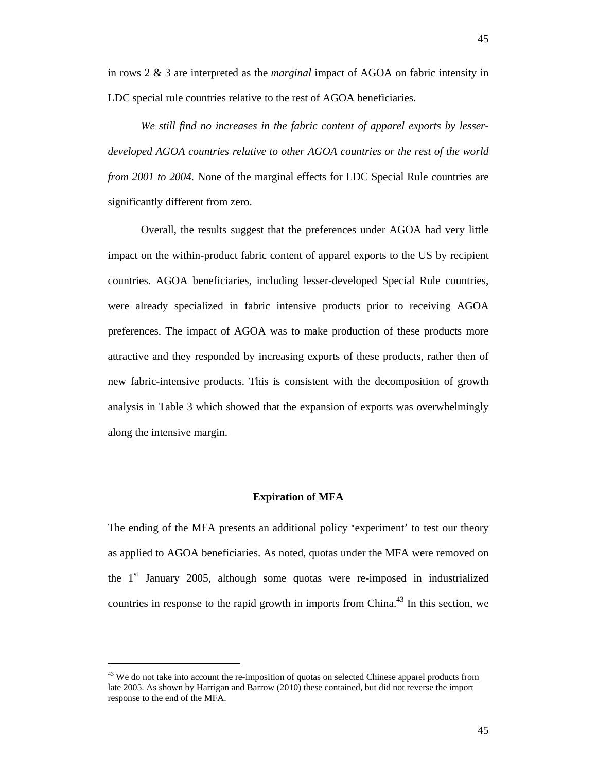in rows 2 & 3 are interpreted as the *marginal* impact of AGOA on fabric intensity in LDC special rule countries relative to the rest of AGOA beneficiaries.

*We still find no increases in the fabric content of apparel exports by lesser-developed AGOA countries relative to other AGOA countries or the rest of the world from 2001 to 2004.* None of the marginal effects for LDC Special Rule countries are significantly different from zero.

Overall, the results suggest that the preferences under AGOA had very little impact on the within-product fabric content of apparel exports to the US by recipient countries. AGOA beneficiaries, including lesser-developed Special Rule countries, were already specialized in fabric intensive products prior to receiving AGOA preferences. The impact of AGOA was to make production of these products more attractive and they responded by increasing exports of these products, rather then of new fabric-intensive products. This is consistent with the decomposition of growth analysis in Table 3 which showed that the expansion of exports was overwhelmingly along the intensive margin.

## Expiration of MFA

The ending of the MFA presents an additional policy 'experiment' to test our theory as applied to AGOA beneficiaries. As noted, quotas under the MFA were removed on the 1st January 2005, although some quotas were re-imposed in industrialized countries in response to the rapid growth in imports from China.[43] In this section, we

[43] We do not take into account the re-imposition of quotas on selected Chinese apparel products from late 2005. As shown by Harrigan and Barrow (2010) these contained, but did not reverse the import response to the end of the MFA.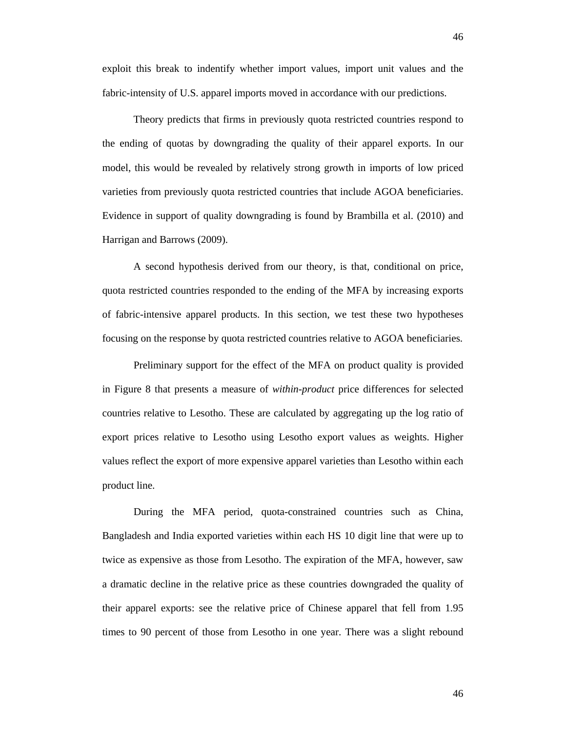exploit this break to indentify whether import values, import unit values and the fabric-intensity of U.S. apparel imports moved in accordance with our predictions.

Theory predicts that firms in previously quota restricted countries respond to the ending of quotas by downgrading the quality of their apparel exports. In our model, this would be revealed by relatively strong growth in imports of low priced varieties from previously quota restricted countries that include AGOA beneficiaries. Evidence in support of quality downgrading is found by Brambilla et al. (2010) and Harrigan and Barrows (2009).

A second hypothesis derived from our theory, is that, conditional on price, quota restricted countries responded to the ending of the MFA by increasing exports of fabric-intensive apparel products. In this section, we test these two hypotheses focusing on the response by quota restricted countries relative to AGOA beneficiaries.

Preliminary support for the effect of the MFA on product quality is provided in Figure 8 that presents a measure of *within-product* price differences for selected countries relative to Lesotho. These are calculated by aggregating up the log ratio of export prices relative to Lesotho using Lesotho export values as weights. Higher values reflect the export of more expensive apparel varieties than Lesotho within each product line.

During the MFA period, quota-constrained countries such as China, Bangladesh and India exported varieties within each HS 10 digit line that were up to twice as expensive as those from Lesotho. The expiration of the MFA, however, saw a dramatic decline in the relative price as these countries downgraded the quality of their apparel exports: see the relative price of Chinese apparel that fell from 1.95 times to 90 percent of those from Lesotho in one year. There was a slight rebound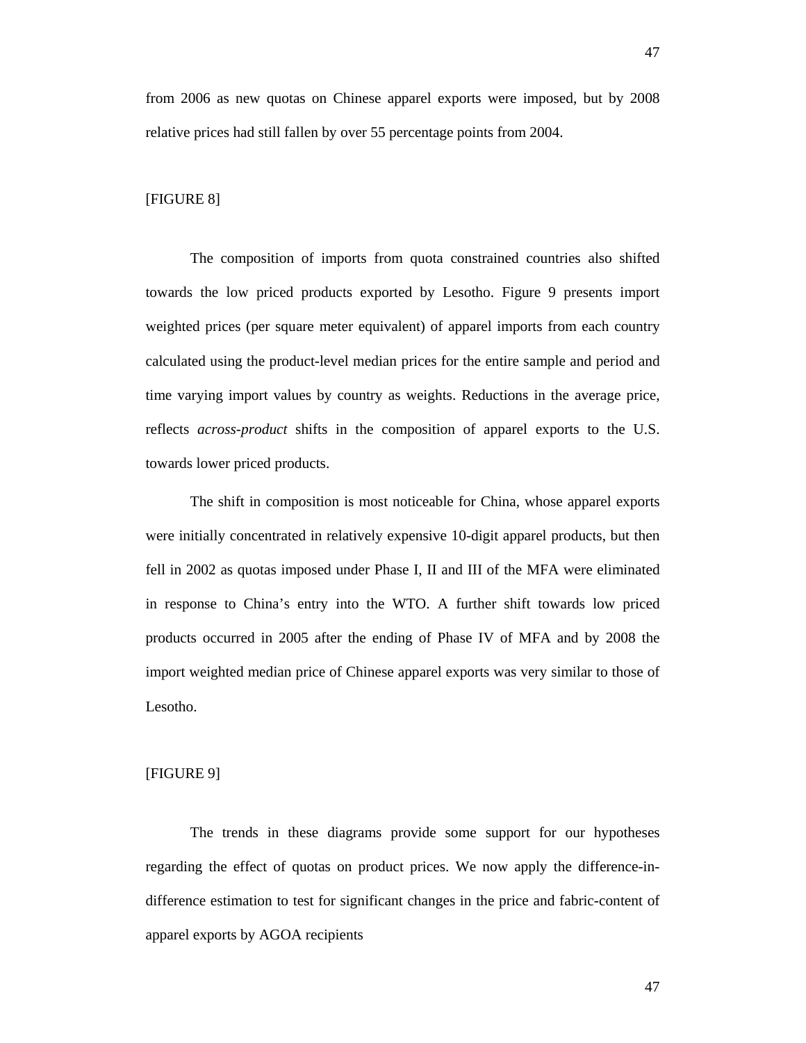from 2006 as new quotas on Chinese apparel exports were imposed, but by 2008 relative prices had still fallen by over 55 percentage points from 2004.

[FIGURE 8]

The composition of imports from quota constrained countries also shifted towards the low priced products exported by Lesotho. Figure 9 presents import weighted prices (per square meter equivalent) of apparel imports from each country calculated using the product-level median prices for the entire sample and period and time varying import values by country as weights. Reductions in the average price, reflects *across-product* shifts in the composition of apparel exports to the U.S. towards lower priced products.

The shift in composition is most noticeable for China, whose apparel exports were initially concentrated in relatively expensive 10-digit apparel products, but then fell in 2002 as quotas imposed under Phase I, II and III of the MFA were eliminated in response to China's entry into the WTO. A further shift towards low priced products occurred in 2005 after the ending of Phase IV of MFA and by 2008 the import weighted median price of Chinese apparel exports was very similar to those of Lesotho.

[FIGURE 9]

The trends in these diagrams provide some support for our hypotheses regarding the effect of quotas on product prices. We now apply the difference-in-difference estimation to test for significant changes in the price and fabric-content of apparel exports by AGOA recipients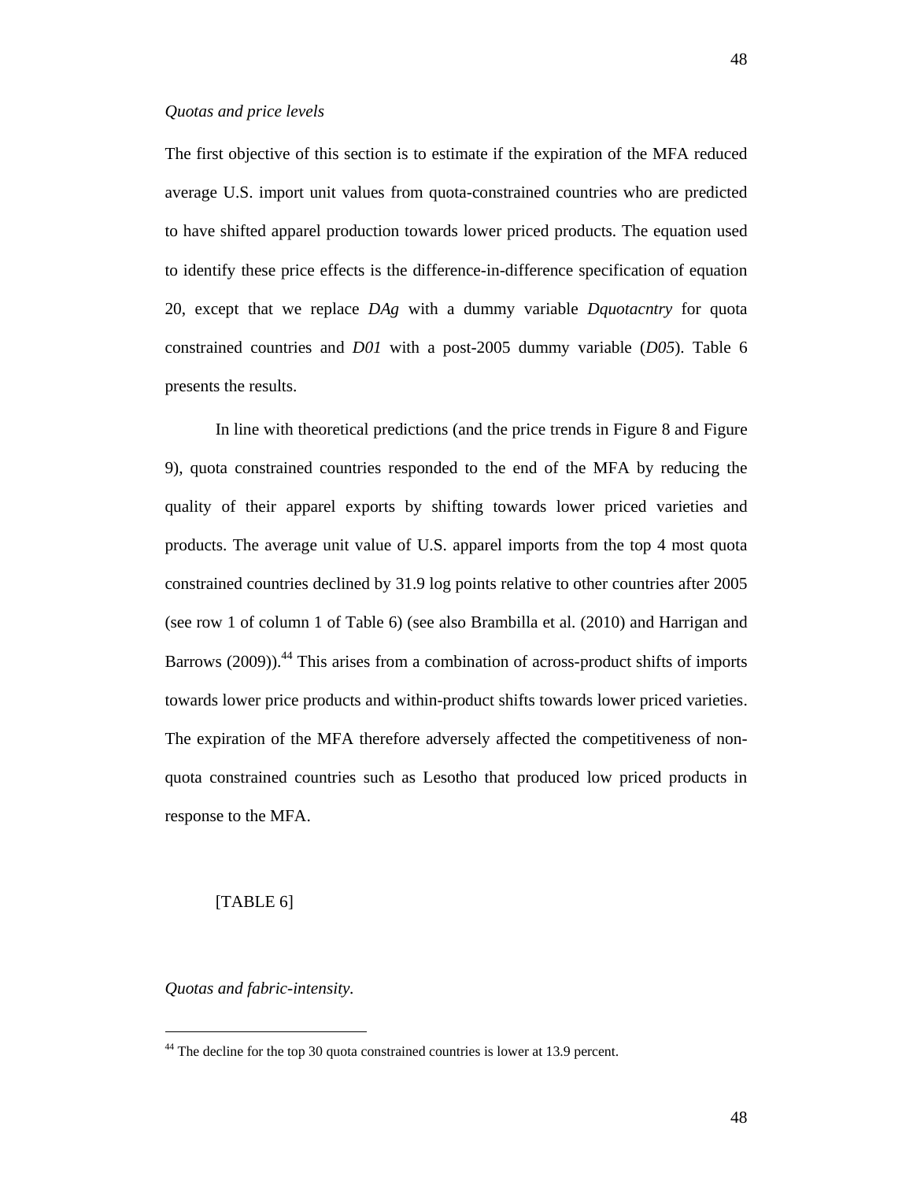*Quotas and price levels*

The first objective of this section is to estimate if the expiration of the MFA reduced average U.S. import unit values from quota-constrained countries who are predicted to have shifted apparel production towards lower priced products. The equation used to identify these price effects is the difference-in-difference specification of equation 20, except that we replace *DAg* with a dummy variable *Dquotacntry* for quota constrained countries and *D01* with a post-2005 dummy variable (*D05*). Table 6 presents the results.

In line with theoretical predictions (and the price trends in Figure 8 and Figure 9), quota constrained countries responded to the end of the MFA by reducing the quality of their apparel exports by shifting towards lower priced varieties and products. The average unit value of U.S. apparel imports from the top 4 most quota constrained countries declined by 31.9 log points relative to other countries after 2005 (see row 1 of column 1 of Table 6) (see also Brambilla et al. (2010) and Harrigan and Barrows (2009)).[44] This arises from a combination of across-product shifts of imports towards lower price products and within-product shifts towards lower priced varieties. The expiration of the MFA therefore adversely affected the competitiveness of non-quota constrained countries such as Lesotho that produced low priced products in response to the MFA.

[TABLE 6]

*Quotas and fabric-intensity.*

[44] The decline for the top 30 quota constrained countries is lower at 13.9 percent.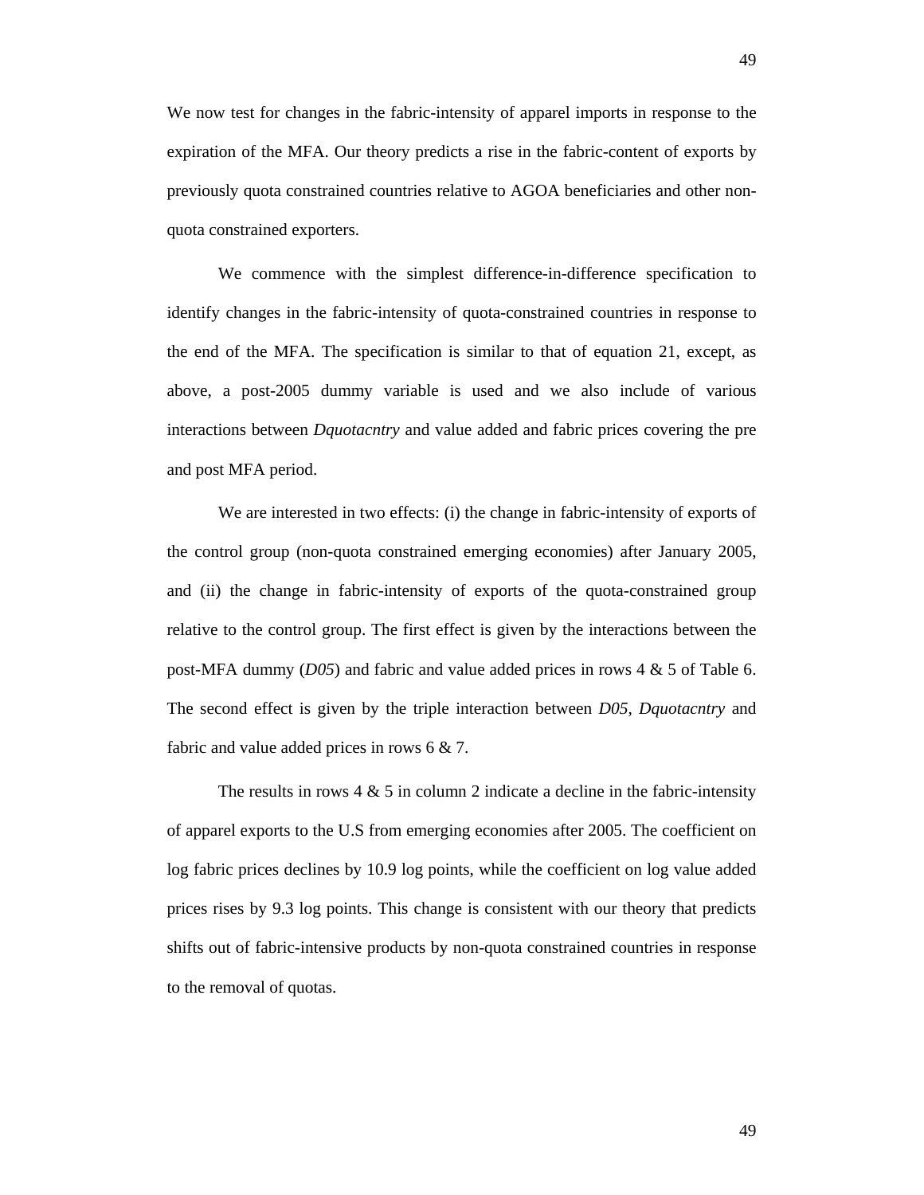We now test for changes in the fabric-intensity of apparel imports in response to the expiration of the MFA. Our theory predicts a rise in the fabric-content of exports by previously quota constrained countries relative to AGOA beneficiaries and other non-quota constrained exporters.

We commence with the simplest difference-in-difference specification to identify changes in the fabric-intensity of quota-constrained countries in response to the end of the MFA. The specification is similar to that of equation 21, except, as above, a post-2005 dummy variable is used and we also include of various interactions between *Dquotacntry* and value added and fabric prices covering the pre and post MFA period.

We are interested in two effects: (i) the change in fabric-intensity of exports of the control group (non-quota constrained emerging economies) after January 2005, and (ii) the change in fabric-intensity of exports of the quota-constrained group relative to the control group. The first effect is given by the interactions between the post-MFA dummy (*D05*) and fabric and value added prices in rows 4 & 5 of Table 6. The second effect is given by the triple interaction between *D05*, *Dquotacntry* and fabric and value added prices in rows 6 & 7.

The results in rows 4 & 5 in column 2 indicate a decline in the fabric-intensity of apparel exports to the U.S from emerging economies after 2005. The coefficient on log fabric prices declines by 10.9 log points, while the coefficient on log value added prices rises by 9.3 log points. This change is consistent with our theory that predicts shifts out of fabric-intensive products by non-quota constrained countries in response to the removal of quotas.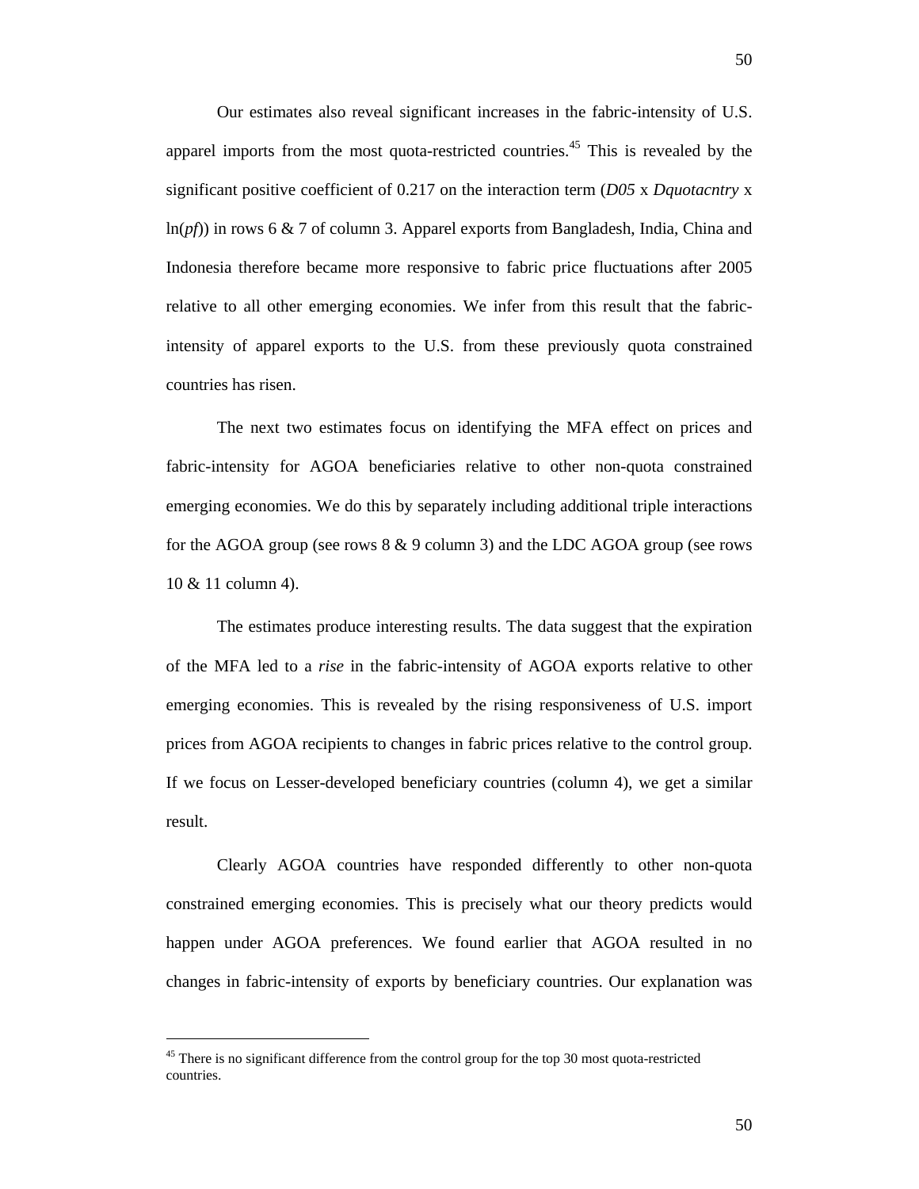Our estimates also reveal significant increases in the fabric-intensity of U.S. apparel imports from the most quota-restricted countries.[45] This is revealed by the significant positive coefficient of 0.217 on the interaction term (*D05* x *Dquotacntry* x ln(*pf*)) in rows 6 & 7 of column 3. Apparel exports from Bangladesh, India, China and Indonesia therefore became more responsive to fabric price fluctuations after 2005 relative to all other emerging economies. We infer from this result that the fabric-intensity of apparel exports to the U.S. from these previously quota constrained countries has risen.

The next two estimates focus on identifying the MFA effect on prices and fabric-intensity for AGOA beneficiaries relative to other non-quota constrained emerging economies. We do this by separately including additional triple interactions for the AGOA group (see rows 8 & 9 column 3) and the LDC AGOA group (see rows 10 & 11 column 4).

The estimates produce interesting results. The data suggest that the expiration of the MFA led to a *rise* in the fabric-intensity of AGOA exports relative to other emerging economies. This is revealed by the rising responsiveness of U.S. import prices from AGOA recipients to changes in fabric prices relative to the control group. If we focus on Lesser-developed beneficiary countries (column 4), we get a similar result.

Clearly AGOA countries have responded differently to other non-quota constrained emerging economies. This is precisely what our theory predicts would happen under AGOA preferences. We found earlier that AGOA resulted in no changes in fabric-intensity of exports by beneficiary countries. Our explanation was

---

[45] There is no significant difference from the control group for the top 30 most quota-restricted countries.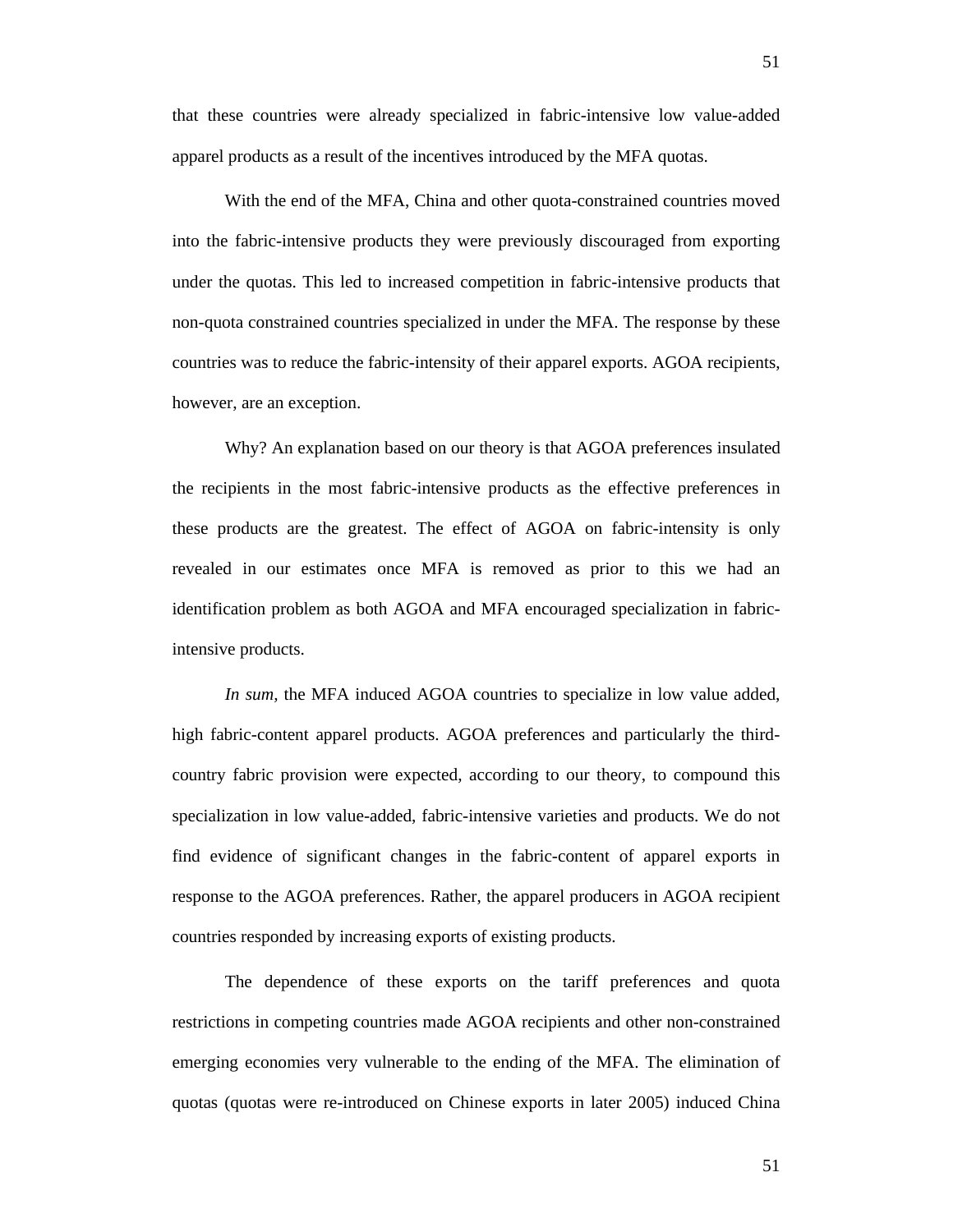that these countries were already specialized in fabric-intensive low value-added apparel products as a result of the incentives introduced by the MFA quotas.

With the end of the MFA, China and other quota-constrained countries moved into the fabric-intensive products they were previously discouraged from exporting under the quotas. This led to increased competition in fabric-intensive products that non-quota constrained countries specialized in under the MFA. The response by these countries was to reduce the fabric-intensity of their apparel exports. AGOA recipients, however, are an exception.

Why? An explanation based on our theory is that AGOA preferences insulated the recipients in the most fabric-intensive products as the effective preferences in these products are the greatest. The effect of AGOA on fabric-intensity is only revealed in our estimates once MFA is removed as prior to this we had an identification problem as both AGOA and MFA encouraged specialization in fabric-intensive products.

*In sum*, the MFA induced AGOA countries to specialize in low value added, high fabric-content apparel products. AGOA preferences and particularly the third-country fabric provision were expected, according to our theory, to compound this specialization in low value-added, fabric-intensive varieties and products. We do not find evidence of significant changes in the fabric-content of apparel exports in response to the AGOA preferences. Rather, the apparel producers in AGOA recipient countries responded by increasing exports of existing products.

The dependence of these exports on the tariff preferences and quota restrictions in competing countries made AGOA recipients and other non-constrained emerging economies very vulnerable to the ending of the MFA. The elimination of quotas (quotas were re-introduced on Chinese exports in later 2005) induced China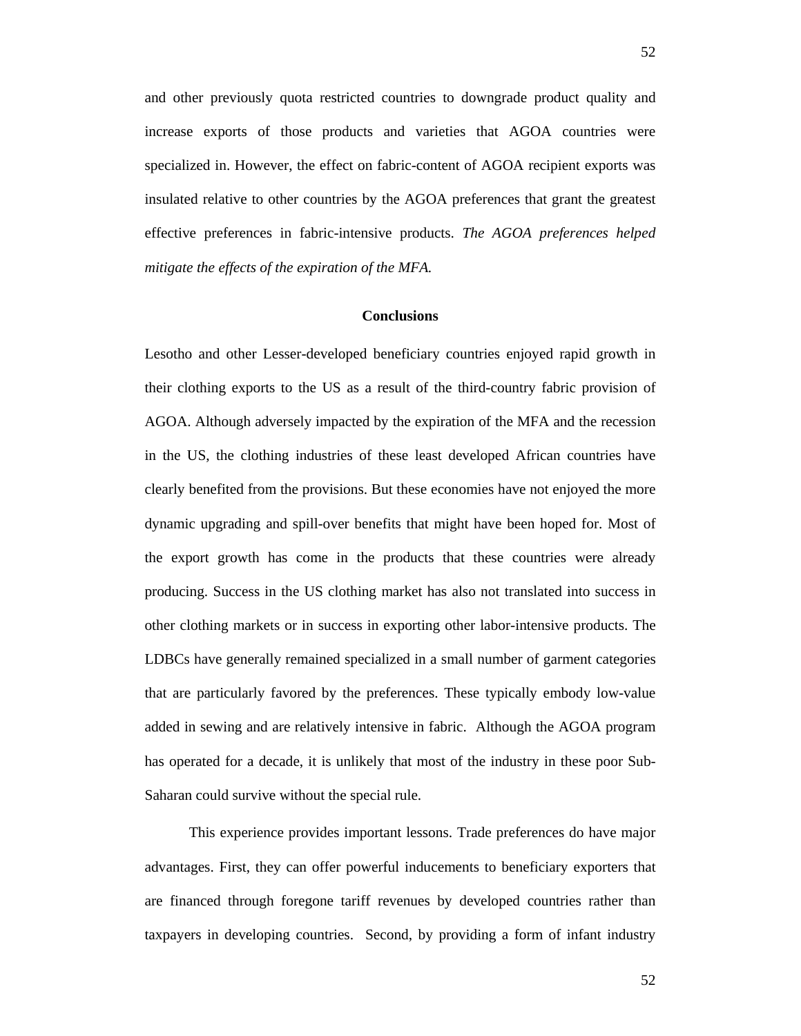and other previously quota restricted countries to downgrade product quality and increase exports of those products and varieties that AGOA countries were specialized in. However, the effect on fabric-content of AGOA recipient exports was insulated relative to other countries by the AGOA preferences that grant the greatest effective preferences in fabric-intensive products. *The AGOA preferences helped mitigate the effects of the expiration of the MFA.*

## Conclusions

Lesotho and other Lesser-developed beneficiary countries enjoyed rapid growth in their clothing exports to the US as a result of the third-country fabric provision of AGOA. Although adversely impacted by the expiration of the MFA and the recession in the US, the clothing industries of these least developed African countries have clearly benefited from the provisions. But these economies have not enjoyed the more dynamic upgrading and spill-over benefits that might have been hoped for. Most of the export growth has come in the products that these countries were already producing. Success in the US clothing market has also not translated into success in other clothing markets or in success in exporting other labor-intensive products. The LDBCs have generally remained specialized in a small number of garment categories that are particularly favored by the preferences. These typically embody low-value added in sewing and are relatively intensive in fabric. Although the AGOA program has operated for a decade, it is unlikely that most of the industry in these poor Sub-Saharan could survive without the special rule.

This experience provides important lessons. Trade preferences do have major advantages. First, they can offer powerful inducements to beneficiary exporters that are financed through foregone tariff revenues by developed countries rather than taxpayers in developing countries. Second, by providing a form of infant industry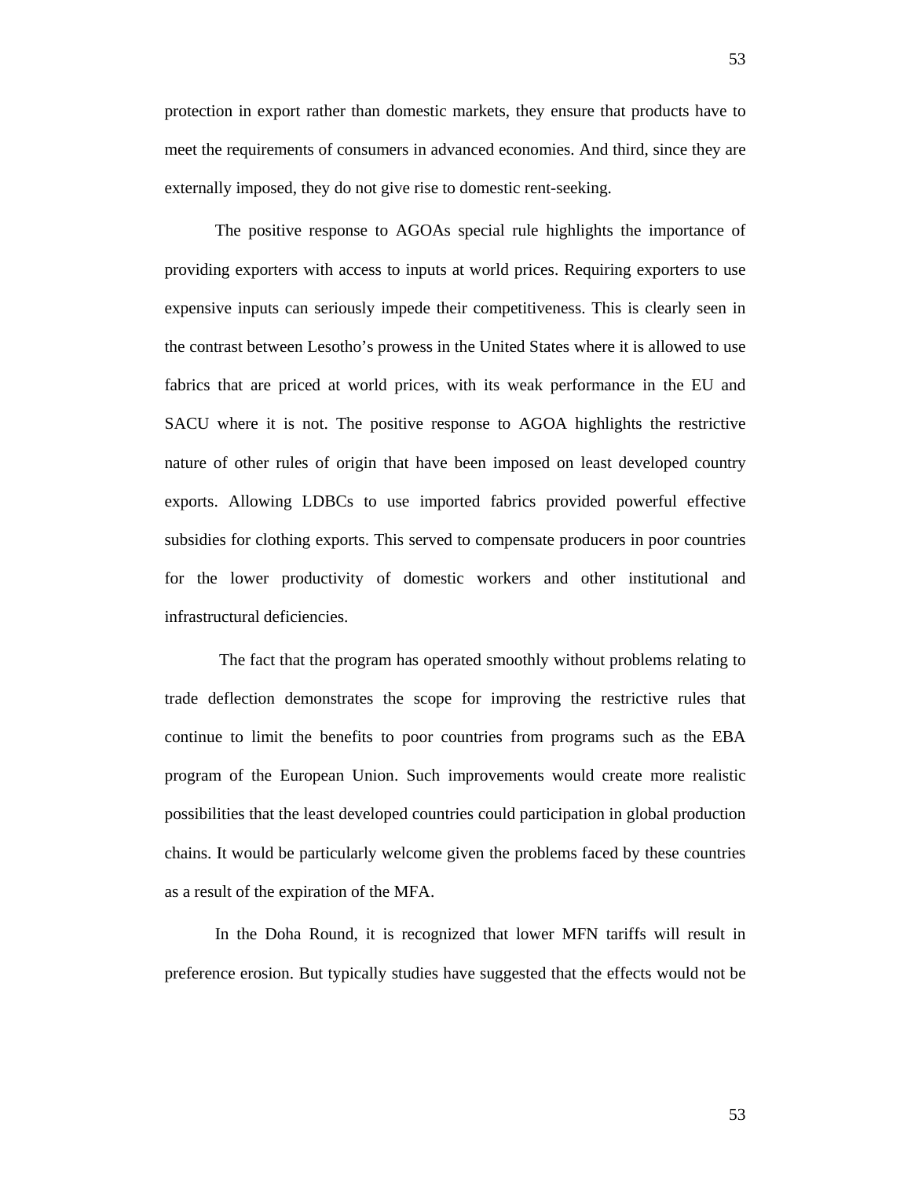protection in export rather than domestic markets, they ensure that products have to meet the requirements of consumers in advanced economies. And third, since they are externally imposed, they do not give rise to domestic rent-seeking.

The positive response to AGOAs special rule highlights the importance of providing exporters with access to inputs at world prices. Requiring exporters to use expensive inputs can seriously impede their competitiveness. This is clearly seen in the contrast between Lesotho's prowess in the United States where it is allowed to use fabrics that are priced at world prices, with its weak performance in the EU and SACU where it is not. The positive response to AGOA highlights the restrictive nature of other rules of origin that have been imposed on least developed country exports. Allowing LDBCs to use imported fabrics provided powerful effective subsidies for clothing exports. This served to compensate producers in poor countries for the lower productivity of domestic workers and other institutional and infrastructural deficiencies.

The fact that the program has operated smoothly without problems relating to trade deflection demonstrates the scope for improving the restrictive rules that continue to limit the benefits to poor countries from programs such as the EBA program of the European Union. Such improvements would create more realistic possibilities that the least developed countries could participation in global production chains. It would be particularly welcome given the problems faced by these countries as a result of the expiration of the MFA.

In the Doha Round, it is recognized that lower MFN tariffs will result in preference erosion. But typically studies have suggested that the effects would not be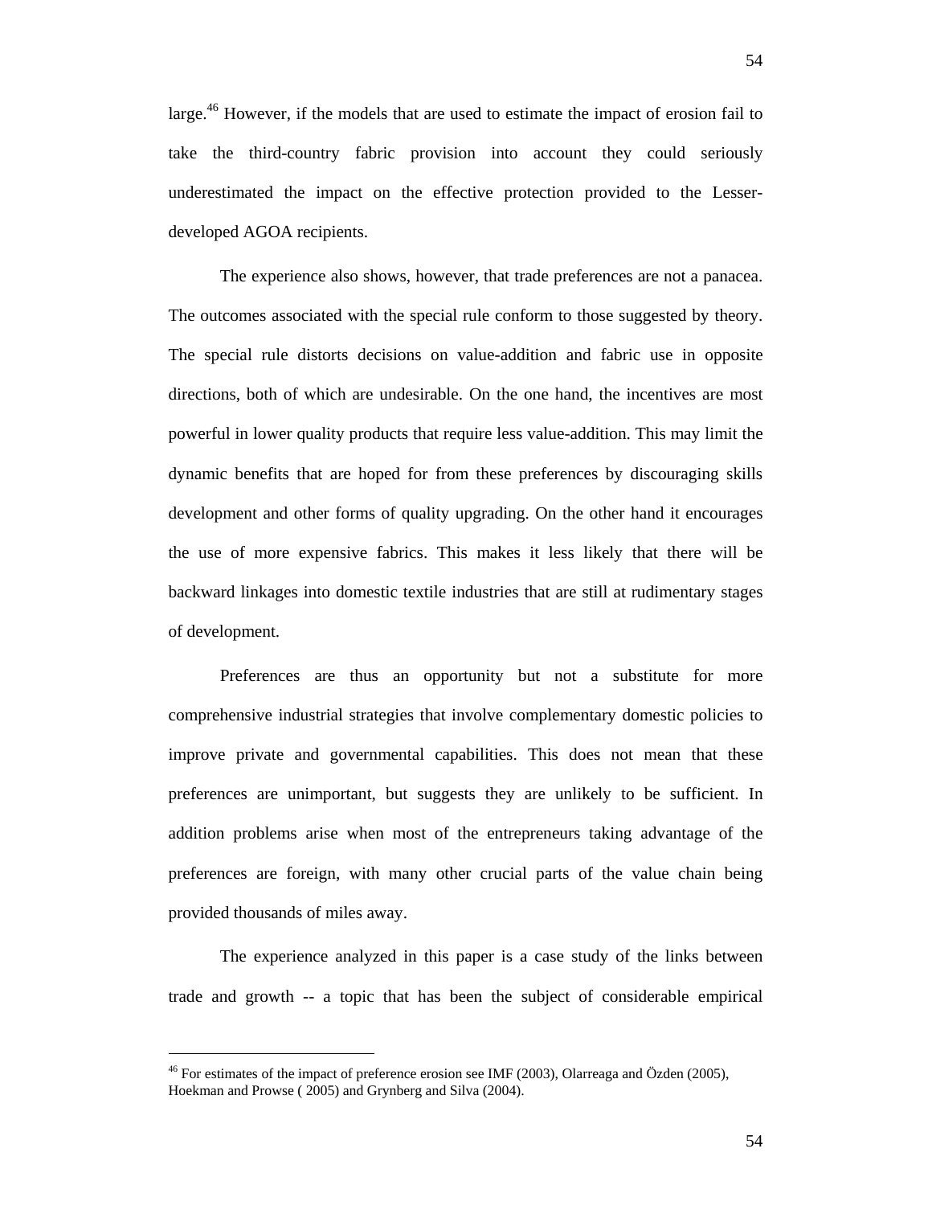large.[46] However, if the models that are used to estimate the impact of erosion fail to take the third-country fabric provision into account they could seriously underestimated the impact on the effective protection provided to the Lesser-developed AGOA recipients.

The experience also shows, however, that trade preferences are not a panacea. The outcomes associated with the special rule conform to those suggested by theory. The special rule distorts decisions on value-addition and fabric use in opposite directions, both of which are undesirable. On the one hand, the incentives are most powerful in lower quality products that require less value-addition. This may limit the dynamic benefits that are hoped for from these preferences by discouraging skills development and other forms of quality upgrading. On the other hand it encourages the use of more expensive fabrics. This makes it less likely that there will be backward linkages into domestic textile industries that are still at rudimentary stages of development.

Preferences are thus an opportunity but not a substitute for more comprehensive industrial strategies that involve complementary domestic policies to improve private and governmental capabilities. This does not mean that these preferences are unimportant, but suggests they are unlikely to be sufficient. In addition problems arise when most of the entrepreneurs taking advantage of the preferences are foreign, with many other crucial parts of the value chain being provided thousands of miles away.

The experience analyzed in this paper is a case study of the links between trade and growth -- a topic that has been the subject of considerable empirical

---

[46] For estimates of the impact of preference erosion see IMF (2003), Olarreaga and Özden (2005), Hoekman and Prowse ( 2005) and Grynberg and Silva (2004).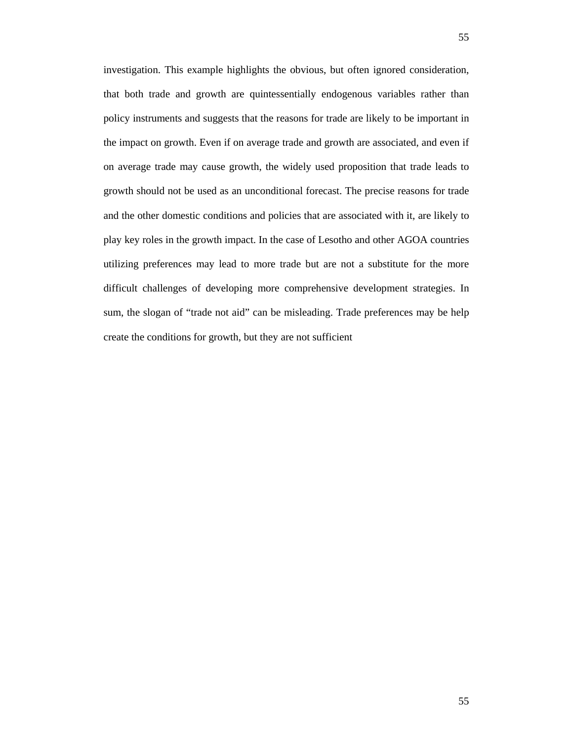investigation. This example highlights the obvious, but often ignored consideration, that both trade and growth are quintessentially endogenous variables rather than policy instruments and suggests that the reasons for trade are likely to be important in the impact on growth. Even if on average trade and growth are associated, and even if on average trade may cause growth, the widely used proposition that trade leads to growth should not be used as an unconditional forecast. The precise reasons for trade and the other domestic conditions and policies that are associated with it, are likely to play key roles in the growth impact. In the case of Lesotho and other AGOA countries utilizing preferences may lead to more trade but are not a substitute for the more difficult challenges of developing more comprehensive development strategies. In sum, the slogan of "trade not aid" can be misleading. Trade preferences may be help create the conditions for growth, but they are not sufficient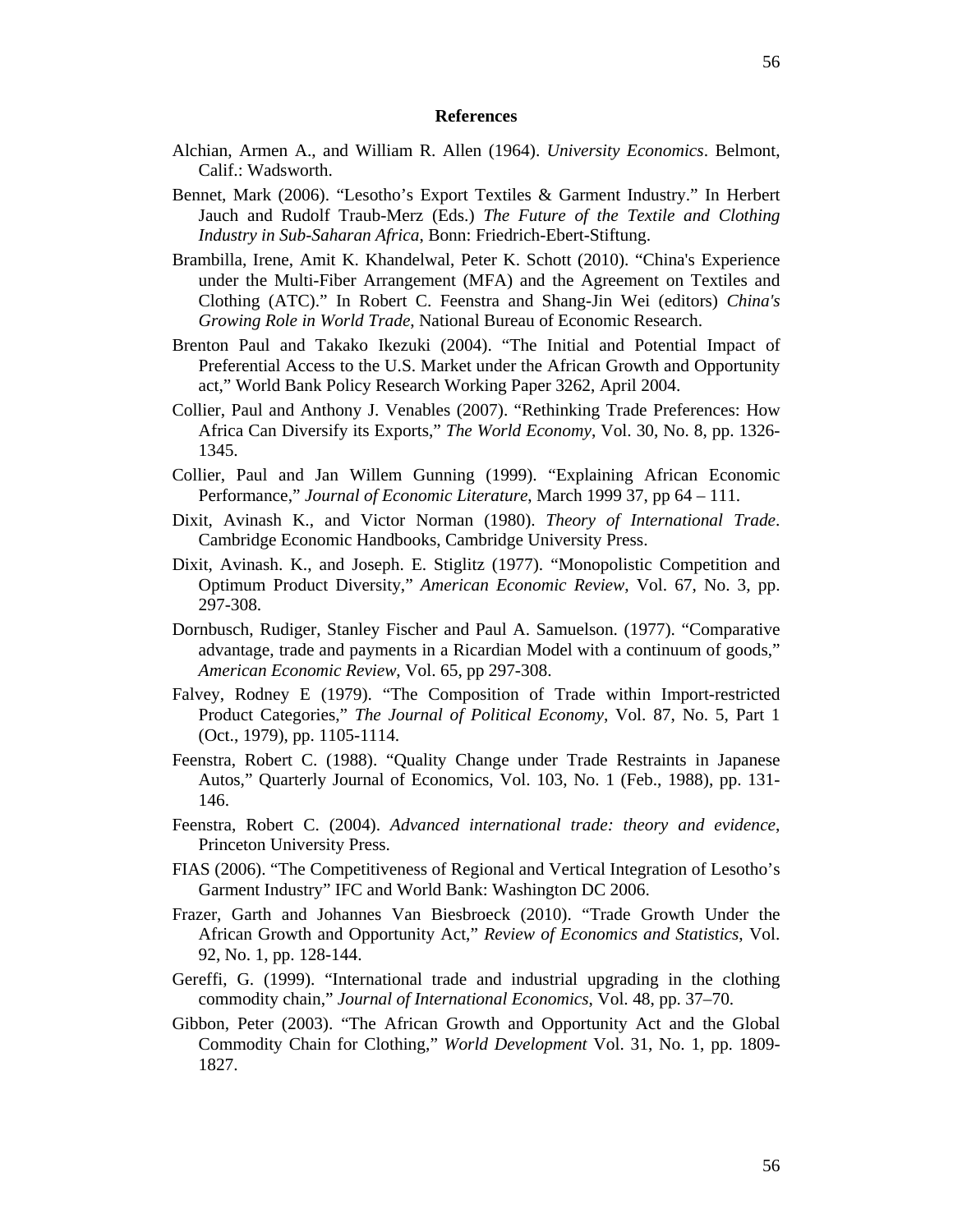## References

Alchian, Armen A., and William R. Allen (1964). *University Economics*. Belmont, Calif.: Wadsworth.

Bennet, Mark (2006). "Lesotho's Export Textiles & Garment Industry." In Herbert Jauch and Rudolf Traub-Merz (Eds.) *The Future of the Textile and Clothing Industry in Sub-Saharan Africa*, Bonn: Friedrich-Ebert-Stiftung.

Brambilla, Irene, Amit K. Khandelwal, Peter K. Schott (2010). "China's Experience under the Multi-Fiber Arrangement (MFA) and the Agreement on Textiles and Clothing (ATC)." In Robert C. Feenstra and Shang-Jin Wei (editors) *China's Growing Role in World Trade*, National Bureau of Economic Research.

Brenton Paul and Takako Ikezuki (2004). "The Initial and Potential Impact of Preferential Access to the U.S. Market under the African Growth and Opportunity act," World Bank Policy Research Working Paper 3262, April 2004.

Collier, Paul and Anthony J. Venables (2007). "Rethinking Trade Preferences: How Africa Can Diversify its Exports," *The World Economy*, Vol. 30, No. 8, pp. 1326-1345.

Collier, Paul and Jan Willem Gunning (1999). "Explaining African Economic Performance," *Journal of Economic Literature*, March 1999 37, pp 64 – 111.

Dixit, Avinash K., and Victor Norman (1980). *Theory of International Trade*. Cambridge Economic Handbooks, Cambridge University Press.

Dixit, Avinash. K., and Joseph. E. Stiglitz (1977). "Monopolistic Competition and Optimum Product Diversity," *American Economic Review*, Vol. 67, No. 3, pp. 297-308.

Dornbusch, Rudiger, Stanley Fischer and Paul A. Samuelson. (1977). "Comparative advantage, trade and payments in a Ricardian Model with a continuum of goods," *American Economic Review*, Vol. 65, pp 297-308.

Falvey, Rodney E (1979). "The Composition of Trade within Import-restricted Product Categories," *The Journal of Political Economy*, Vol. 87, No. 5, Part 1 (Oct., 1979), pp. 1105-1114.

Feenstra, Robert C. (1988). "Quality Change under Trade Restraints in Japanese Autos," Quarterly Journal of Economics, Vol. 103, No. 1 (Feb., 1988), pp. 131-146.

Feenstra, Robert C. (2004). *Advanced international trade: theory and evidence*, Princeton University Press.

FIAS (2006). "The Competitiveness of Regional and Vertical Integration of Lesotho's Garment Industry" IFC and World Bank: Washington DC 2006.

Frazer, Garth and Johannes Van Biesbroeck (2010). "Trade Growth Under the African Growth and Opportunity Act," *Review of Economics and Statistics*, Vol. 92, No. 1, pp. 128-144.

Gereffi, G. (1999). "International trade and industrial upgrading in the clothing commodity chain," *Journal of International Economics*, Vol. 48, pp. 37–70.

Gibbon, Peter (2003). "The African Growth and Opportunity Act and the Global Commodity Chain for Clothing," *World Development* Vol. 31, No. 1, pp. 1809-1827.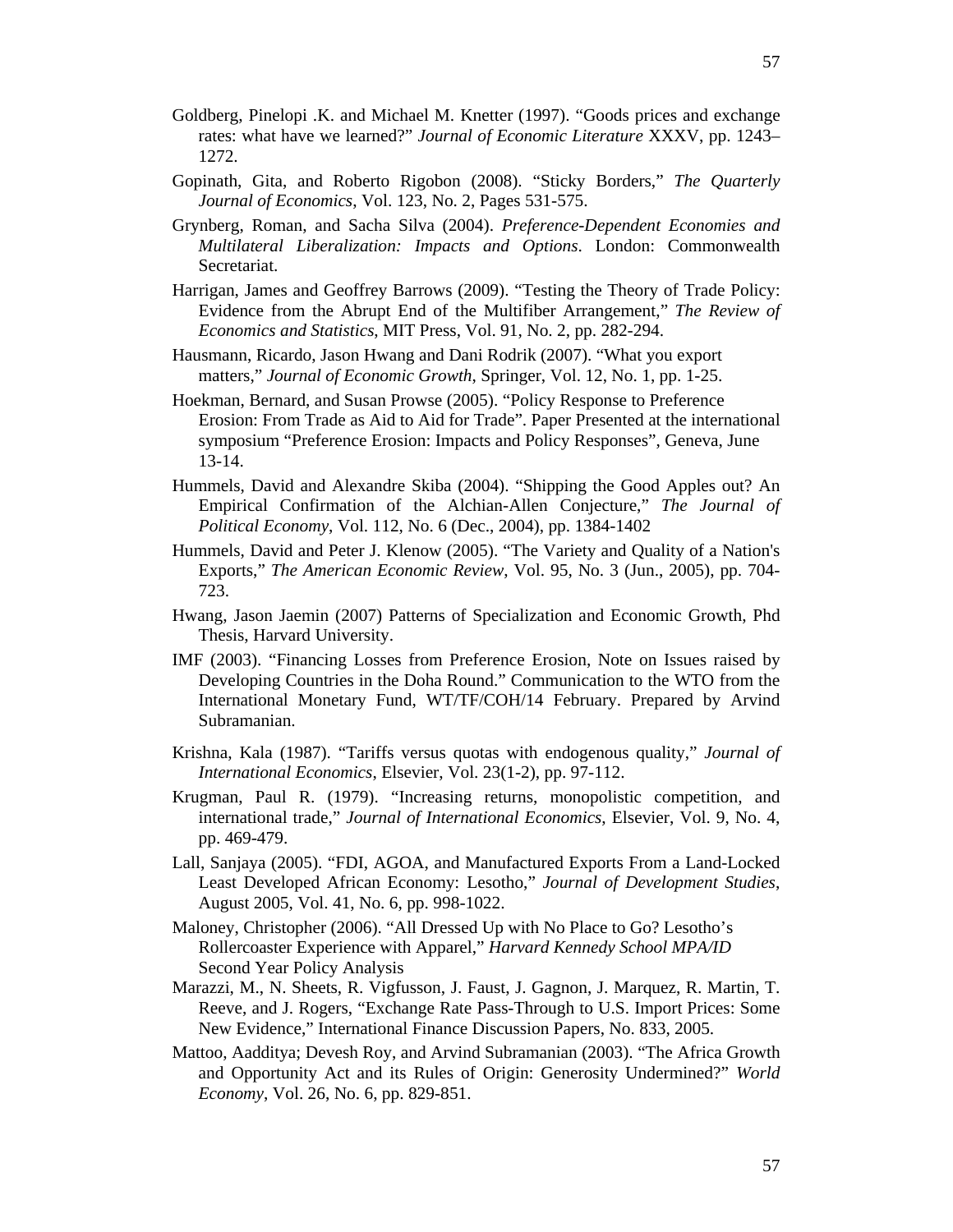Goldberg, Pinelopi .K. and Michael M. Knetter (1997). "Goods prices and exchange rates: what have we learned?" *Journal of Economic Literature* XXXV, pp. 1243–1272.

Gopinath, Gita, and Roberto Rigobon (2008). "Sticky Borders," *The Quarterly Journal of Economics*, Vol. 123, No. 2, Pages 531-575.

Grynberg, Roman, and Sacha Silva (2004). *Preference-Dependent Economies and Multilateral Liberalization: Impacts and Options*. London: Commonwealth Secretariat.

Harrigan, James and Geoffrey Barrows (2009). "Testing the Theory of Trade Policy: Evidence from the Abrupt End of the Multifiber Arrangement," *The Review of Economics and Statistics*, MIT Press, Vol. 91, No. 2, pp. 282-294.

Hausmann, Ricardo, Jason Hwang and Dani Rodrik (2007). "What you export matters," *Journal of Economic Growth*, Springer, Vol. 12, No. 1, pp. 1-25.

Hoekman, Bernard, and Susan Prowse (2005). "Policy Response to Preference Erosion: From Trade as Aid to Aid for Trade". Paper Presented at the international symposium "Preference Erosion: Impacts and Policy Responses", Geneva, June 13-14.

Hummels, David and Alexandre Skiba (2004). "Shipping the Good Apples out? An Empirical Confirmation of the Alchian-Allen Conjecture," *The Journal of Political Economy*, Vol. 112, No. 6 (Dec., 2004), pp. 1384-1402

Hummels, David and Peter J. Klenow (2005). "The Variety and Quality of a Nation's Exports," *The American Economic Review*, Vol. 95, No. 3 (Jun., 2005), pp. 704-723.

Hwang, Jason Jaemin (2007) Patterns of Specialization and Economic Growth, Phd Thesis, Harvard University.

IMF (2003). "Financing Losses from Preference Erosion, Note on Issues raised by Developing Countries in the Doha Round." Communication to the WTO from the International Monetary Fund, WT/TF/COH/14 February. Prepared by Arvind Subramanian.

Krishna, Kala (1987). "Tariffs versus quotas with endogenous quality," *Journal of International Economics*, Elsevier, Vol. 23(1-2), pp. 97-112.

Krugman, Paul R. (1979). "Increasing returns, monopolistic competition, and international trade," *Journal of International Economics*, Elsevier, Vol. 9, No. 4, pp. 469-479.

Lall, Sanjaya (2005). "FDI, AGOA, and Manufactured Exports From a Land-Locked Least Developed African Economy: Lesotho," *Journal of Development Studies*, August 2005, Vol. 41, No. 6, pp. 998-1022.

Maloney, Christopher (2006). "All Dressed Up with No Place to Go? Lesotho's Rollercoaster Experience with Apparel," *Harvard Kennedy School MPA/ID* Second Year Policy Analysis

Marazzi, M., N. Sheets, R. Vigfusson, J. Faust, J. Gagnon, J. Marquez, R. Martin, T. Reeve, and J. Rogers, "Exchange Rate Pass-Through to U.S. Import Prices: Some New Evidence," International Finance Discussion Papers, No. 833, 2005.

Mattoo, Aadditya; Devesh Roy, and Arvind Subramanian (2003). "The Africa Growth and Opportunity Act and its Rules of Origin: Generosity Undermined?" *World Economy*, Vol. 26, No. 6, pp. 829-851.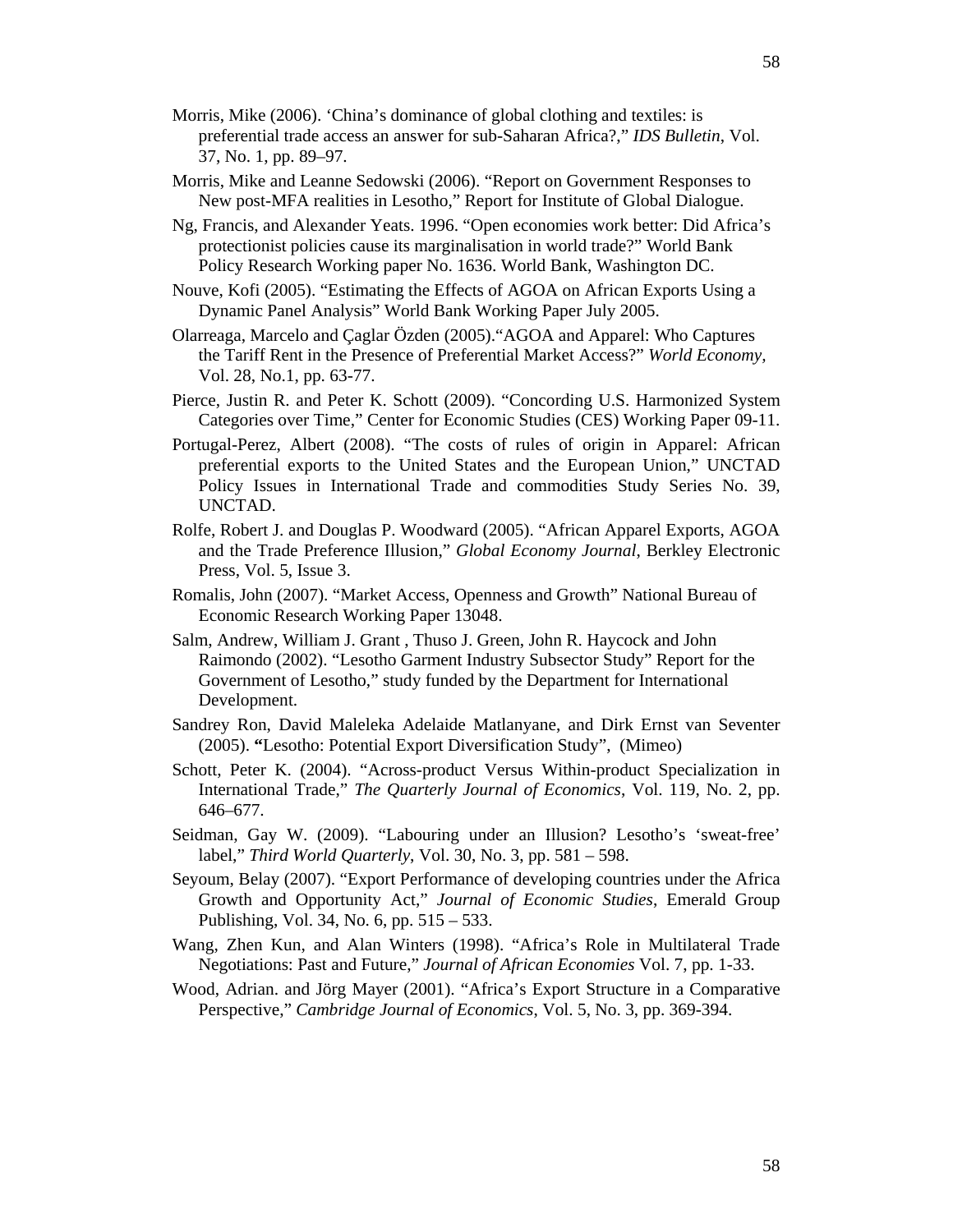Morris, Mike (2006). ‘China’s dominance of global clothing and textiles: is preferential trade access an answer for sub-Saharan Africa?,” *IDS Bulletin*, Vol. 37, No. 1, pp. 89–97.

Morris, Mike and Leanne Sedowski (2006). “Report on Government Responses to New post-MFA realities in Lesotho,” Report for Institute of Global Dialogue.

Ng, Francis, and Alexander Yeats. 1996. “Open economies work better: Did Africa’s protectionist policies cause its marginalisation in world trade?” World Bank Policy Research Working paper No. 1636. World Bank, Washington DC.

Nouve, Kofi (2005). “Estimating the Effects of AGOA on African Exports Using a Dynamic Panel Analysis” World Bank Working Paper July 2005.

Olarreaga, Marcelo and Çaglar Özden (2005).“AGOA and Apparel: Who Captures the Tariff Rent in the Presence of Preferential Market Access?” *World Economy,* Vol. 28, No.1, pp. 63-77.

Pierce, Justin R. and Peter K. Schott (2009). “Concording U.S. Harmonized System Categories over Time,” Center for Economic Studies (CES) Working Paper 09-11.

Portugal-Perez, Albert (2008). “The costs of rules of origin in Apparel: African preferential exports to the United States and the European Union,” UNCTAD Policy Issues in International Trade and commodities Study Series No. 39, UNCTAD.

Rolfe, Robert J. and Douglas P. Woodward (2005). “African Apparel Exports, AGOA and the Trade Preference Illusion,” *Global Economy Journal*, Berkley Electronic Press, Vol. 5, Issue 3.

Romalis, John (2007). “Market Access, Openness and Growth” National Bureau of Economic Research Working Paper 13048.

Salm, Andrew, William J. Grant , Thuso J. Green, John R. Haycock and John Raimondo (2002). “Lesotho Garment Industry Subsector Study” Report for the Government of Lesotho,” study funded by the Department for International Development.

Sandrey Ron, David Maleleka Adelaide Matlanyane, and Dirk Ernst van Seventer (2005). **“**Lesotho: Potential Export Diversification Study”, (Mimeo)

Schott, Peter K. (2004). “Across-product Versus Within-product Specialization in International Trade,” *The Quarterly Journal of Economics*, Vol. 119, No. 2, pp. 646–677.

Seidman, Gay W. (2009). “Labouring under an Illusion? Lesotho’s ‘sweat-free’ label,” *Third World Quarterly*, Vol. 30, No. 3, pp. 581 – 598.

Seyoum, Belay (2007). “Export Performance of developing countries under the Africa Growth and Opportunity Act,” *Journal of Economic Studies*, Emerald Group Publishing, Vol. 34, No. 6, pp. 515 – 533.

Wang, Zhen Kun, and Alan Winters (1998). “Africa’s Role in Multilateral Trade Negotiations: Past and Future,” *Journal of African Economies* Vol. 7, pp. 1-33.

Wood, Adrian. and Jörg Mayer (2001). “Africa’s Export Structure in a Comparative Perspective,” *Cambridge Journal of Economics*, Vol. 5, No. 3, pp. 369-394.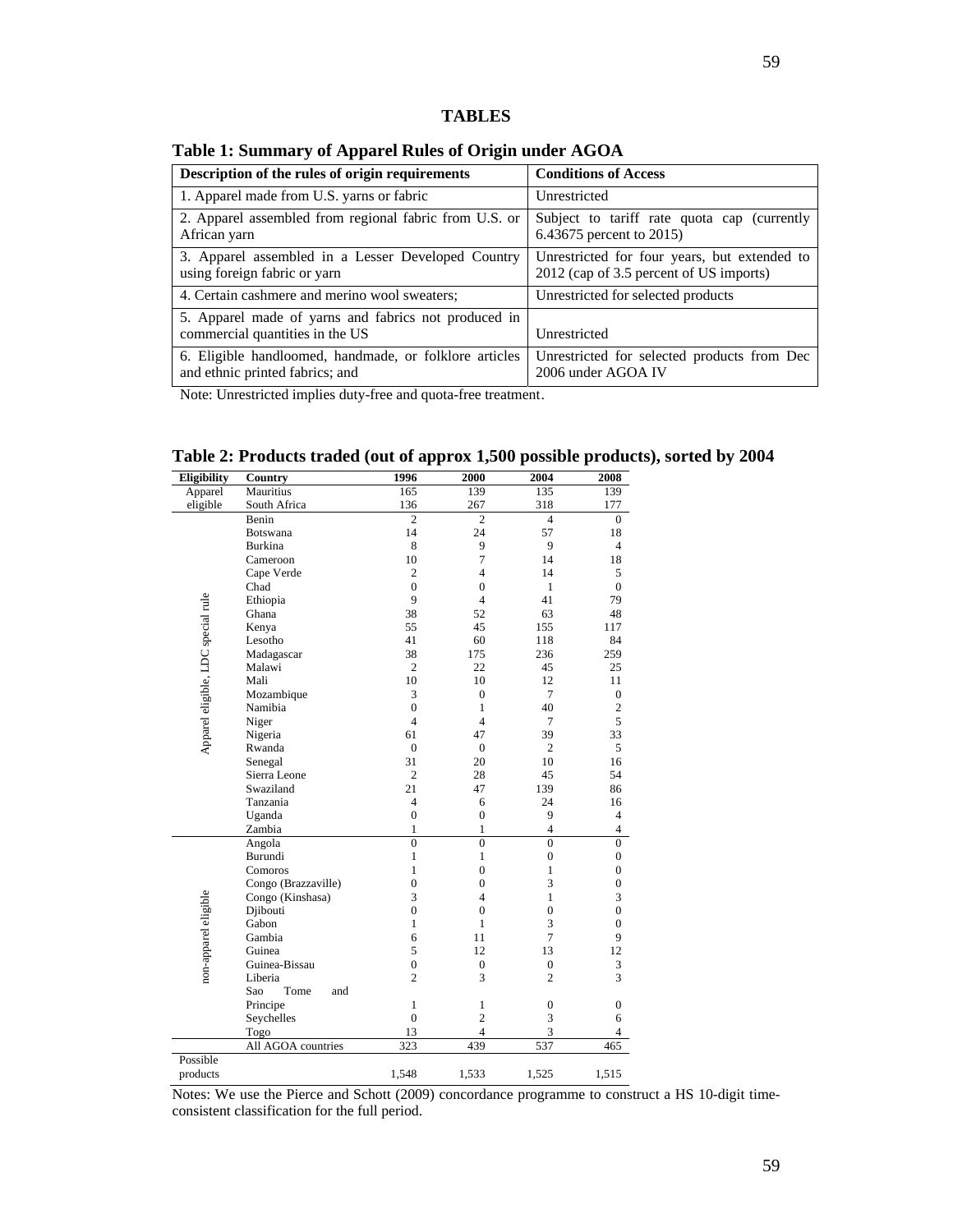## TABLES

**Table 1: Summary of Apparel Rules of Origin under AGOA**

| Description of the rules of origin requirements | Conditions of Access |
|---|---|
| 1. Apparel made from U.S. yarns or fabric | Unrestricted |
| 2. Apparel assembled from regional fabric from U.S. or African yarn | Subject to tariff rate quota cap (currently 6.43675 percent to 2015) |
| 3. Apparel assembled in a Lesser Developed Country using foreign fabric or yarn | Unrestricted for four years, but extended to 2012 (cap of 3.5 percent of US imports) |
| 4. Certain cashmere and merino wool sweaters; | Unrestricted for selected products |
| 5. Apparel made of yarns and fabrics not produced in commercial quantities in the US | Unrestricted |
| 6. Eligible handloomed, handmade, or folklore articles and ethnic printed fabrics; and | Unrestricted for selected products from Dec 2006 under AGOA IV |

Note: Unrestricted implies duty-free and quota-free treatment.

**Table 2: Products traded (out of approx 1,500 possible products), sorted by 2004**

| Eligibility | Country | 1996 | 2000 | 2004 | 2008 |
|---|---|---|---|---|---|
| Apparel eligible | Mauritius | 165 | 139 | 135 | 139 |
| | South Africa | 136 | 267 | 318 | 177 |
| Apparel eligible, LDC special rule | Benin | 2 | 2 | 4 | 0 |
| | Botswana | 14 | 24 | 57 | 18 |
| | Burkina | 8 | 9 | 9 | 4 |
| | Cameroon | 10 | 7 | 14 | 18 |
| | Cape Verde | 2 | 4 | 14 | 5 |
| | Chad | 0 | 0 | 1 | 0 |
| | Ethiopia | 9 | 4 | 41 | 79 |
| | Ghana | 38 | 52 | 63 | 48 |
| | Kenya | 55 | 45 | 155 | 117 |
| | Lesotho | 41 | 60 | 118 | 84 |
| | Madagascar | 38 | 175 | 236 | 259 |
| | Malawi | 2 | 22 | 45 | 25 |
| | Mali | 10 | 10 | 12 | 11 |
| | Mozambique | 3 | 0 | 7 | 0 |
| | Namibia | 0 | 1 | 40 | 2 |
| | Niger | 4 | 4 | 7 | 5 |
| | Nigeria | 61 | 47 | 39 | 33 |
| | Rwanda | 0 | 0 | 2 | 5 |
| | Senegal | 31 | 20 | 10 | 16 |
| | Sierra Leone | 2 | 28 | 45 | 54 |
| | Swaziland | 21 | 47 | 139 | 86 |
| | Tanzania | 4 | 6 | 24 | 16 |
| | Uganda | 0 | 0 | 9 | 4 |
| | Zambia | 1 | 1 | 4 | 4 |
| non-apparel eligible | Angola | 0 | 0 | 0 | 0 |
| | Burundi | 1 | 1 | 0 | 0 |
| | Comoros | 1 | 0 | 1 | 0 |
| | Congo (Brazzaville) | 0 | 0 | 3 | 0 |
| | Congo (Kinshasa) | 3 | 4 | 1 | 3 |
| | Djibouti | 0 | 0 | 0 | 0 |
| | Gabon | 1 | 1 | 3 | 0 |
| | Gambia | 6 | 11 | 7 | 9 |
| | Guinea | 5 | 12 | 13 | 12 |
| | Guinea-Bissau | 0 | 0 | 0 | 3 |
| | Liberia | 2 | 3 | 2 | 3 |
| | Sao Tome and Principe | 1 | 1 | 0 | 0 |
| | Seychelles | 0 | 2 | 3 | 6 |
| | Togo | 13 | 4 | 3 | 4 |
| | All AGOA countries | 323 | 439 | 537 | 465 |
| Possible products | | 1,548 | 1,533 | 1,525 | 1,515 |

Notes: We use the Pierce and Schott (2009) concordance programme to construct a HS 10-digit time-consistent classification for the full period.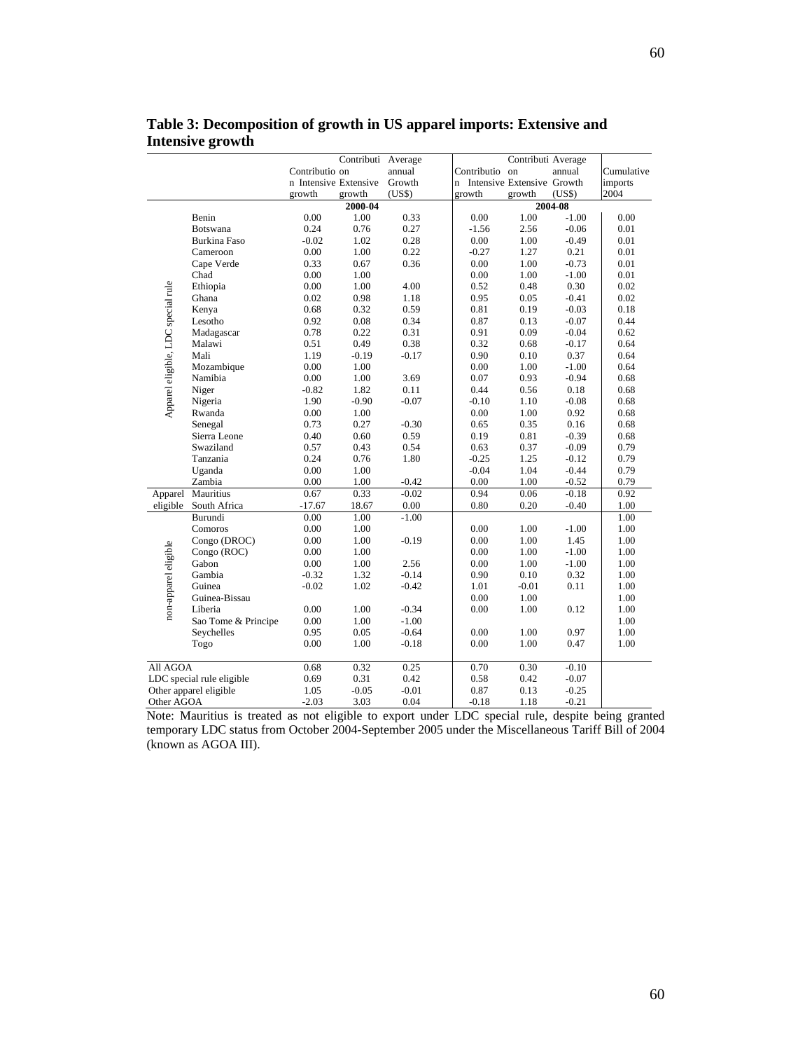**Table 3: Decomposition of growth in US apparel imports: Extensive and Intensive growth**

| | | Contribution Intensive growth | Contribution Extensive growth | Average annual Growth (US$) | Contribution Intensive growth | Contribution Extensive growth | Average annual Growth (US$) | Cumulative imports 2004 |
|---|---|---|---|---|---|---|---|---|
| | | 2000-04 | | | 2004-08 | | | |
| Apparel eligible, LDC special rule | Benin | 0.00 | 1.00 | 0.33 | 0.00 | 1.00 | -1.00 | 0.00 |
| | Botswana | 0.24 | 0.76 | 0.27 | -1.56 | 2.56 | -0.06 | 0.01 |
| | Burkina Faso | -0.02 | 1.02 | 0.28 | 0.00 | 1.00 | -0.49 | 0.01 |
| | Cameroon | 0.00 | 1.00 | 0.22 | -0.27 | 1.27 | 0.21 | 0.01 |
| | Cape Verde | 0.33 | 0.67 | 0.36 | 0.00 | 1.00 | -0.73 | 0.01 |
| | Chad | 0.00 | 1.00 | | 0.00 | 1.00 | -1.00 | 0.01 |
| | Ethiopia | 0.00 | 1.00 | 4.00 | 0.52 | 0.48 | 0.30 | 0.02 |
| | Ghana | 0.02 | 0.98 | 1.18 | 0.95 | 0.05 | -0.41 | 0.02 |
| | Kenya | 0.68 | 0.32 | 0.59 | 0.81 | 0.19 | -0.03 | 0.18 |
| | Lesotho | 0.92 | 0.08 | 0.34 | 0.87 | 0.13 | -0.07 | 0.44 |
| | Madagascar | 0.78 | 0.22 | 0.31 | 0.91 | 0.09 | -0.04 | 0.62 |
| | Malawi | 0.51 | 0.49 | 0.38 | 0.32 | 0.68 | -0.17 | 0.64 |
| | Mali | 1.19 | -0.19 | -0.17 | 0.90 | 0.10 | 0.37 | 0.64 |
| | Mozambique | 0.00 | 1.00 | | 0.00 | 1.00 | -1.00 | 0.64 |
| | Namibia | 0.00 | 1.00 | 3.69 | 0.07 | 0.93 | -0.94 | 0.68 |
| | Niger | -0.82 | 1.82 | 0.11 | 0.44 | 0.56 | 0.18 | 0.68 |
| | Nigeria | 1.90 | -0.90 | -0.07 | -0.10 | 1.10 | -0.08 | 0.68 |
| | Rwanda | 0.00 | 1.00 | | 0.00 | 1.00 | 0.92 | 0.68 |
| | Senegal | 0.73 | 0.27 | -0.30 | 0.65 | 0.35 | 0.16 | 0.68 |
| | Sierra Leone | 0.40 | 0.60 | 0.59 | 0.19 | 0.81 | -0.39 | 0.68 |
| | Swaziland | 0.57 | 0.43 | 0.54 | 0.63 | 0.37 | -0.09 | 0.79 |
| | Tanzania | 0.24 | 0.76 | 1.80 | -0.25 | 1.25 | -0.12 | 0.79 |
| | Uganda | 0.00 | 1.00 | | -0.04 | 1.04 | -0.44 | 0.79 |
| | Zambia | 0.00 | 1.00 | -0.42 | 0.00 | 1.00 | -0.52 | 0.79 |
| Apparel eligible | Mauritius | 0.67 | 0.33 | -0.02 | 0.94 | 0.06 | -0.18 | 0.92 |
| | South Africa | -17.67 | 18.67 | 0.00 | 0.80 | 0.20 | -0.40 | 1.00 |
| non-apparel eligible | Burundi | 0.00 | 1.00 | -1.00 | | | | 1.00 |
| | Comoros | 0.00 | 1.00 | | 0.00 | 1.00 | -1.00 | 1.00 |
| | Congo (DROC) | 0.00 | 1.00 | -0.19 | 0.00 | 1.00 | 1.45 | 1.00 |
| | Congo (ROC) | 0.00 | 1.00 | | 0.00 | 1.00 | -1.00 | 1.00 |
| | Gabon | 0.00 | 1.00 | 2.56 | 0.00 | 1.00 | -1.00 | 1.00 |
| | Gambia | -0.32 | 1.32 | -0.14 | 0.90 | 0.10 | 0.32 | 1.00 |
| | Guinea | -0.02 | 1.02 | -0.42 | 1.01 | -0.01 | 0.11 | 1.00 |
| | Guinea-Bissau | | | | 0.00 | 1.00 | | 1.00 |
| | Liberia | 0.00 | 1.00 | -0.34 | 0.00 | 1.00 | 0.12 | 1.00 |
| | Sao Tome & Principe | 0.00 | 1.00 | -1.00 | | | | 1.00 |
| | Seychelles | 0.95 | 0.05 | -0.64 | 0.00 | 1.00 | 0.97 | 1.00 |
| | Togo | 0.00 | 1.00 | -0.18 | 0.00 | 1.00 | 0.47 | 1.00 |
| All AGOA | | 0.68 | 0.32 | 0.25 | 0.70 | 0.30 | -0.10 | |
| LDC special rule eligible | | 0.69 | 0.31 | 0.42 | 0.58 | 0.42 | -0.07 | |
| Other apparel eligible | | 1.05 | -0.05 | -0.01 | 0.87 | 0.13 | -0.25 | |
| Other AGOA | | -2.03 | 3.03 | 0.04 | -0.18 | 1.18 | -0.21 | |

Note: Mauritius is treated as not eligible to export under LDC special rule, despite being granted temporary LDC status from October 2004-September 2005 under the Miscellaneous Tariff Bill of 2004 (known as AGOA III).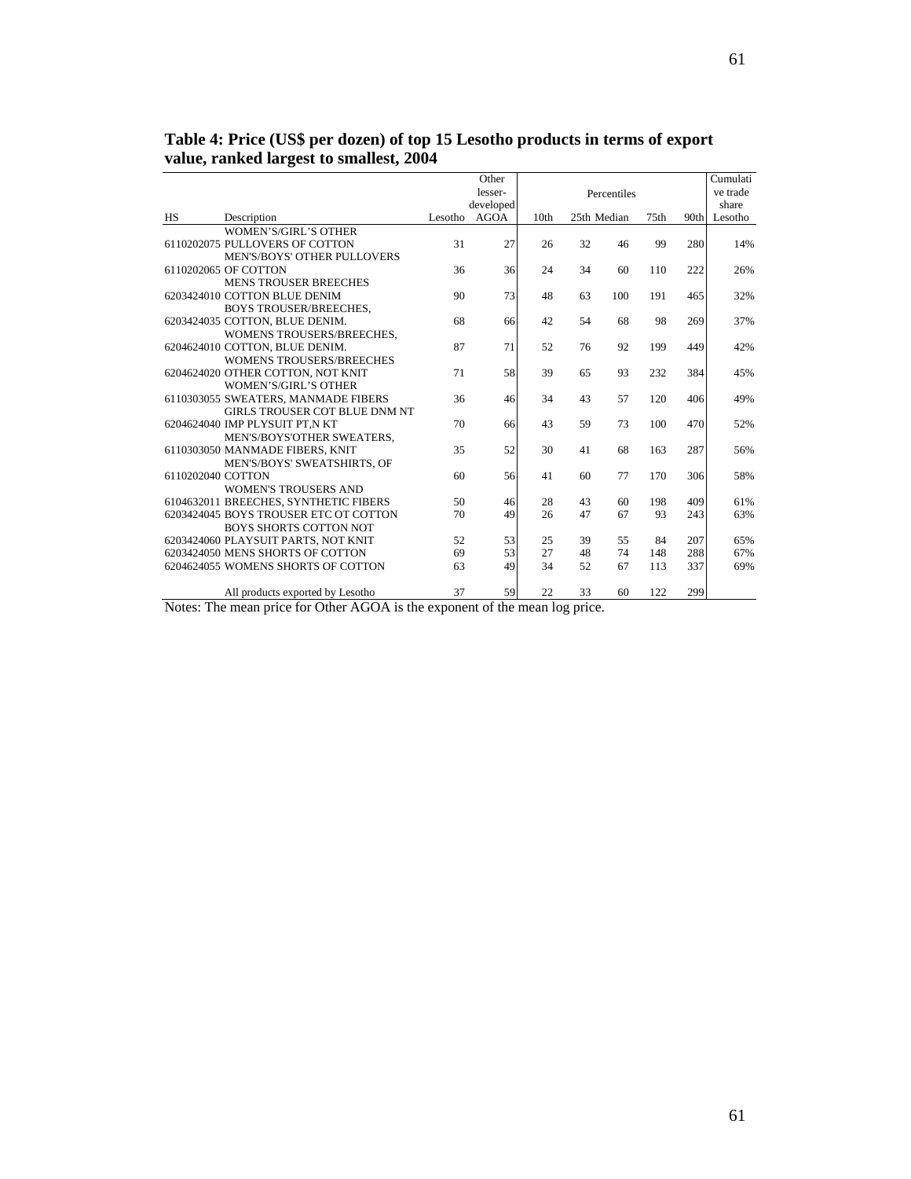**Table 4: Price (US$ per dozen) of top 15 Lesotho products in terms of export value, ranked largest to smallest, 2004**

| HS | Description | Lesotho | Other lesser-developed AGOA | Percentiles 10th | 25th | Median | 75th | 90th | Cumulative trade share Lesotho |
|---|---|---|---|---|---|---|---|---|---|
| 6110202075 | WOMEN'S/GIRL'S OTHER PULLOVERS OF COTTON | 31 | 27 | 26 | 32 | 46 | 99 | 280 | 14% |
| 6110202065 | MEN'S/BOYS' OTHER PULLOVERS OF COTTON | 36 | 36 | 24 | 34 | 60 | 110 | 222 | 26% |
| 6203424010 | MENS TROUSER BREECHES COTTON BLUE DENIM | 90 | 73 | 48 | 63 | 100 | 191 | 465 | 32% |
| 6203424035 | BOYS TROUSER/BREECHES, COTTON, BLUE DENIM. | 68 | 66 | 42 | 54 | 68 | 98 | 269 | 37% |
| 6204624010 | WOMENS TROUSERS/BREECHES, COTTON, BLUE DENIM. | 87 | 71 | 52 | 76 | 92 | 199 | 449 | 42% |
| 6204624020 | WOMENS TROUSERS/BREECHES OTHER COTTON, NOT KNIT | 71 | 58 | 39 | 65 | 93 | 232 | 384 | 45% |
| 6110303055 | WOMEN'S/GIRL'S OTHER SWEATERS, MANMADE FIBERS | 36 | 46 | 34 | 43 | 57 | 120 | 406 | 49% |
| 6204624040 | GIRLS TROUSER COT BLUE DNM NT IMP PLYSUIT PT,N KT | 70 | 66 | 43 | 59 | 73 | 100 | 470 | 52% |
| 6110303050 | MEN'S/BOYS'OTHER SWEATERS, MANMADE FIBERS, KNIT | 35 | 52 | 30 | 41 | 68 | 163 | 287 | 56% |
| 6110202040 | MEN'S/BOYS' SWEATSHIRTS, OF COTTON | 60 | 56 | 41 | 60 | 77 | 170 | 306 | 58% |
| 6104632011 | WOMEN'S TROUSERS AND BREECHES, SYNTHETIC FIBERS | 50 | 46 | 28 | 43 | 60 | 198 | 409 | 61% |
| 6203424045 | BOYS TROUSER ETC OT COTTON | 70 | 49 | 26 | 47 | 67 | 93 | 243 | 63% |
| 6203424060 | BOYS SHORTS COTTON NOT PLAYSUIT PARTS, NOT KNIT | 52 | 53 | 25 | 39 | 55 | 84 | 207 | 65% |
| 6203424050 | MENS SHORTS OF COTTON | 69 | 53 | 27 | 48 | 74 | 148 | 288 | 67% |
| 6204624055 | WOMENS SHORTS OF COTTON | 63 | 49 | 34 | 52 | 67 | 113 | 337 | 69% |
| | All products exported by Lesotho | 37 | 59 | 22 | 33 | 60 | 122 | 299 | |

Notes: The mean price for Other AGOA is the exponent of the mean log price.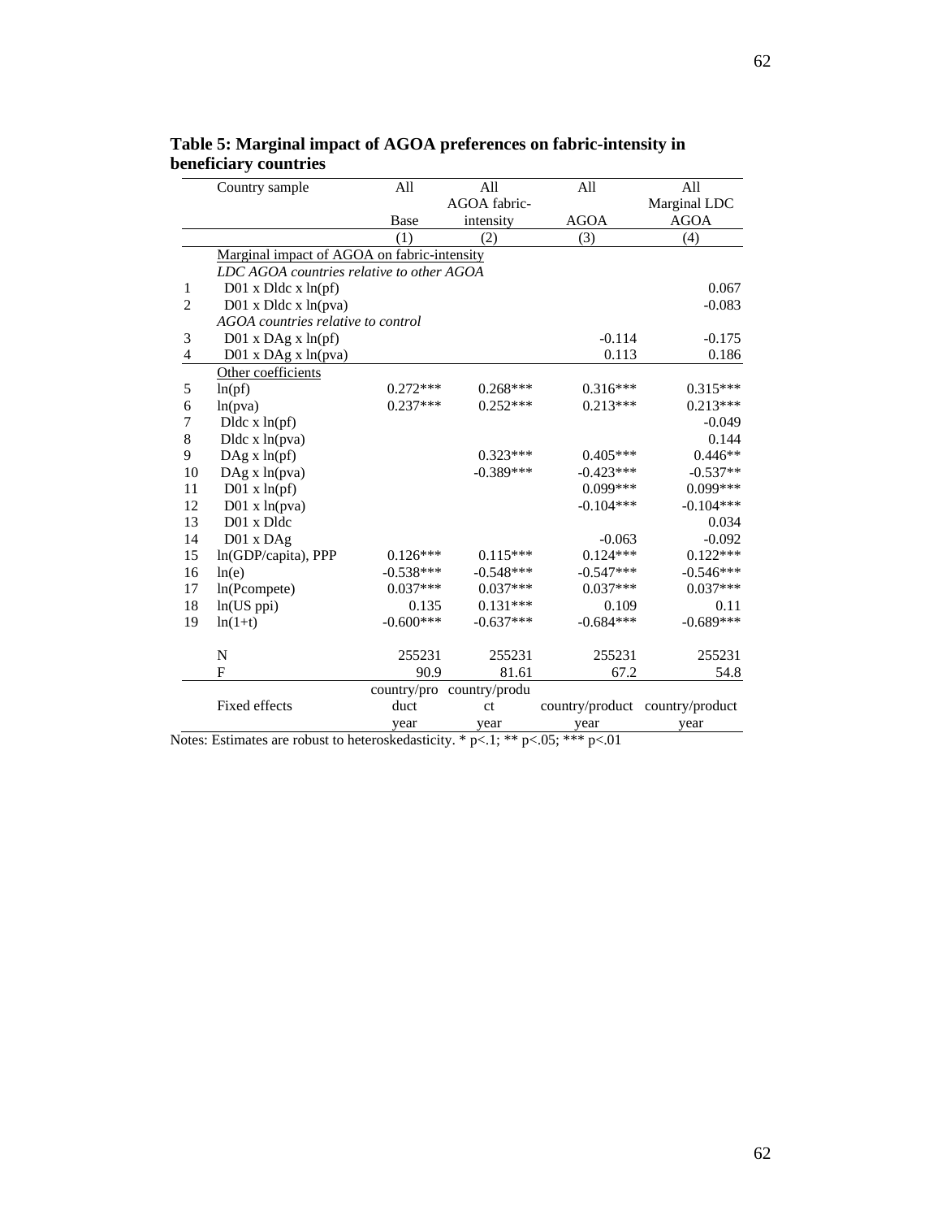**Table 5: Marginal impact of AGOA preferences on fabric-intensity in beneficiary countries**

| | Country sample | All<br>Base | All<br>AGOA fabric-intensity | All<br>AGOA | All<br>Marginal LDC AGOA |
|---|---|---|---|---|---|
| | | (1) | (2) | (3) | (4) |
| | Marginal impact of AGOA on fabric-intensity | | | | |
| | *LDC AGOA countries relative to other AGOA* | | | | |
| 1 | D01 x Dldc x ln(pf) | | | | 0.067 |
| 2 | D01 x Dldc x ln(pva) | | | | -0.083 |
| | *AGOA countries relative to control* | | | | |
| 3 | D01 x DAg x ln(pf) | | | -0.114 | -0.175 |
| 4 | D01 x DAg x ln(pva) | | | 0.113 | 0.186 |
| | Other coefficients | | | | |
| 5 | ln(pf) | 0.272*** | 0.268*** | 0.316*** | 0.315*** |
| 6 | ln(pva) | 0.237*** | 0.252*** | 0.213*** | 0.213*** |
| 7 | Dldc x ln(pf) | | | | -0.049 |
| 8 | Dldc x ln(pva) | | | | 0.144 |
| 9 | DAg x ln(pf) | | 0.323*** | 0.405*** | 0.446** |
| 10 | DAg x ln(pva) | | -0.389*** | -0.423*** | -0.537** |
| 11 | D01 x ln(pf) | | | 0.099*** | 0.099*** |
| 12 | D01 x ln(pva) | | | -0.104*** | -0.104*** |
| 13 | D01 x Dldc | | | | 0.034 |
| 14 | D01 x DAg | | | -0.063 | -0.092 |
| 15 | ln(GDP/capita), PPP | 0.126*** | 0.115*** | 0.124*** | 0.122*** |
| 16 | ln(e) | -0.538*** | -0.548*** | -0.547*** | -0.546*** |
| 17 | ln(Pcompete) | 0.037*** | 0.037*** | 0.037*** | 0.037*** |
| 18 | ln(US ppi) | 0.135 | 0.131*** | 0.109 | 0.11 |
| 19 | ln(1+t) | -0.600*** | -0.637*** | -0.684*** | -0.689*** |
| | N | 255231 | 255231 | 255231 | 255231 |
| | F | 90.9 | 81.61 | 67.2 | 54.8 |
| | Fixed effects | country/product year | country/product year | country/product year | country/product year |

Notes: Estimates are robust to heteroskedasticity. * p<.1; ** p<.05; *** p<.01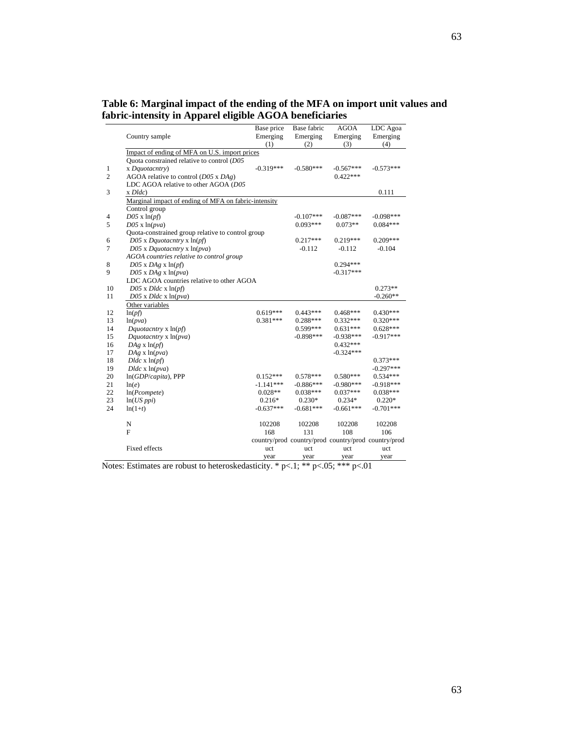**Table 6: Marginal impact of the ending of the MFA on import unit values and fabric-intensity in Apparel eligible AGOA beneficiaries**

| | Country sample | Base price Emerging (1) | Base fabric Emerging (2) | AGOA Emerging (3) | LDC Agoa Emerging (4) |
|---|---|---|---|---|---|
| | Impact of ending of MFA on U.S. import prices | | | | |
| | Quota constrained relative to control (*D05* | | | | |
| 1 | x *Dquotacntry*) | -0.319*** | -0.580*** | -0.567*** | -0.573*** |
| 2 | AGOA relative to control (*D05* x *DAg*) | | | 0.422*** | |
| | LDC AGOA relative to other AGOA (*D05* | | | | |
| 3 | x *Dldc*) | | | | 0.111 |
| | Marginal impact of ending of MFA on fabric-intensity | | | | |
| | Control group | | | | |
| 4 | *D05* x ln(*pf*) | | -0.107*** | -0.087*** | -0.098*** |
| 5 | *D05* x ln(*pva*) | | 0.093*** | 0.073** | 0.084*** |
| | Quota-constrained group relative to control group | | | | |
| 6 | *D05* x *Dquotacntry* x ln(*pf*) | | 0.217*** | 0.219*** | 0.209*** |
| 7 | *D05* x *Dquotacntry* x ln(*pva*) | | -0.112 | -0.112 | -0.104 |
| | *AGOA countries relative to control group* | | | | |
| 8 | *D05* x *DAg* x ln(*pf*) | | | 0.294*** | |
| 9 | *D05* x *DAg* x ln(*pva*) | | | -0.317*** | |
| | LDC AGOA countries relative to other AGOA | | | | |
| 10 | *D05* x *Dldc* x ln(*pf*) | | | | 0.273** |
| 11 | *D05* x *Dldc* x ln(*pva*) | | | | -0.260** |
| | Other variables | | | | |
| 12 | ln(*pf*) | 0.619*** | 0.443*** | 0.468*** | 0.430*** |
| 13 | ln(*pva*) | 0.381*** | 0.288*** | 0.332*** | 0.320*** |
| 14 | *Dquotacntry* x ln(*pf*) | | 0.599*** | 0.631*** | 0.628*** |
| 15 | *Dquotacntry* x ln(*pva*) | | -0.898*** | -0.938*** | -0.917*** |
| 16 | *DAg* x ln(*pf*) | | | 0.432*** | |
| 17 | *DAg* x ln(*pva*) | | | -0.324*** | |
| 18 | *Dldc* x ln(*pf*) | | | | 0.373*** |
| 19 | *Dldc* x ln(*pva*) | | | | -0.297*** |
| 20 | ln(*GDP*/*capita*), PPP | 0.152*** | 0.578*** | 0.580*** | 0.534*** |
| 21 | ln(*e*) | -1.141*** | -0.886*** | -0.980*** | -0.918*** |
| 22 | ln(*Pcompete*) | 0.028** | 0.038*** | 0.037*** | 0.038*** |
| 23 | ln(*US ppi*) | 0.216* | 0.230* | 0.234* | 0.220* |
| 24 | ln(1+*t*) | -0.637*** | -0.681*** | -0.661*** | -0.701*** |
| | N | 102208 | 102208 | 102208 | 102208 |
| | F | 168 | 131 | 108 | 106 |
| | Fixed effects | country/product year | country/product year | country/product year | country/product year |

Notes: Estimates are robust to heteroskedasticity. * p<.1; ** p<.05; *** p<.01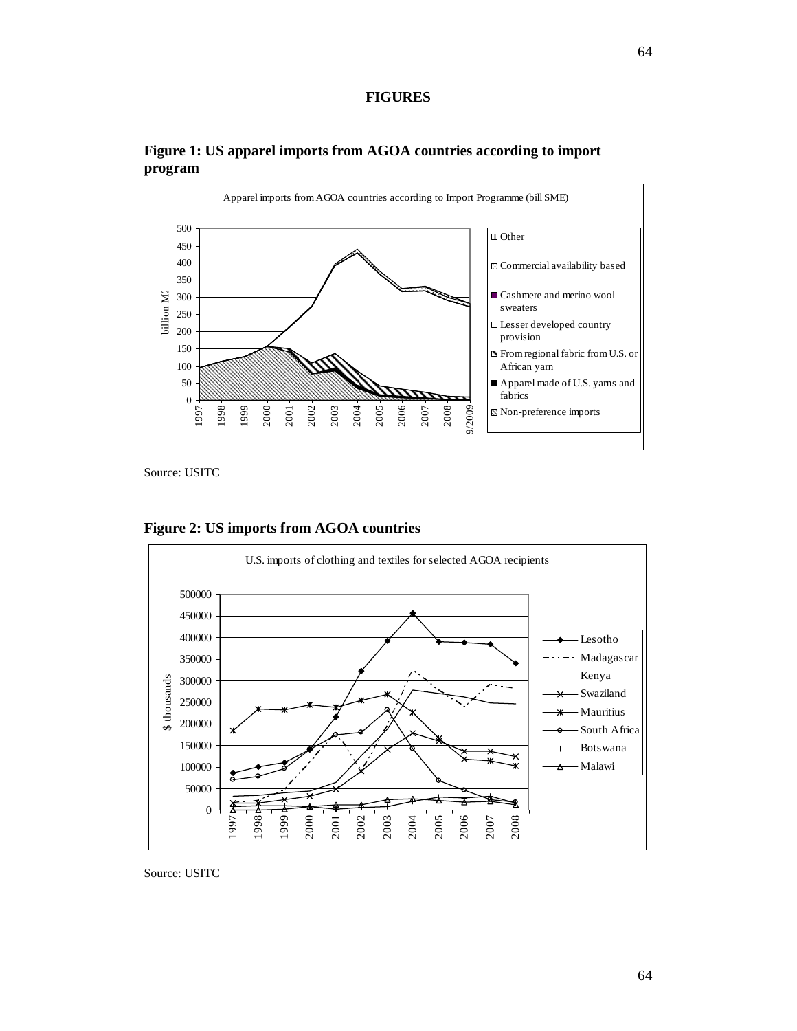# FIGURES

**Figure 1: US apparel imports from AGOA countries according to import program**

Source: USITC

**Figure 2: US imports from AGOA countries**

Source: USITC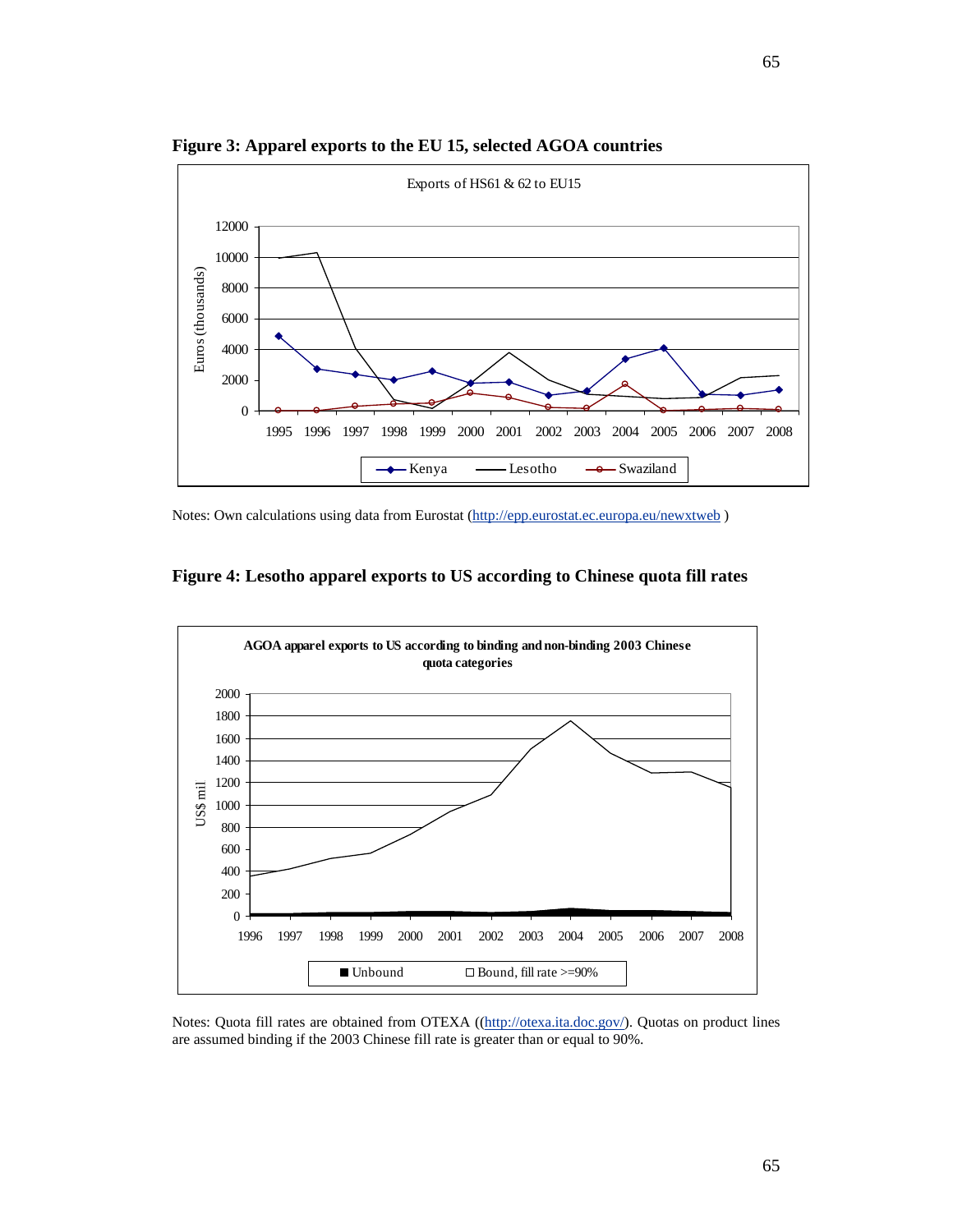**Figure 3: Apparel exports to the EU 15, selected AGOA countries**

Notes: Own calculations using data from Eurostat (http://epp.eurostat.ec.europa.eu/newxtweb )

**Figure 4: Lesotho apparel exports to US according to Chinese quota fill rates**

Notes: Quota fill rates are obtained from OTEXA ((http://otexa.ita.doc.gov/). Quotas on product lines are assumed binding if the 2003 Chinese fill rate is greater than or equal to 90%.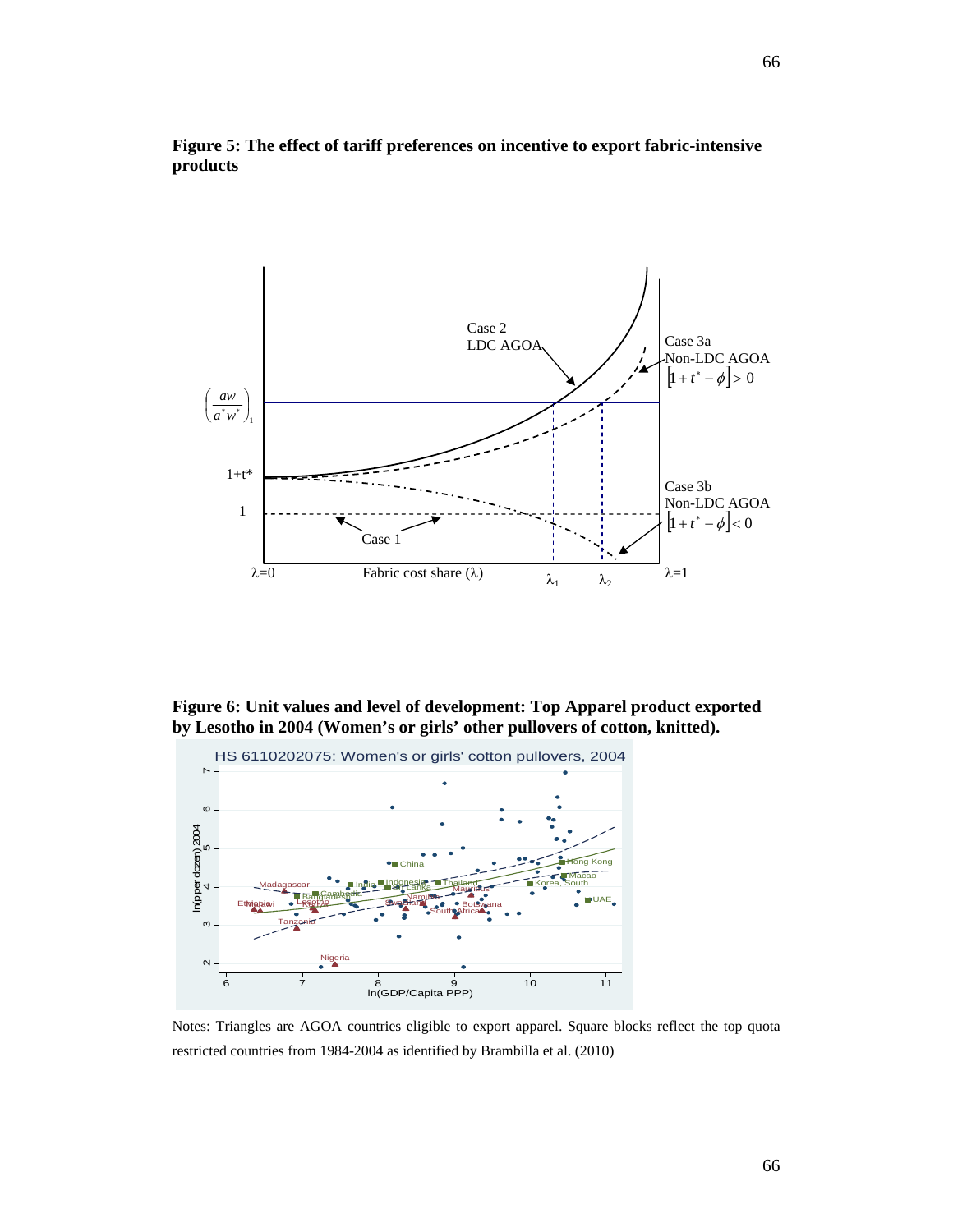**Figure 5: The effect of tariff preferences on incentive to export fabric-intensive products**

**Figure 6: Unit values and level of development: Top Apparel product exported by Lesotho in 2004 (Women's or girls' other pullovers of cotton, knitted).**

Notes: Triangles are AGOA countries eligible to export apparel. Square blocks reflect the top quota restricted countries from 1984-2004 as identified by Brambilla et al. (2010)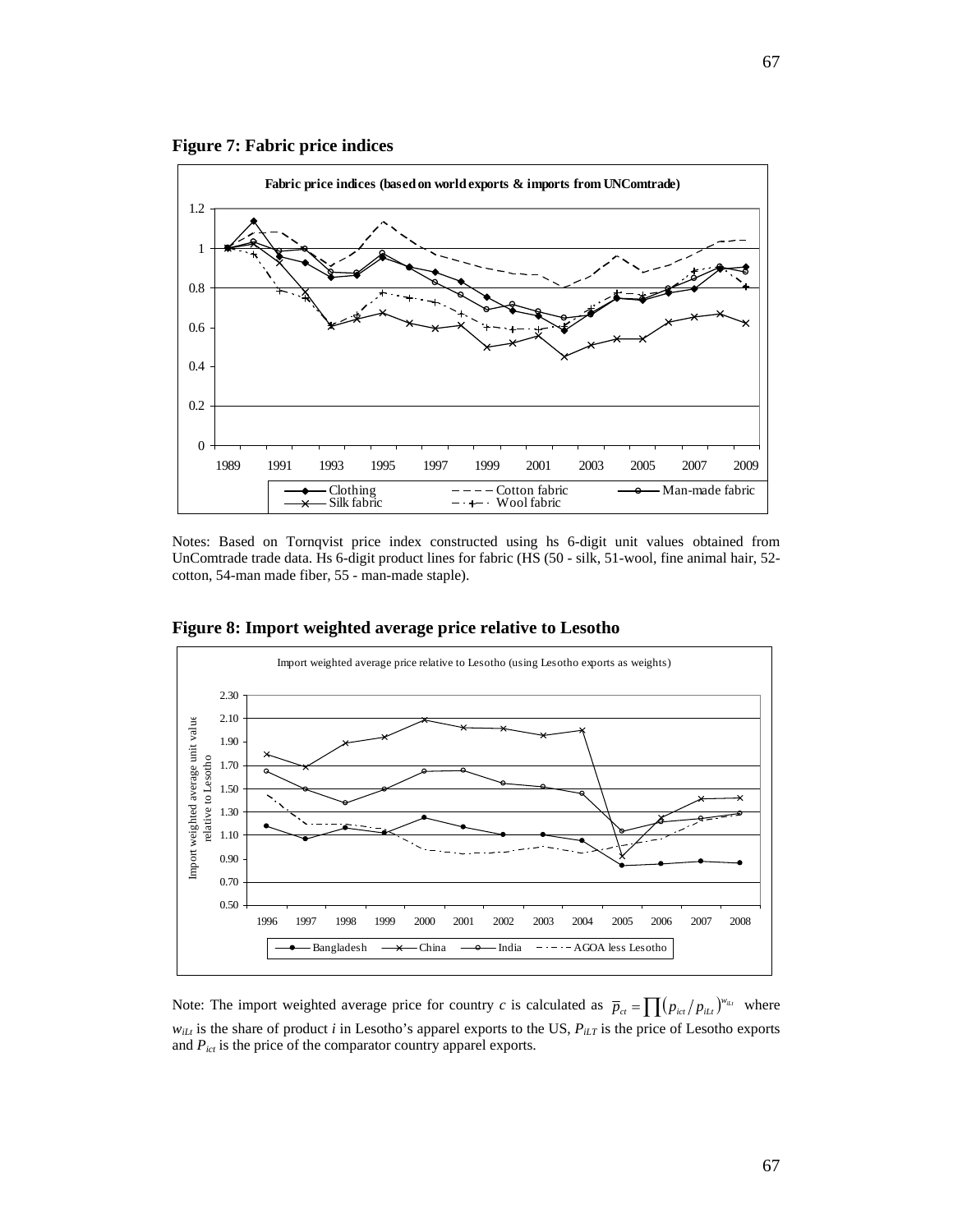**Figure 7: Fabric price indices**

Notes: Based on Tornqvist price index constructed using hs 6-digit unit values obtained from UnComtrade trade data. Hs 6-digit product lines for fabric (HS (50 - silk, 51-wool, fine animal hair, 52-cotton, 54-man made fiber, 55 - man-made staple).

**Figure 8: Import weighted average price relative to Lesotho**

Note: The import weighted average price for country $c$ is calculated as $\bar{p}_{ct} = \prod (p_{ict}/p_{iLt})^{w_{iLt}}$ where $w_{iLt}$ is the share of product $i$ in Lesotho's apparel exports to the US, $P_{iLT}$ is the price of Lesotho exports and $P_{ict}$ is the price of the comparator country apparel exports.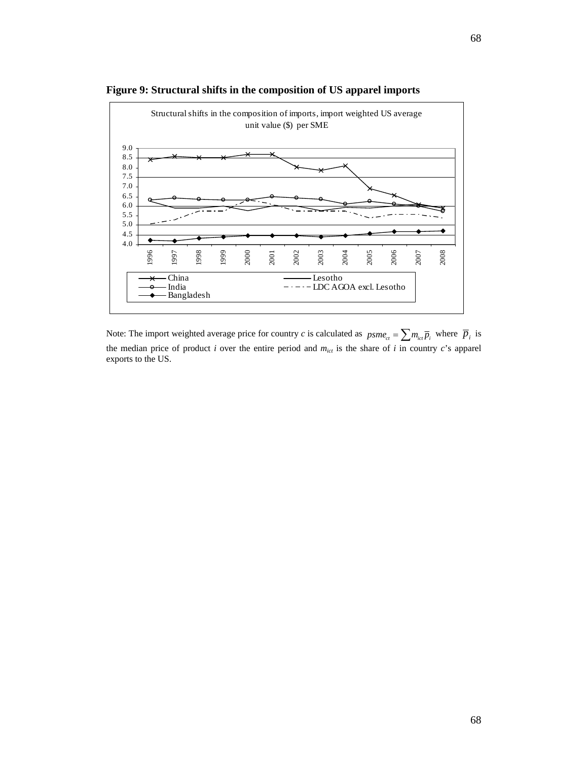**Figure 9: Structural shifts in the composition of US apparel imports**

Structural shifts in the composition of imports, import weighted US average unit value ($) per SME

Note: The import weighted average price for country *c* is calculated as $psme_{ct} = \sum m_{ict}\overline{p}_i$ where $\overline{p}_i$ is the median price of product *i* over the entire period and $m_{ict}$ is the share of *i* in country *c*'s apparel exports to the US.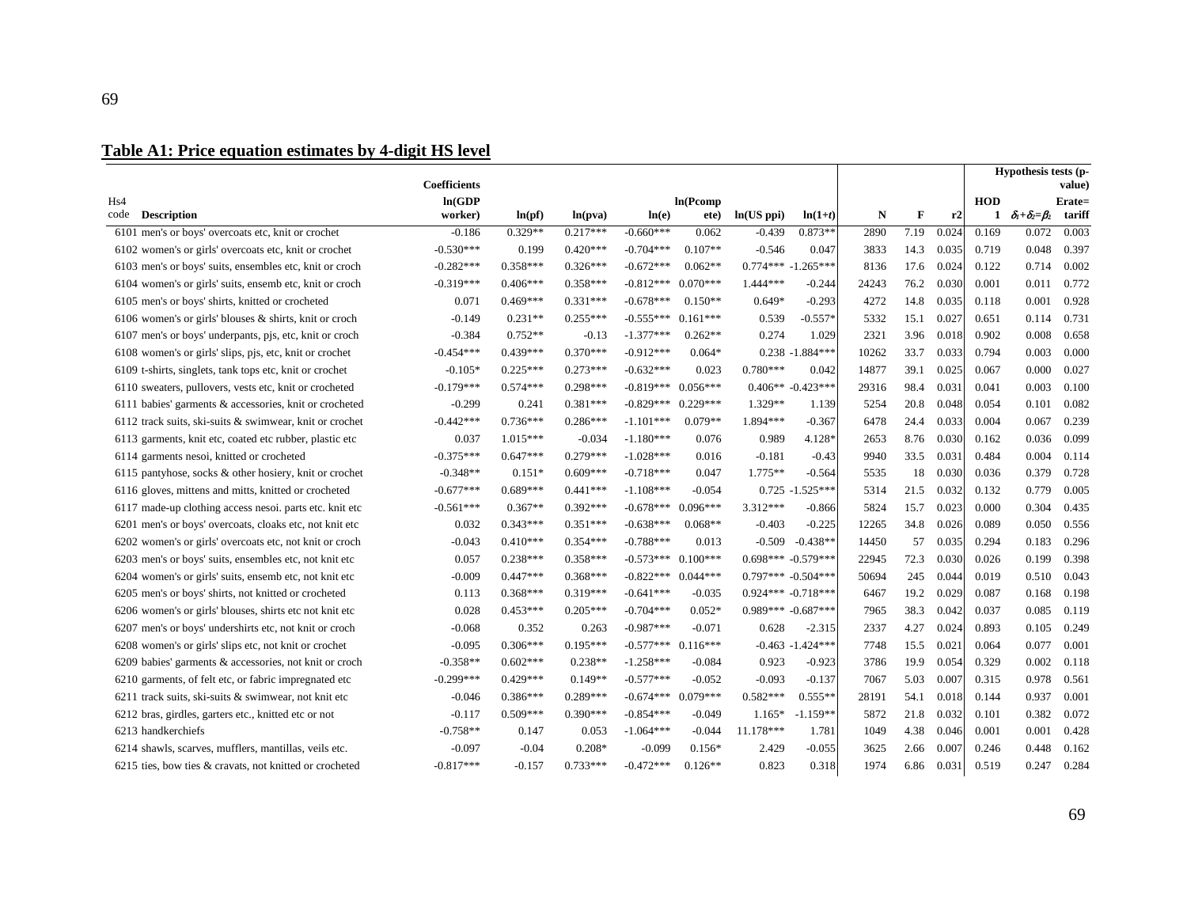## Table A1: Price equation estimates by 4-digit HS level

| Hs4 code | Description | Coefficients ln(GDP worker) | ln(pf) | ln(pva) | ln(e) | ln(Pcompete) | ln(US ppi) | ln(1+t) | N | F | r2 | Hypothesis tests (p-value) HOD 1 | $\delta_1+\delta_2=\beta_2$ | Erate= tariff |
|---|---|---|---|---|---|---|---|---|---|---|---|---|---|---|
| 6101 | men's or boys' overcoats etc, knit or crochet | -0.186 | 0.329** | 0.217*** | -0.660*** | 0.062 | -0.439 | 0.873** | 2890 | 7.19 | 0.024 | 0.169 | 0.072 | 0.003 |
| 6102 | women's or girls' overcoats etc, knit or crochet | -0.530*** | 0.199 | 0.420*** | -0.704*** | 0.107** | -0.546 | 0.047 | 3833 | 14.3 | 0.035 | 0.719 | 0.048 | 0.397 |
| 6103 | men's or boys' suits, ensembles etc, knit or croch | -0.282*** | 0.358*** | 0.326*** | -0.672*** | 0.062** | 0.774*** | -1.265*** | 8136 | 17.6 | 0.024 | 0.122 | 0.714 | 0.002 |
| 6104 | women's or girls' suits, ensemb etc, knit or croch | -0.319*** | 0.406*** | 0.358*** | -0.812*** | 0.070*** | 1.444*** | -0.244 | 24243 | 76.2 | 0.030 | 0.001 | 0.011 | 0.772 |
| 6105 | men's or boys' shirts, knitted or crocheted | 0.071 | 0.469*** | 0.331*** | -0.678*** | 0.150** | 0.649* | -0.293 | 4272 | 14.8 | 0.035 | 0.118 | 0.001 | 0.928 |
| 6106 | women's or girls' blouses & shirts, knit or croch | -0.149 | 0.231** | 0.255*** | -0.555*** | 0.161*** | 0.539 | -0.557* | 5332 | 15.1 | 0.027 | 0.651 | 0.114 | 0.731 |
| 6107 | men's or boys' underpants, pjs, etc, knit or croch | -0.384 | 0.752** | -0.13 | -1.377*** | 0.262** | 0.274 | 1.029 | 2321 | 3.96 | 0.018 | 0.902 | 0.008 | 0.658 |
| 6108 | women's or girls' slips, pjs, etc, knit or crochet | -0.454*** | 0.439*** | 0.370*** | -0.912*** | 0.064* | 0.238 | -1.884*** | 10262 | 33.7 | 0.033 | 0.794 | 0.003 | 0.000 |
| 6109 | t-shirts, singlets, tank tops etc, knit or crochet | -0.105* | 0.225*** | 0.273*** | -0.632*** | 0.023 | 0.780*** | 0.042 | 14877 | 39.1 | 0.025 | 0.067 | 0.000 | 0.027 |
| 6110 | sweaters, pullovers, vests etc, knit or crocheted | -0.179*** | 0.574*** | 0.298*** | -0.819*** | 0.056*** | 0.406** | -0.423*** | 29316 | 98.4 | 0.031 | 0.041 | 0.003 | 0.100 |
| 6111 | babies' garments & accessories, knit or crocheted | -0.299 | 0.241 | 0.381*** | -0.829*** | 0.229*** | 1.329** | 1.139 | 5254 | 20.8 | 0.048 | 0.054 | 0.101 | 0.082 |
| 6112 | track suits, ski-suits & swimwear, knit or crochet | -0.442*** | 0.736*** | 0.286*** | -1.101*** | 0.079** | 1.894*** | -0.367 | 6478 | 24.4 | 0.033 | 0.004 | 0.067 | 0.239 |
| 6113 | garments, knit etc, coated etc rubber, plastic etc | 0.037 | 1.015*** | -0.034 | -1.180*** | 0.076 | 0.989 | 4.128* | 2653 | 8.76 | 0.030 | 0.162 | 0.036 | 0.099 |
| 6114 | garments nesoi, knitted or crocheted | -0.375*** | 0.647*** | 0.279*** | -1.028*** | 0.016 | -0.181 | -0.43 | 9940 | 33.5 | 0.031 | 0.484 | 0.004 | 0.114 |
| 6115 | pantyhose, socks & other hosiery, knit or crochet | -0.348** | 0.151* | 0.609*** | -0.718*** | 0.047 | 1.775** | -0.564 | 5535 | 18 | 0.030 | 0.036 | 0.379 | 0.728 |
| 6116 | gloves, mittens and mitts, knitted or crocheted | -0.677*** | 0.689*** | 0.441*** | -1.108*** | -0.054 | 0.725 | -1.525*** | 5314 | 21.5 | 0.032 | 0.132 | 0.779 | 0.005 |
| 6117 | made-up clothing access nesoi. parts etc. knit etc | -0.561*** | 0.367** | 0.392*** | -0.678*** | 0.096*** | 3.312*** | -0.866 | 5824 | 15.7 | 0.023 | 0.000 | 0.304 | 0.435 |
| 6201 | men's or boys' overcoats, cloaks etc, not knit etc | 0.032 | 0.343*** | 0.351*** | -0.638*** | 0.068** | -0.403 | -0.225 | 12265 | 34.8 | 0.026 | 0.089 | 0.050 | 0.556 |
| 6202 | women's or girls' overcoats etc, not knit or croch | -0.043 | 0.410*** | 0.354*** | -0.788*** | 0.013 | -0.509 | -0.438** | 14450 | 57 | 0.035 | 0.294 | 0.183 | 0.296 |
| 6203 | men's or boys' suits, ensembles etc, not knit etc | 0.057 | 0.238*** | 0.358*** | -0.573*** | 0.100*** | 0.698*** | -0.579*** | 22945 | 72.3 | 0.030 | 0.026 | 0.199 | 0.398 |
| 6204 | women's or girls' suits, ensemb etc, not knit etc | -0.009 | 0.447*** | 0.368*** | -0.822*** | 0.044*** | 0.797*** | -0.504*** | 50694 | 245 | 0.044 | 0.019 | 0.510 | 0.043 |
| 6205 | men's or boys' shirts, not knitted or crocheted | 0.113 | 0.368*** | 0.319*** | -0.641*** | -0.035 | 0.924*** | -0.718*** | 6467 | 19.2 | 0.029 | 0.087 | 0.168 | 0.198 |
| 6206 | women's or girls' blouses, shirts etc not knit etc | 0.028 | 0.453*** | 0.205*** | -0.704*** | 0.052* | 0.989*** | -0.687*** | 7965 | 38.3 | 0.042 | 0.037 | 0.085 | 0.119 |
| 6207 | men's or boys' undershirts etc, not knit or croch | -0.068 | 0.352 | 0.263 | -0.987*** | -0.071 | 0.628 | -2.315 | 2337 | 4.27 | 0.024 | 0.893 | 0.105 | 0.249 |
| 6208 | women's or girls' slips etc, not knit or crochet | -0.095 | 0.306*** | 0.195*** | -0.577*** | 0.116*** | -0.463 | -1.424*** | 7748 | 15.5 | 0.021 | 0.064 | 0.077 | 0.001 |
| 6209 | babies' garments & accessories, not knit or croch | -0.358** | 0.602*** | 0.238** | -1.258*** | -0.084 | 0.923 | -0.923 | 3786 | 19.9 | 0.054 | 0.329 | 0.002 | 0.118 |
| 6210 | garments, of felt etc, or fabric impregnated etc | -0.299*** | 0.429*** | 0.149** | -0.577*** | -0.052 | -0.093 | -0.137 | 7067 | 5.03 | 0.007 | 0.315 | 0.978 | 0.561 |
| 6211 | track suits, ski-suits & swimwear, not knit etc | -0.046 | 0.386*** | 0.289*** | -0.674*** | 0.079*** | 0.582*** | 0.555** | 28191 | 54.1 | 0.018 | 0.144 | 0.937 | 0.001 |
| 6212 | bras, girdles, garters etc., knitted etc or not | -0.117 | 0.509*** | 0.390*** | -0.854*** | -0.049 | 1.165* | -1.159** | 5872 | 21.8 | 0.032 | 0.101 | 0.382 | 0.072 |
| 6213 | handkerchiefs | -0.758** | 0.147 | 0.053 | -1.064*** | -0.044 | 11.178*** | 1.781 | 1049 | 4.38 | 0.046 | 0.001 | 0.001 | 0.428 |
| 6214 | shawls, scarves, mufflers, mantillas, veils etc. | -0.097 | -0.04 | 0.208* | -0.099 | 0.156* | 2.429 | -0.055 | 3625 | 2.66 | 0.007 | 0.246 | 0.448 | 0.162 |
| 6215 | ties, bow ties & cravats, not knitted or crocheted | -0.817*** | -0.157 | 0.733*** | -0.472*** | 0.126** | 0.823 | 0.318 | 1974 | 6.86 | 0.031 | 0.519 | 0.247 | 0.284 |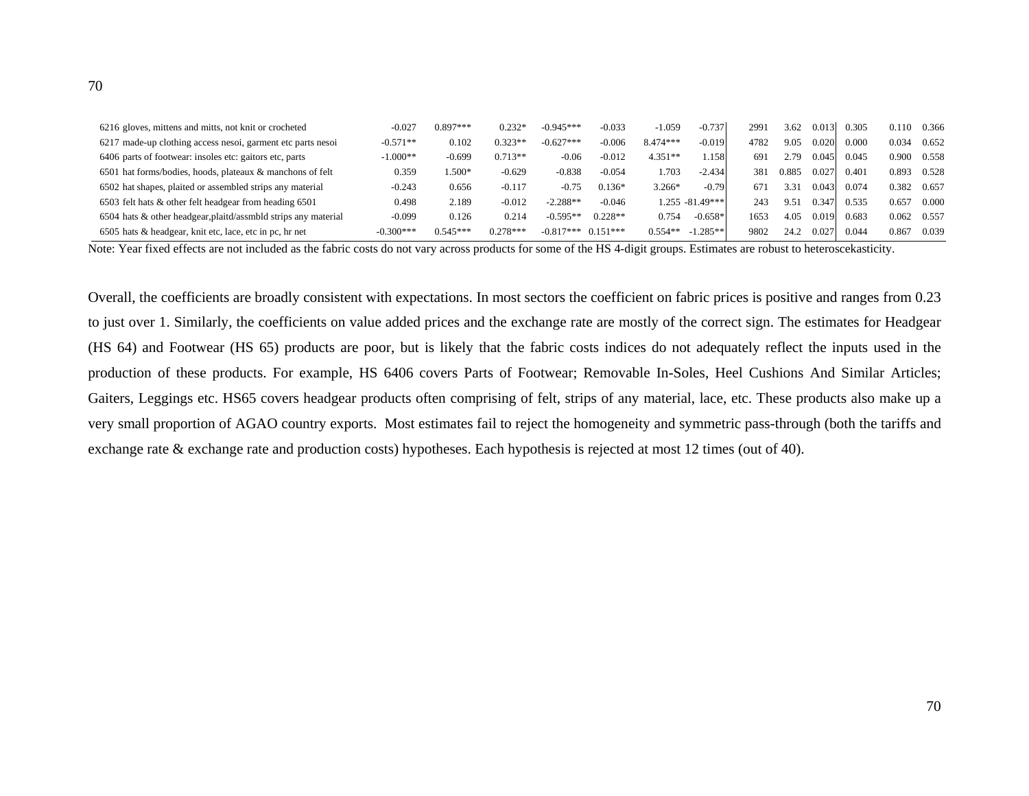| | | | | | | | | | | | | | | | |
|---|---|---|---|---|---|---|---|---|---|---|---|---|---|---|---|
| 6216 | gloves, mittens and mitts, not knit or crocheted | -0.027 | 0.897*** | 0.232* | -0.945*** | -0.033 | -1.059 | -0.737 | 2991 | 3.62 | 0.013 | 0.305 | 0.110 | 0.366 |
| 6217 | made-up clothing access nesoi, garment etc parts nesoi | -0.571** | 0.102 | 0.323** | -0.627*** | -0.006 | 8.474*** | -0.019 | 4782 | 9.05 | 0.020 | 0.000 | 0.034 | 0.652 |
| 6406 | parts of footwear: insoles etc: gaitors etc, parts | -1.000** | -0.699 | 0.713** | -0.06 | -0.012 | 4.351** | 1.158 | 691 | 2.79 | 0.045 | 0.045 | 0.900 | 0.558 |
| 6501 | hat forms/bodies, hoods, plateaux & manchons of felt | 0.359 | 1.500* | -0.629 | -0.838 | -0.054 | 1.703 | -2.434 | 381 | 0.885 | 0.027 | 0.401 | 0.893 | 0.528 |
| 6502 | hat shapes, plaited or assembled strips any material | -0.243 | 0.656 | -0.117 | -0.75 | 0.136* | 3.266* | -0.79 | 671 | 3.31 | 0.043 | 0.074 | 0.382 | 0.657 |
| 6503 | felt hats & other felt headgear from heading 6501 | 0.498 | 2.189 | -0.012 | -2.288** | -0.046 | 1.255 | -81.49*** | 243 | 9.51 | 0.347 | 0.535 | 0.657 | 0.000 |
| 6504 | hats & other headgear,plaitd/assmbld strips any material | -0.099 | 0.126 | 0.214 | -0.595** | 0.228** | 0.754 | -0.658* | 1653 | 4.05 | 0.019 | 0.683 | 0.062 | 0.557 |
| 6505 | hats & headgear, knit etc, lace, etc in pc, hr net | -0.300*** | 0.545*** | 0.278*** | -0.817*** | 0.151*** | 0.554** | -1.285** | 9802 | 24.2 | 0.027 | 0.044 | 0.867 | 0.039 |

Note: Year fixed effects are not included as the fabric costs do not vary across products for some of the HS 4-digit groups. Estimates are robust to heteroscekasticity.

Overall, the coefficients are broadly consistent with expectations. In most sectors the coefficient on fabric prices is positive and ranges from 0.23 to just over 1. Similarly, the coefficients on value added prices and the exchange rate are mostly of the correct sign. The estimates for Headgear (HS 64) and Footwear (HS 65) products are poor, but is likely that the fabric costs indices do not adequately reflect the inputs used in the production of these products. For example, HS 6406 covers Parts of Footwear; Removable In-Soles, Heel Cushions And Similar Articles; Gaiters, Leggings etc. HS65 covers headgear products often comprising of felt, strips of any material, lace, etc. These products also make up a very small proportion of AGAO country exports. Most estimates fail to reject the homogeneity and symmetric pass-through (both the tariffs and exchange rate & exchange rate and production costs) hypotheses. Each hypothesis is rejected at most 12 times (out of 40).